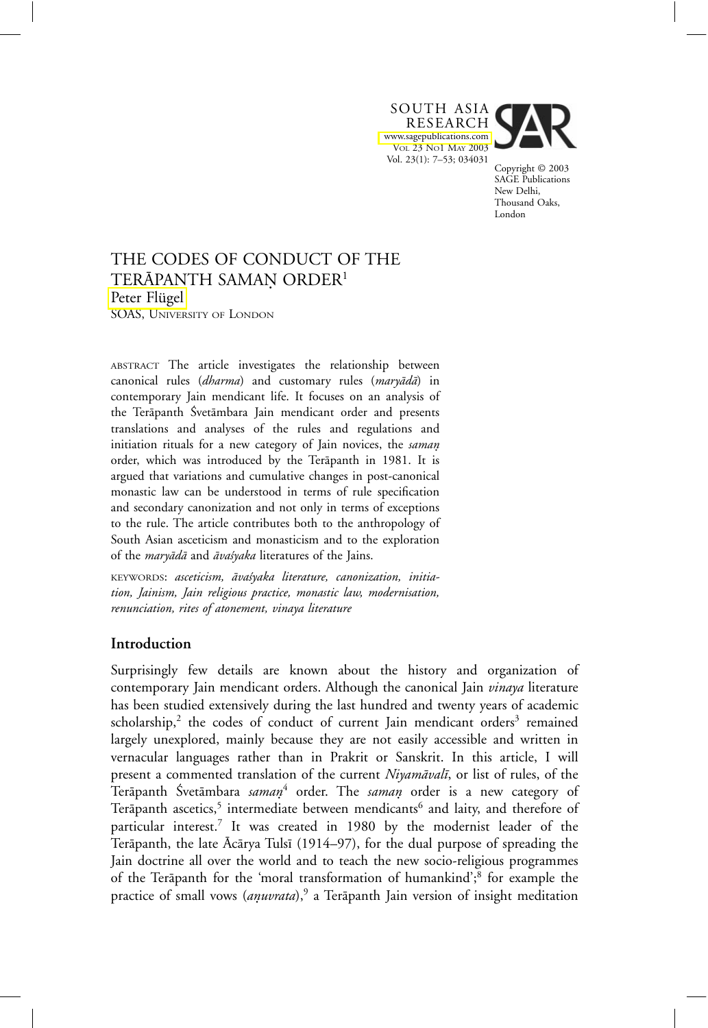SOUTH ASIA RESEARCH
www.sagepublications.com
VOL 23 NO1 MAY 2003
Vol. 23(1): 7–53; 034031

Copyright © 2003 SAGE Publications New Delhi, Thousand Oaks, London

# THE CODES OF CONDUCT OF THE TERĀPANTH SAMAṆ ORDER[1]

Peter Flügel
SOAS, UNIVERSITY OF LONDON

ABSTRACT The article investigates the relationship between canonical rules (*dharma*) and customary rules (*maryādā*) in contemporary Jain mendicant life. It focuses on an analysis of the Terāpanth Śvetāmbara Jain mendicant order and presents translations and analyses of the rules and regulations and initiation rituals for a new category of Jain novices, the *samaṇ* order, which was introduced by the Terāpanth in 1981. It is argued that variations and cumulative changes in post-canonical monastic law can be understood in terms of rule specification and secondary canonization and not only in terms of exceptions to the rule. The article contributes both to the anthropology of South Asian asceticism and monasticism and to the exploration of the *maryādā* and *āvaśyaka* literatures of the Jains.

KEYWORDS: *asceticism, āvaśyaka literature, canonization, initiation, Jainism, Jain religious practice, monastic law, modernisation, renunciation, rites of atonement, vinaya literature*

## Introduction

Surprisingly few details are known about the history and organization of contemporary Jain mendicant orders. Although the canonical Jain *vinaya* literature has been studied extensively during the last hundred and twenty years of academic scholarship,[2] the codes of conduct of current Jain mendicant orders[3] remained largely unexplored, mainly because they are not easily accessible and written in vernacular languages rather than in Prakrit or Sanskrit. In this article, I will present a commented translation of the current *Niyamāvalī*, or list of rules, of the Terāpanth Śvetāmbara *samaṇ*[4] order. The *samaṇ* order is a new category of Terāpanth ascetics,[5] intermediate between mendicants[6] and laity, and therefore of particular interest.[7] It was created in 1980 by the modernist leader of the Terāpanth, the late Ācārya Tulsī (1914–97), for the dual purpose of spreading the Jain doctrine all over the world and to teach the new socio-religious programmes of the Terāpanth for the 'moral transformation of humankind';[8] for example the practice of small vows (*aṇuvrata*),[9] a Terāpanth Jain version of insight meditation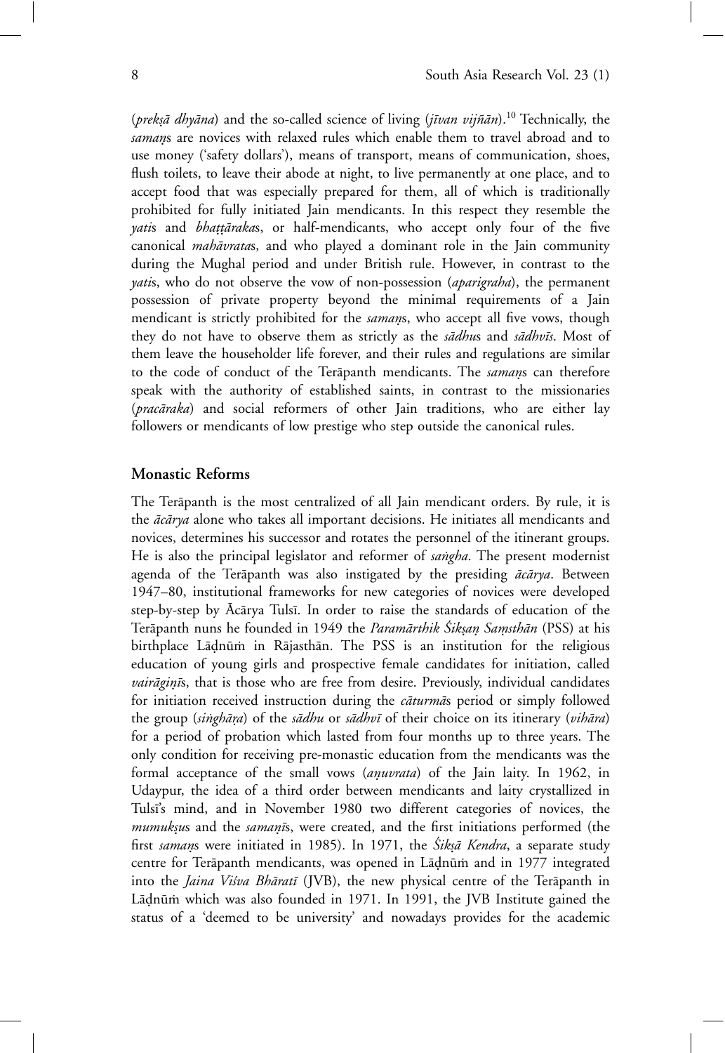(*prekṣā dhyāna*) and the so-called science of living (*jīvan vijñān*).[10] Technically, the *samaṇ*s are novices with relaxed rules which enable them to travel abroad and to use money ('safety dollars'), means of transport, means of communication, shoes, flush toilets, to leave their abode at night, to live permanently at one place, and to accept food that was especially prepared for them, all of which is traditionally prohibited for fully initiated Jain mendicants. In this respect they resemble the *yati*s and *bhaṭṭāraka*s, or half-mendicants, who accept only four of the five canonical *mahāvrata*s, and who played a dominant role in the Jain community during the Mughal period and under British rule. However, in contrast to the *yati*s, who do not observe the vow of non-possession (*aparigraha*), the permanent possession of private property beyond the minimal requirements of a Jain mendicant is strictly prohibited for the *samaṇ*s, who accept all five vows, though they do not have to observe them as strictly as the *sādhu*s and *sādhvī*s. Most of them leave the householder life forever, and their rules and regulations are similar to the code of conduct of the Terāpanth mendicants. The *samaṇ*s can therefore speak with the authority of established saints, in contrast to the missionaries (*pracāraka*) and social reformers of other Jain traditions, who are either lay followers or mendicants of low prestige who step outside the canonical rules.

## Monastic Reforms

The Terāpanth is the most centralized of all Jain mendicant orders. By rule, it is the *ācārya* alone who takes all important decisions. He initiates all mendicants and novices, determines his successor and rotates the personnel of the itinerant groups. He is also the principal legislator and reformer of *saṅgha*. The present modernist agenda of the Terāpanth was also instigated by the presiding *ācārya*. Between 1947–80, institutional frameworks for new categories of novices were developed step-by-step by Ācārya Tulsī. In order to raise the standards of education of the Terāpanth nuns he founded in 1949 the *Paramārthik Śikṣaṇ Saṃsthān* (PSS) at his birthplace Lāḍnūṁ in Rājasthān. The PSS is an institution for the religious education of young girls and prospective female candidates for initiation, called *vairāgiṇī*s, that is those who are free from desire. Previously, individual candidates for initiation received instruction during the *cāturmā*s period or simply followed the group (*siṅghāṛa*) of the *sādhu* or *sādhvī* of their choice on its itinerary (*vihāra*) for a period of probation which lasted from four months up to three years. The only condition for receiving pre-monastic education from the mendicants was the formal acceptance of the small vows (*aṇuvrata*) of the Jain laity. In 1962, in Udaypur, the idea of a third order between mendicants and laity crystallized in Tulsī's mind, and in November 1980 two different categories of novices, the *mumukṣu*s and the *samaṇī*s, were created, and the first initiations performed (the first *samaṇ*s were initiated in 1985). In 1971, the *Śikṣā Kendra*, a separate study centre for Terāpanth mendicants, was opened in Lāḍnūṁ and in 1977 integrated into the *Jaina Viśva Bhāratī* (JVB), the new physical centre of the Terāpanth in Lāḍnūṁ which was also founded in 1971. In 1991, the JVB Institute gained the status of a 'deemed to be university' and nowadays provides for the academic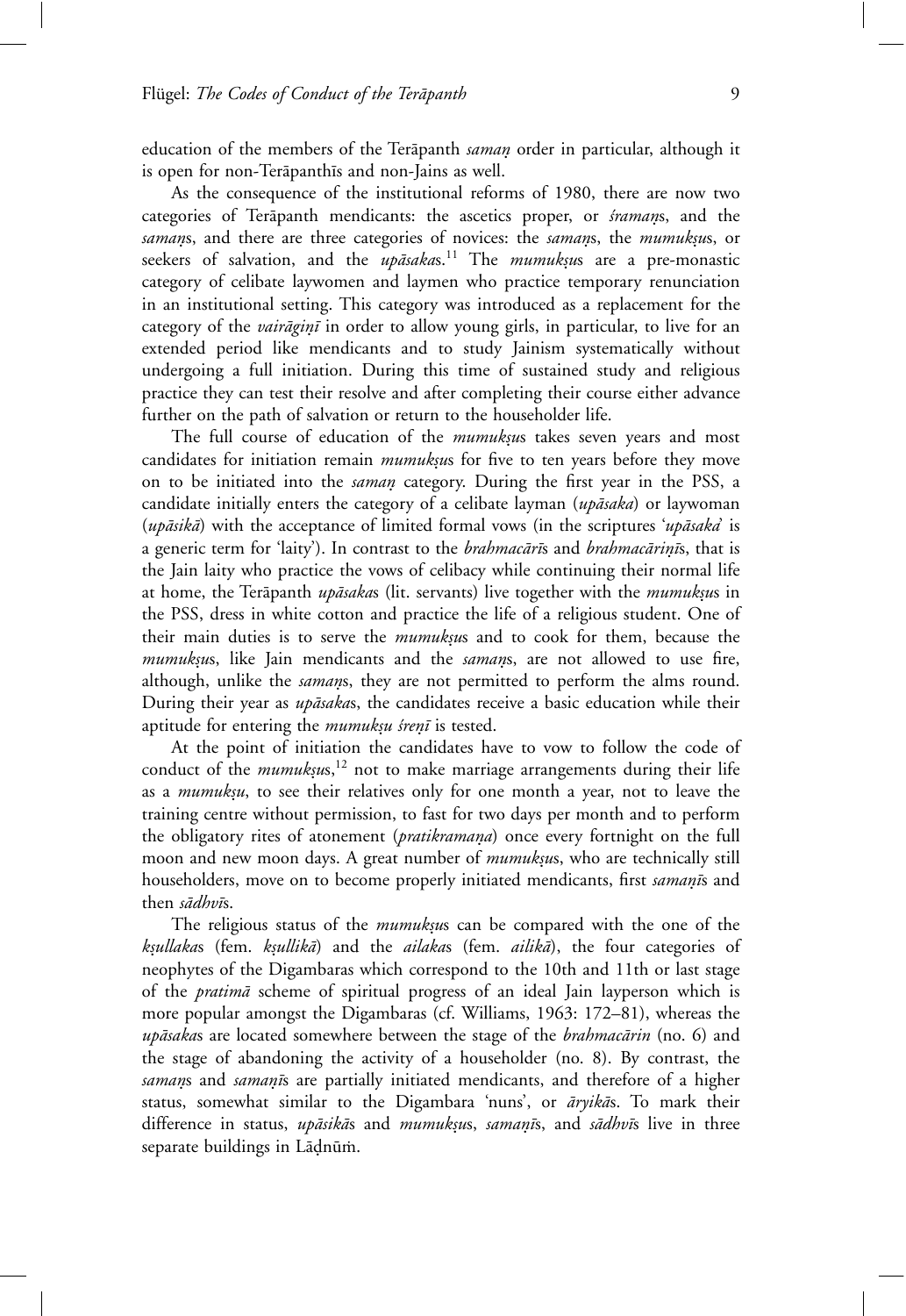education of the members of the Terāpanth *samaṇ* order in particular, although it is open for non-Terāpanthīs and non-Jains as well.

As the consequence of the institutional reforms of 1980, there are now two categories of Terāpanth mendicants: the ascetics proper, or *śramaṇ*s, and the *samaṇ*s, and there are three categories of novices: the *samaṇ*s, the *mumukṣu*s, or seekers of salvation, and the *upāsaka*s.[11] The *mumukṣu*s are a pre-monastic category of celibate laywomen and laymen who practice temporary renunciation in an institutional setting. This category was introduced as a replacement for the category of the *vairāgiṇī* in order to allow young girls, in particular, to live for an extended period like mendicants and to study Jainism systematically without undergoing a full initiation. During this time of sustained study and religious practice they can test their resolve and after completing their course either advance further on the path of salvation or return to the householder life.

The full course of education of the *mumukṣu*s takes seven years and most candidates for initiation remain *mumukṣu*s for five to ten years before they move on to be initiated into the *samaṇ* category. During the first year in the PSS, a candidate initially enters the category of a celibate layman (*upāsaka*) or laywoman (*upāsikā*) with the acceptance of limited formal vows (in the scriptures '*upāsaka*' is a generic term for 'laity'). In contrast to the *brahmacārī*s and *brahmacāriṇī*s, that is the Jain laity who practice the vows of celibacy while continuing their normal life at home, the Terāpanth *upāsaka*s (lit. servants) live together with the *mumukṣu*s in the PSS, dress in white cotton and practice the life of a religious student. One of their main duties is to serve the *mumukṣu*s and to cook for them, because the *mumukṣu*s, like Jain mendicants and the *samaṇ*s, are not allowed to use fire, although, unlike the *samaṇ*s, they are not permitted to perform the alms round. During their year as *upāsaka*s, the candidates receive a basic education while their aptitude for entering the *mumukṣu śreṇī* is tested.

At the point of initiation the candidates have to vow to follow the code of conduct of the *mumukṣu*s,[12] not to make marriage arrangements during their life as a *mumukṣu*, to see their relatives only for one month a year, not to leave the training centre without permission, to fast for two days per month and to perform the obligatory rites of atonement (*pratikramaṇa*) once every fortnight on the full moon and new moon days. A great number of *mumukṣu*s, who are technically still householders, move on to become properly initiated mendicants, first *samaṇī*s and then *sādhvī*s.

The religious status of the *mumukṣu*s can be compared with the one of the *kṣullaka*s (fem. *kṣullikā*) and the *ailaka*s (fem. *ailikā*), the four categories of neophytes of the Digambaras which correspond to the 10th and 11th or last stage of the *pratimā* scheme of spiritual progress of an ideal Jain layperson which is more popular amongst the Digambaras (cf. Williams, 1963: 172–81), whereas the *upāsaka*s are located somewhere between the stage of the *brahmacārin* (no. 6) and the stage of abandoning the activity of a householder (no. 8). By contrast, the *samaṇ*s and *samaṇī*s are partially initiated mendicants, and therefore of a higher status, somewhat similar to the Digambara 'nuns', or *āryikā*s. To mark their difference in status, *upāsikā*s and *mumukṣu*s, *samaṇī*s, and *sādhvī*s live in three separate buildings in Lāḍnūṁ.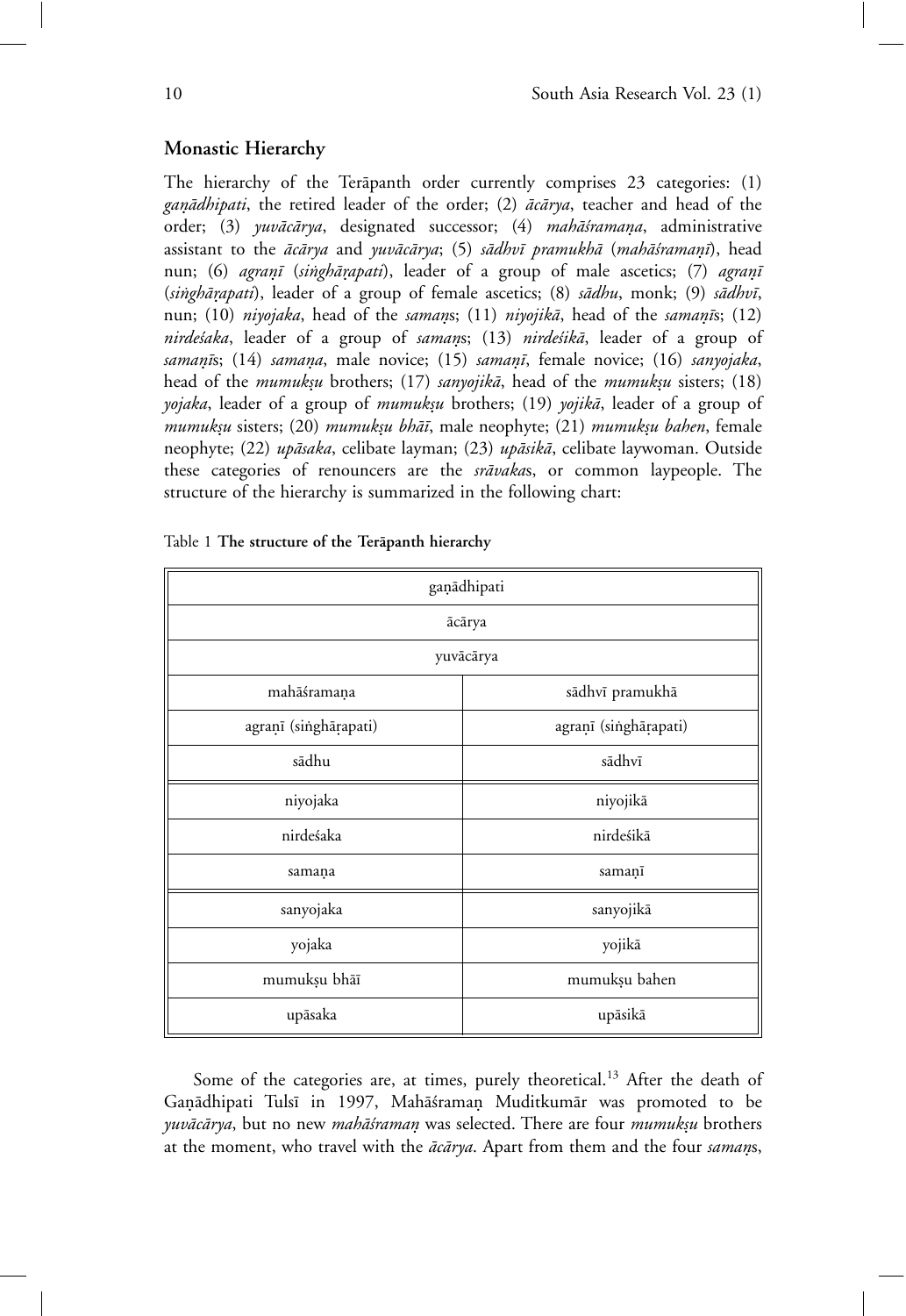## Monastic Hierarchy

The hierarchy of the Terāpanth order currently comprises 23 categories: (1) *gaṇādhipati*, the retired leader of the order; (2) *ācārya*, teacher and head of the order; (3) *yuvācārya*, designated successor; (4) *mahāśramaṇa*, administrative assistant to the *ācārya* and *yuvācārya*; (5) *sādhvī pramukhā* (*mahāśramaṇī*), head nun; (6) *agraṇī* (*siṅghāṛapati*), leader of a group of male ascetics; (7) *agraṇī* (*siṅghāṛapati*), leader of a group of female ascetics; (8) *sādhu*, monk; (9) *sādhvī*, nun; (10) *niyojaka*, head of the *samaṇ*s; (11) *niyojikā*, head of the *samaṇī*s; (12) *nirdeśaka*, leader of a group of *samaṇ*s; (13) *nirdeśikā*, leader of a group of *samaṇī*s; (14) *samaṇa*, male novice; (15) *samaṇī*, female novice; (16) *sanyojaka*, head of the *mumukṣu* brothers; (17) *sanyojikā*, head of the *mumukṣu* sisters; (18) *yojaka*, leader of a group of *mumukṣu* brothers; (19) *yojikā*, leader of a group of *mumukṣu* sisters; (20) *mumukṣu bhāī*, male neophyte; (21) *mumukṣu bahen*, female neophyte; (22) *upāsaka*, celibate layman; (23) *upāsikā*, celibate laywoman. Outside these categories of renouncers are the *srāvaka*s, or common laypeople. The structure of the hierarchy is summarized in the following chart:

Table 1 **The structure of the Terāpanth hierarchy**

| gaṇādhipati | |
|---|---|
| ācārya | |
| yuvācārya | |
| mahāśramaṇa | sādhvī pramukhā |
| agraṇī (siṅghāṛapati) | agraṇī (siṅghāṛapati) |
| sādhu | sādhvī |
| niyojaka | niyojikā |
| nirdeśaka | nirdeśikā |
| samaṇa | samaṇī |
| sanyojaka | sanyojikā |
| yojaka | yojikā |
| mumukṣu bhāī | mumukṣu bahen |
| upāsaka | upāsikā |

Some of the categories are, at times, purely theoretical.[13] After the death of Gaṇādhipati Tulsī in 1997, Mahāśramaṇ Muditkumār was promoted to be *yuvācārya*, but no new *mahāśramaṇ* was selected. There are four *mumukṣu* brothers at the moment, who travel with the *ācārya*. Apart from them and the four *samaṇ*s,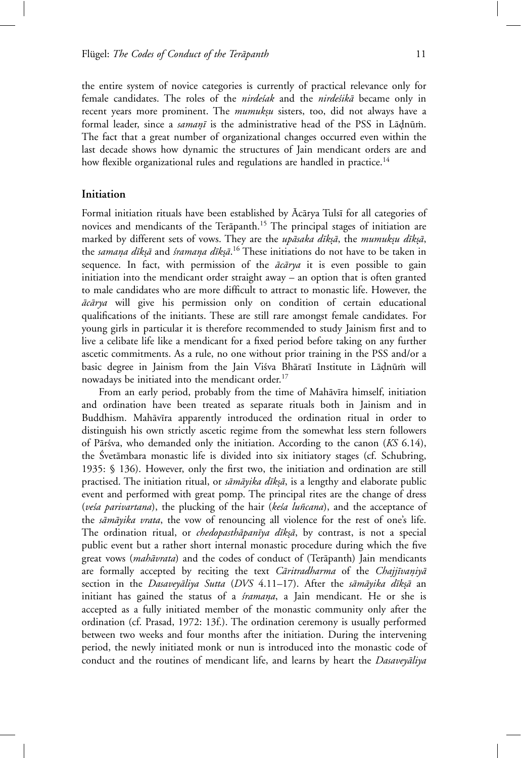the entire system of novice categories is currently of practical relevance only for female candidates. The roles of the *nirdeśak* and the *nirdeśikā* became only in recent years more prominent. The *mumukṣu* sisters, too, did not always have a formal leader, since a *samaṇī* is the administrative head of the PSS in Lāḍnūṁ. The fact that a great number of organizational changes occurred even within the last decade shows how dynamic the structures of Jain mendicant orders are and how flexible organizational rules and regulations are handled in practice.[14]

## Initiation

Formal initiation rituals have been established by Ācārya Tulsī for all categories of novices and mendicants of the Terāpanth.[15] The principal stages of initiation are marked by different sets of vows. They are the *upāsaka dīkṣā*, the *mumukṣu dīkṣā*, the *samaṇa dīkṣā* and *śramaṇa dīkṣā*.[16] These initiations do not have to be taken in sequence. In fact, with permission of the *ācārya* it is even possible to gain initiation into the mendicant order straight away – an option that is often granted to male candidates who are more difficult to attract to monastic life. However, the *ācārya* will give his permission only on condition of certain educational qualifications of the initiants. These are still rare amongst female candidates. For young girls in particular it is therefore recommended to study Jainism first and to live a celibate life like a mendicant for a fixed period before taking on any further ascetic commitments. As a rule, no one without prior training in the PSS and/or a basic degree in Jainism from the Jain Viśva Bhāratī Institute in Lāḍnūṁ will nowadays be initiated into the mendicant order.[17]

From an early period, probably from the time of Mahāvīra himself, initiation and ordination have been treated as separate rituals both in Jainism and in Buddhism. Mahāvīra apparently introduced the ordination ritual in order to distinguish his own strictly ascetic regime from the somewhat less stern followers of Pārśva, who demanded only the initiation. According to the canon (*KS* 6.14), the Śvetāmbara monastic life is divided into six initiatory stages (cf. Schubring, 1935: § 136). However, only the first two, the initiation and ordination are still practised. The initiation ritual, or *sāmāyika dīkṣā*, is a lengthy and elaborate public event and performed with great pomp. The principal rites are the change of dress (*veśa parivartana*), the plucking of the hair (*keśa luñcana*), and the acceptance of the *sāmāyika vrata*, the vow of renouncing all violence for the rest of one's life. The ordination ritual, or *chedopasthāpanīya dīkṣā*, by contrast, is not a special public event but a rather short internal monastic procedure during which the five great vows (*mahāvrata*) and the codes of conduct of (Terāpanth) Jain mendicants are formally accepted by reciting the text *Cāritradharma* of the *Chajjīvaṇiyā* section in the *Dasaveyāliya Sutta* (*DVS* 4.11–17). After the *sāmāyika dīkṣā* an initiant has gained the status of a *śramaṇa*, a Jain mendicant. He or she is accepted as a fully initiated member of the monastic community only after the ordination (cf. Prasad, 1972: 13f.). The ordination ceremony is usually performed between two weeks and four months after the initiation. During the intervening period, the newly initiated monk or nun is introduced into the monastic code of conduct and the routines of mendicant life, and learns by heart the *Dasaveyāliya*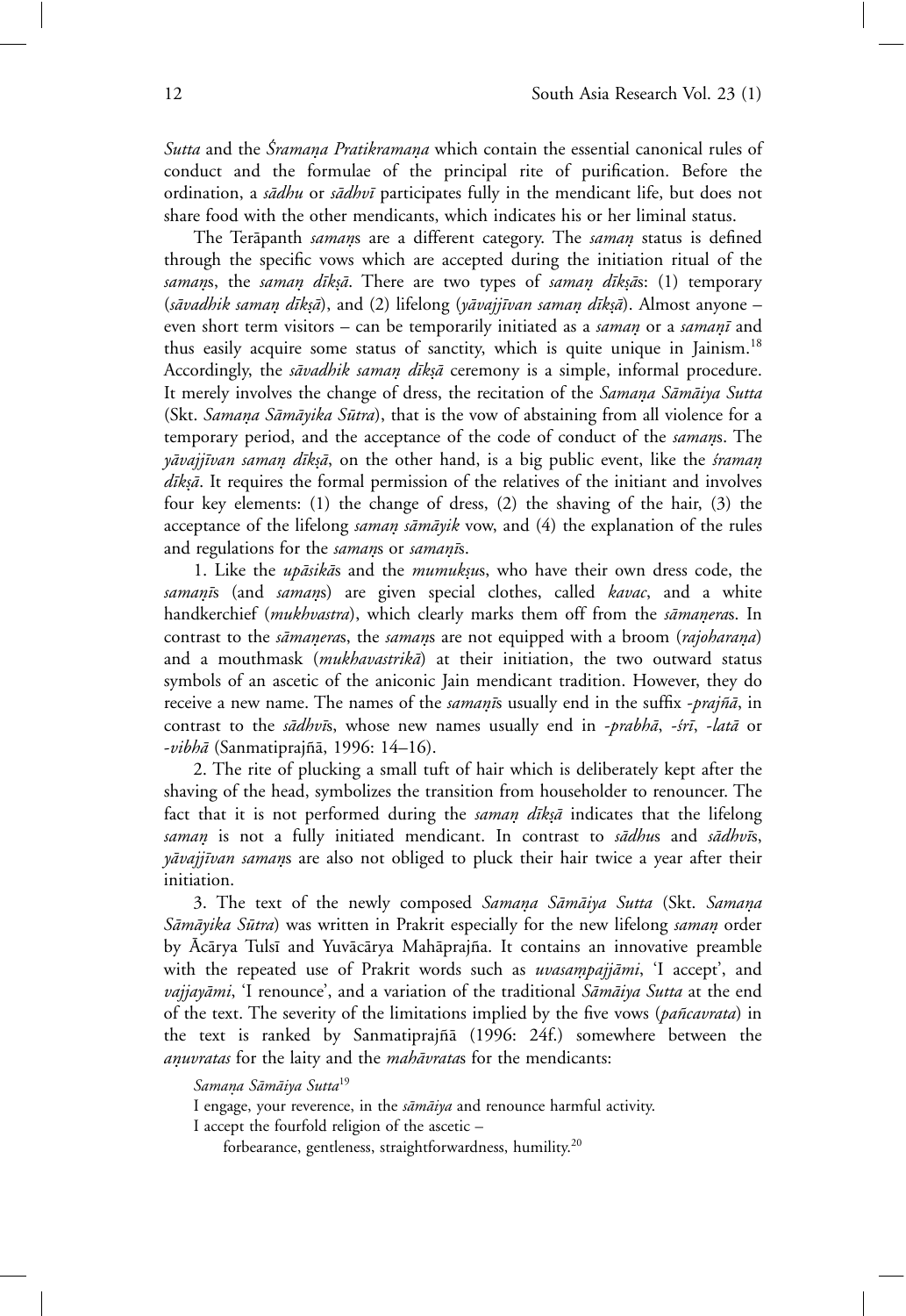*Sutta* and the *Śramaṇa Pratikramaṇa* which contain the essential canonical rules of conduct and the formulae of the principal rite of purification. Before the ordination, a *sādhu* or *sādhvī* participates fully in the mendicant life, but does not share food with the other mendicants, which indicates his or her liminal status.

The Terāpanth *samaṇ*s are a different category. The *samaṇ* status is defined through the specific vows which are accepted during the initiation ritual of the *samaṇ*s, the *samaṇ dīkṣā*. There are two types of *samaṇ dīkṣā*s: (1) temporary (*sāvadhik samaṇ dīkṣā*), and (2) lifelong (*yāvajjīvan samaṇ dīkṣā*). Almost anyone – even short term visitors – can be temporarily initiated as a *samaṇ* or a *samaṇī* and thus easily acquire some status of sanctity, which is quite unique in Jainism.[18] Accordingly, the *sāvadhik samaṇ dīkṣā* ceremony is a simple, informal procedure. It merely involves the change of dress, the recitation of the *Samaṇa Sāmāiya Sutta* (Skt. *Samaṇa Sāmāyika Sūtra*), that is the vow of abstaining from all violence for a temporary period, and the acceptance of the code of conduct of the *samaṇ*s. The *yāvajjīvan samaṇ dīkṣā*, on the other hand, is a big public event, like the *śramaṇ dīkṣā*. It requires the formal permission of the relatives of the initiant and involves four key elements: (1) the change of dress, (2) the shaving of the hair, (3) the acceptance of the lifelong *samaṇ sāmāyik* vow, and (4) the explanation of the rules and regulations for the *samaṇ*s or *samaṇī*s.

1. Like the *upāsikā*s and the *mumukṣu*s, who have their own dress code, the *samaṇī*s (and *samaṇ*s) are given special clothes, called *kavac*, and a white handkerchief (*mukhvastra*), which clearly marks them off from the *sāmaṇera*s. In contrast to the *sāmaṇera*s, the *samaṇ*s are not equipped with a broom (*rajoharaṇa*) and a mouthmask (*mukhavastrikā*) at their initiation, the two outward status symbols of an ascetic of the aniconic Jain mendicant tradition. However, they do receive a new name. The names of the *samaṇī*s usually end in the suffix *-prajñā*, in contrast to the *sādhvī*s, whose new names usually end in *-prabhā*, *-śrī*, *-latā* or *-vibhā* (Sanmatiprajñā, 1996: 14–16).

2. The rite of plucking a small tuft of hair which is deliberately kept after the shaving of the head, symbolizes the transition from householder to renouncer. The fact that it is not performed during the *samaṇ dīkṣā* indicates that the lifelong *samaṇ* is not a fully initiated mendicant. In contrast to *sādhu*s and *sādhvī*s, *yāvajjīvan samaṇ*s are also not obliged to pluck their hair twice a year after their initiation.

3. The text of the newly composed *Samaṇa Sāmāiya Sutta* (Skt. *Samaṇa Sāmāyika Sūtra*) was written in Prakrit especially for the new lifelong *samaṇ* order by Ācārya Tulsī and Yuvācārya Mahāprajña. It contains an innovative preamble with the repeated use of Prakrit words such as *uvasaṃpajjāmi*, 'I accept', and *vajjayāmi*, 'I renounce', and a variation of the traditional *Sāmāiya Sutta* at the end of the text. The severity of the limitations implied by the five vows (*pañcavrata*) in the text is ranked by Sanmatiprajñā (1996: 24f.) somewhere between the *aṇuvratas* for the laity and the *mahāvrata*s for the mendicants:

*Samaṇa Sāmāiya Sutta*[19]

I engage, your reverence, in the *sāmāiya* and renounce harmful activity.
I accept the fourfold religion of the ascetic –
forbearance, gentleness, straightforwardness, humility.[20]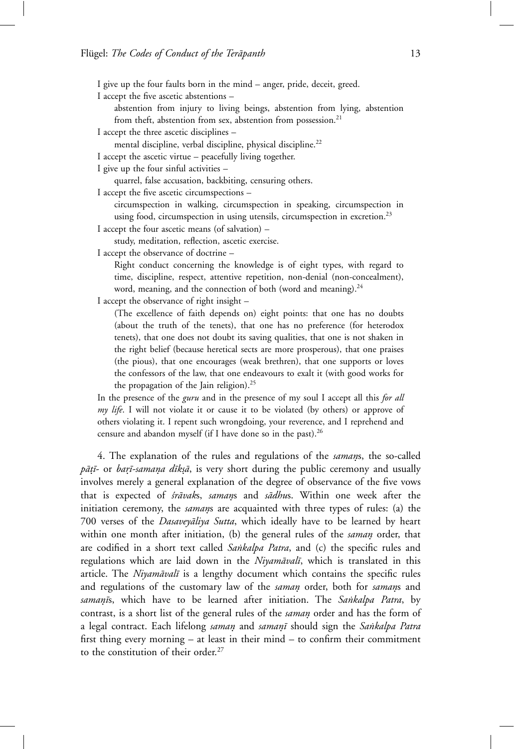I give up the four faults born in the mind – anger, pride, deceit, greed.

I accept the five ascetic abstentions –

abstention from injury to living beings, abstention from lying, abstention from theft, abstention from sex, abstention from possession.[21]

I accept the three ascetic disciplines –

mental discipline, verbal discipline, physical discipline.[22]

I accept the ascetic virtue – peacefully living together.

I give up the four sinful activities –

quarrel, false accusation, backbiting, censuring others.

I accept the five ascetic circumspections –

circumspection in walking, circumspection in speaking, circumspection in using food, circumspection in using utensils, circumspection in excretion.[23]

I accept the four ascetic means (of salvation) –

study, meditation, reflection, ascetic exercise.

I accept the observance of doctrine –

Right conduct concerning the knowledge is of eight types, with regard to time, discipline, respect, attentive repetition, non-denial (non-concealment), word, meaning, and the connection of both (word and meaning).[24]

I accept the observance of right insight –

(The excellence of faith depends on) eight points: that one has no doubts (about the truth of the tenets), that one has no preference (for heterodox tenets), that one does not doubt its saving qualities, that one is not shaken in the right belief (because heretical sects are more prosperous), that one praises (the pious), that one encourages (weak brethren), that one supports or loves the confessors of the law, that one endeavours to exalt it (with good works for the propagation of the Jain religion).[25]

In the presence of the *guru* and in the presence of my soul I accept all this *for all my life*. I will not violate it or cause it to be violated (by others) or approve of others violating it. I repent such wrongdoing, your reverence, and I reprehend and censure and abandon myself (if I have done so in the past).[26]

4. The explanation of the rules and regulations of the *samaṇ*s, the so-called *pāṭī*- or *baṛī-samaṇa dīkṣā*, is very short during the public ceremony and usually involves merely a general explanation of the degree of observance of the five vows that is expected of *śrāvak*s, *samaṇ*s and *sādhu*s. Within one week after the initiation ceremony, the *samaṇ*s are acquainted with three types of rules: (a) the 700 verses of the *Dasaveyāliya Sutta*, which ideally have to be learned by heart within one month after initiation, (b) the general rules of the *samaṇ* order, that are codified in a short text called *Saṅkalpa Patra*, and (c) the specific rules and regulations which are laid down in the *Niyamāvalī*, which is translated in this article. The *Niyamāvalī* is a lengthy document which contains the specific rules and regulations of the customary law of the *samaṇ* order, both for *samaṇ*s and *samaṇī*s, which have to be learned after initiation. The *Saṅkalpa Patra*, by contrast, is a short list of the general rules of the *samaṇ* order and has the form of a legal contract. Each lifelong *samaṇ* and *samaṇī* should sign the *Saṅkalpa Patra* first thing every morning – at least in their mind – to confirm their commitment to the constitution of their order.[27]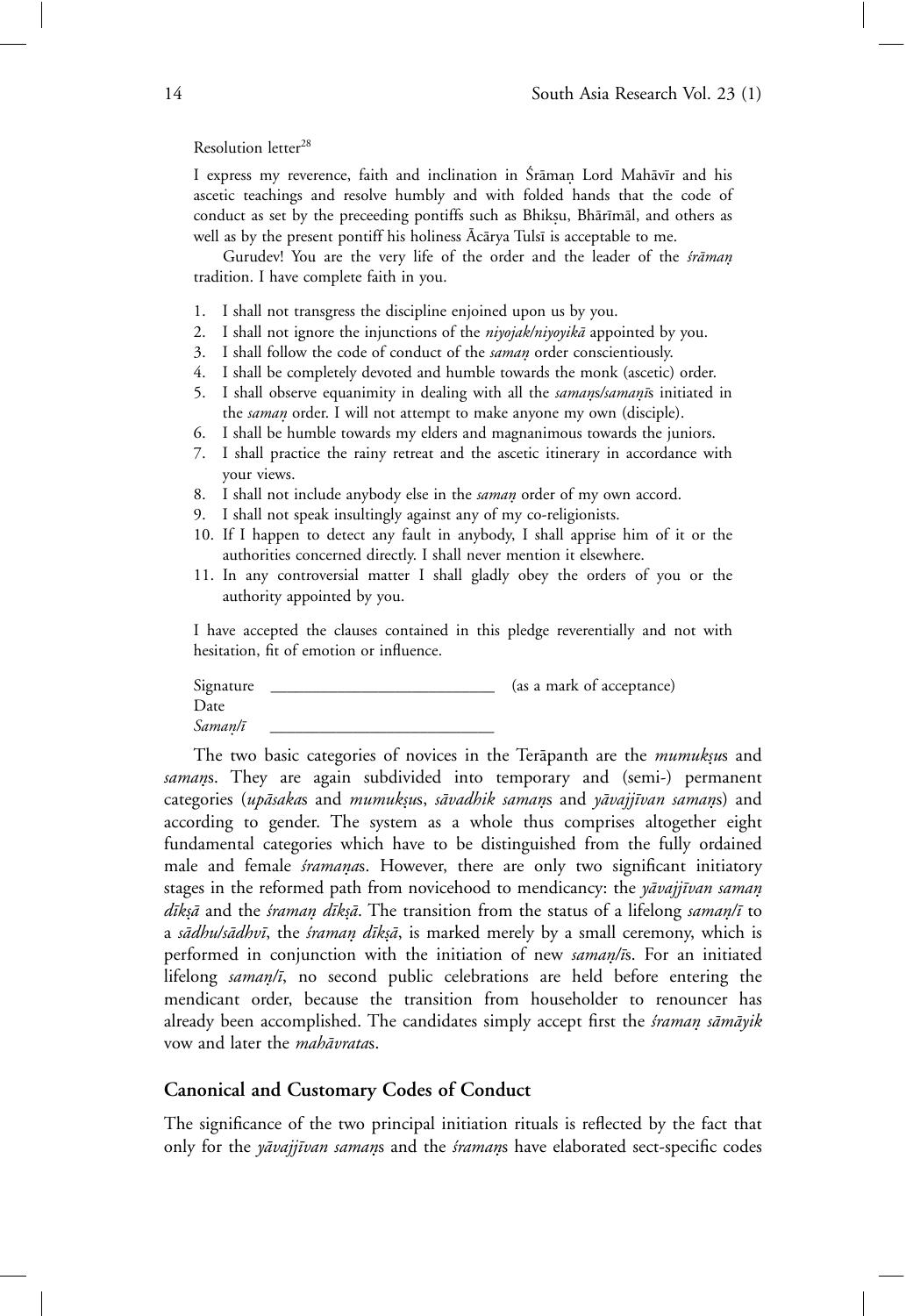Resolution letter[28]

I express my reverence, faith and inclination in Śrāmaṇ Lord Mahāvīr and his ascetic teachings and resolve humbly and with folded hands that the code of conduct as set by the preceeding pontiffs such as Bhikṣu, Bhārīmāl, and others as well as by the present pontiff his holiness Ācārya Tulsī is acceptable to me.

Gurudev! You are the very life of the order and the leader of the *śrāmaṇ* tradition. I have complete faith in you.

1. I shall not transgress the discipline enjoined upon us by you.
2. I shall not ignore the injunctions of the *niyojak/niyoyikā* appointed by you.
3. I shall follow the code of conduct of the *samaṇ* order conscientiously.
4. I shall be completely devoted and humble towards the monk (ascetic) order.
5. I shall observe equanimity in dealing with all the *samaṇs/samaṇīs* initiated in the *samaṇ* order. I will not attempt to make anyone my own (disciple).
6. I shall be humble towards my elders and magnanimous towards the juniors.
7. I shall practice the rainy retreat and the ascetic itinerary in accordance with your views.
8. I shall not include anybody else in the *samaṇ* order of my own accord.
9. I shall not speak insultingly against any of my co-religionists.
10. If I happen to detect any fault in anybody, I shall apprise him of it or the authorities concerned directly. I shall never mention it elsewhere.
11. In any controversial matter I shall gladly obey the orders of you or the authority appointed by you.

I have accepted the clauses contained in this pledge reverentially and not with hesitation, fit of emotion or influence.

Signature \_\_\_\_\_\_\_\_\_\_\_\_\_\_\_\_\_\_\_\_\_\_\_\_\_\_ (as a mark of acceptance)
Date
*Samaṇ/ī* \_\_\_\_\_\_\_\_\_\_\_\_\_\_\_\_\_\_\_\_\_\_\_\_\_\_

The two basic categories of novices in the Terāpanth are the *mumukṣus* and *samaṇs*. They are again subdivided into temporary and (semi-) permanent categories (*upāsakas* and *mumukṣus*, *sāvadhik samaṇs* and *yāvajjīvan samaṇs*) and according to gender. The system as a whole thus comprises altogether eight fundamental categories which have to be distinguished from the fully ordained male and female *śramaṇas*. However, there are only two significant initiatory stages in the reformed path from novicehood to mendicancy: the *yāvajjīvan samaṇ dīkṣā* and the *śramaṇ dīkṣā*. The transition from the status of a lifelong *samaṇ/ī* to a *sādhu/sādhvī*, the *śramaṇ dīkṣā*, is marked merely by a small ceremony, which is performed in conjunction with the initiation of new *samaṇ/īs*. For an initiated lifelong *samaṇ/ī*, no second public celebrations are held before entering the mendicant order, because the transition from householder to renouncer has already been accomplished. The candidates simply accept first the *śramaṇ sāmāyik* vow and later the *mahāvratas*.

## Canonical and Customary Codes of Conduct

The significance of the two principal initiation rituals is reflected by the fact that only for the *yāvajjīvan samaṇs* and the *śramaṇs* have elaborated sect-specific codes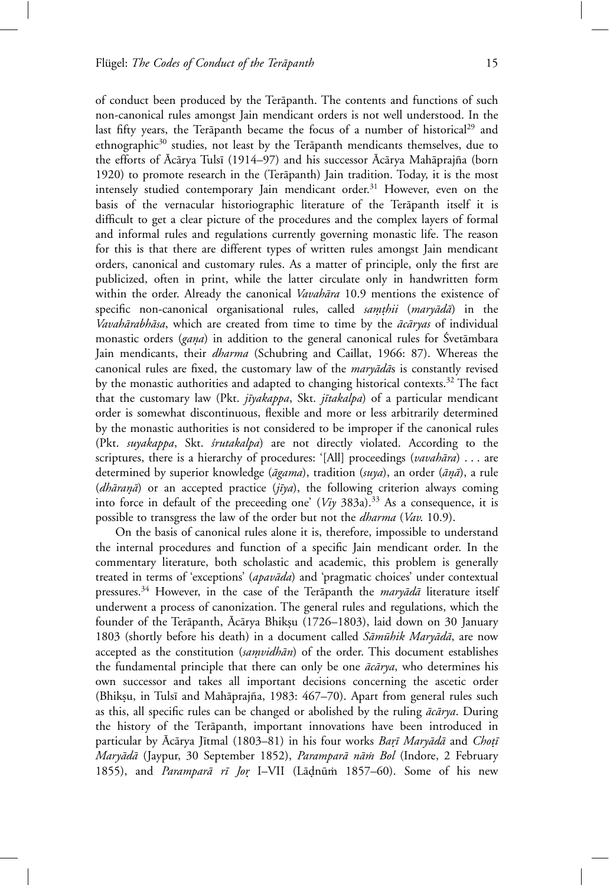of conduct been produced by the Terāpanth. The contents and functions of such non-canonical rules amongst Jain mendicant orders is not well understood. In the last fifty years, the Terāpanth became the focus of a number of historical[29] and ethnographic[30] studies, not least by the Terāpanth mendicants themselves, due to the efforts of Ācārya Tulsī (1914–97) and his successor Ācārya Mahāprajña (born 1920) to promote research in the (Terāpanth) Jain tradition. Today, it is the most intensely studied contemporary Jain mendicant order.[31] However, even on the basis of the vernacular historiographic literature of the Terāpanth itself it is difficult to get a clear picture of the procedures and the complex layers of formal and informal rules and regulations currently governing monastic life. The reason for this is that there are different types of written rules amongst Jain mendicant orders, canonical and customary rules. As a matter of principle, only the first are publicized, often in print, while the latter circulate only in handwritten form within the order. Already the canonical *Vavahāra* 10.9 mentions the existence of specific non-canonical organisational rules, called *saṃṭhii* (*maryādā*) in the *Vavahārabhāsa*, which are created from time to time by the *ācāryas* of individual monastic orders (*gaṇa*) in addition to the general canonical rules for Śvetāmbara Jain mendicants, their *dharma* (Schubring and Caillat, 1966: 87). Whereas the canonical rules are fixed, the customary law of the *maryādā*s is constantly revised by the monastic authorities and adapted to changing historical contexts.[32] The fact that the customary law (Pkt. *jīyakappa*, Skt. *jītakalpa*) of a particular mendicant order is somewhat discontinuous, flexible and more or less arbitrarily determined by the monastic authorities is not considered to be improper if the canonical rules (Pkt. *suyakappa*, Skt. *śrutakalpa*) are not directly violated. According to the scriptures, there is a hierarchy of procedures: '[All] proceedings (*vavahāra*) . . . are determined by superior knowledge (*āgama*), tradition (*suya*), an order (*āṇā*), a rule (*dhāraṇā*) or an accepted practice (*jīya*), the following criterion always coming into force in default of the preceeding one' (*Viy* 383a).[33] As a consequence, it is possible to transgress the law of the order but not the *dharma* (*Vav.* 10.9).

On the basis of canonical rules alone it is, therefore, impossible to understand the internal procedures and function of a specific Jain mendicant order. In the commentary literature, both scholastic and academic, this problem is generally treated in terms of 'exceptions' (*apavāda*) and 'pragmatic choices' under contextual pressures.[34] However, in the case of the Terāpanth the *maryādā* literature itself underwent a process of canonization. The general rules and regulations, which the founder of the Terāpanth, Ācārya Bhikṣu (1726–1803), laid down on 30 January 1803 (shortly before his death) in a document called *Sāmūhik Maryādā*, are now accepted as the constitution (*saṃvidhān*) of the order. This document establishes the fundamental principle that there can only be one *ācārya*, who determines his own successor and takes all important decisions concerning the ascetic order (Bhikṣu, in Tulsī and Mahāprajña, 1983: 467–70). Apart from general rules such as this, all specific rules can be changed or abolished by the ruling *ācārya*. During the history of the Terāpanth, important innovations have been introduced in particular by Ācārya Jītmal (1803–81) in his four works *Baṛī Maryādā* and *Choṭī Maryādā* (Jaypur, 30 September 1852), *Paramparā nāṁ Bol* (Indore, 2 February 1855), and *Paramparā rī Joṛ* I–VII (Lāḍnūṁ 1857–60). Some of his new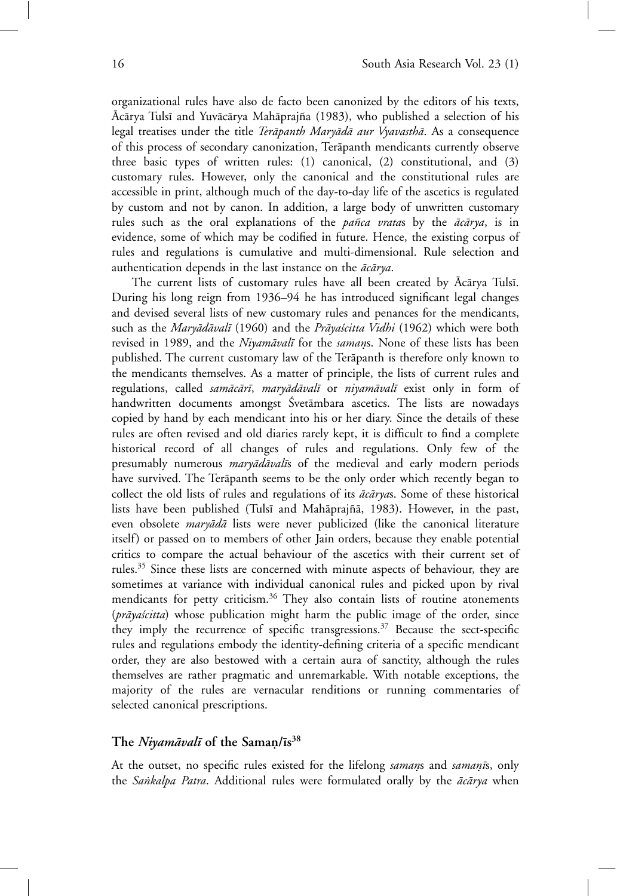organizational rules have also de facto been canonized by the editors of his texts, Ācārya Tulsī and Yuvācārya Mahāprajña (1983), who published a selection of his legal treatises under the title *Terāpanth Maryādā aur Vyavasthā*. As a consequence of this process of secondary canonization, Terāpanth mendicants currently observe three basic types of written rules: (1) canonical, (2) constitutional, and (3) customary rules. However, only the canonical and the constitutional rules are accessible in print, although much of the day-to-day life of the ascetics is regulated by custom and not by canon. In addition, a large body of unwritten customary rules such as the oral explanations of the *pañca vrata*s by the *ācārya*, is in evidence, some of which may be codified in future. Hence, the existing corpus of rules and regulations is cumulative and multi-dimensional. Rule selection and authentication depends in the last instance on the *ācārya*.

The current lists of customary rules have all been created by Ācārya Tulsī. During his long reign from 1936–94 he has introduced significant legal changes and devised several lists of new customary rules and penances for the mendicants, such as the *Maryādāvalī* (1960) and the *Prāyaścitta Vidhi* (1962) which were both revised in 1989, and the *Niyamāvalī* for the *samaṇ*s. None of these lists has been published. The current customary law of the Terāpanth is therefore only known to the mendicants themselves. As a matter of principle, the lists of current rules and regulations, called *samācārī*, *maryādāvalī* or *niyamāvalī* exist only in form of handwritten documents amongst Śvetāmbara ascetics. The lists are nowadays copied by hand by each mendicant into his or her diary. Since the details of these rules are often revised and old diaries rarely kept, it is difficult to find a complete historical record of all changes of rules and regulations. Only few of the presumably numerous *maryādāvalī*s of the medieval and early modern periods have survived. The Terāpanth seems to be the only order which recently began to collect the old lists of rules and regulations of its *ācārya*s. Some of these historical lists have been published (Tulsī and Mahāprajñā, 1983). However, in the past, even obsolete *maryādā* lists were never publicized (like the canonical literature itself) or passed on to members of other Jain orders, because they enable potential critics to compare the actual behaviour of the ascetics with their current set of rules.[35] Since these lists are concerned with minute aspects of behaviour, they are sometimes at variance with individual canonical rules and picked upon by rival mendicants for petty criticism.[36] They also contain lists of routine atonements (*prāyaścitta*) whose publication might harm the public image of the order, since they imply the recurrence of specific transgressions.[37] Because the sect-specific rules and regulations embody the identity-defining criteria of a specific mendicant order, they are also bestowed with a certain aura of sanctity, although the rules themselves are rather pragmatic and unremarkable. With notable exceptions, the majority of the rules are vernacular renditions or running commentaries of selected canonical prescriptions.

## The *Niyamāvalī* of the Samaṇ/īs[38]

At the outset, no specific rules existed for the lifelong *samaṇ*s and *samaṇī*s, only the *Saṅkalpa Patra*. Additional rules were formulated orally by the *ācārya* when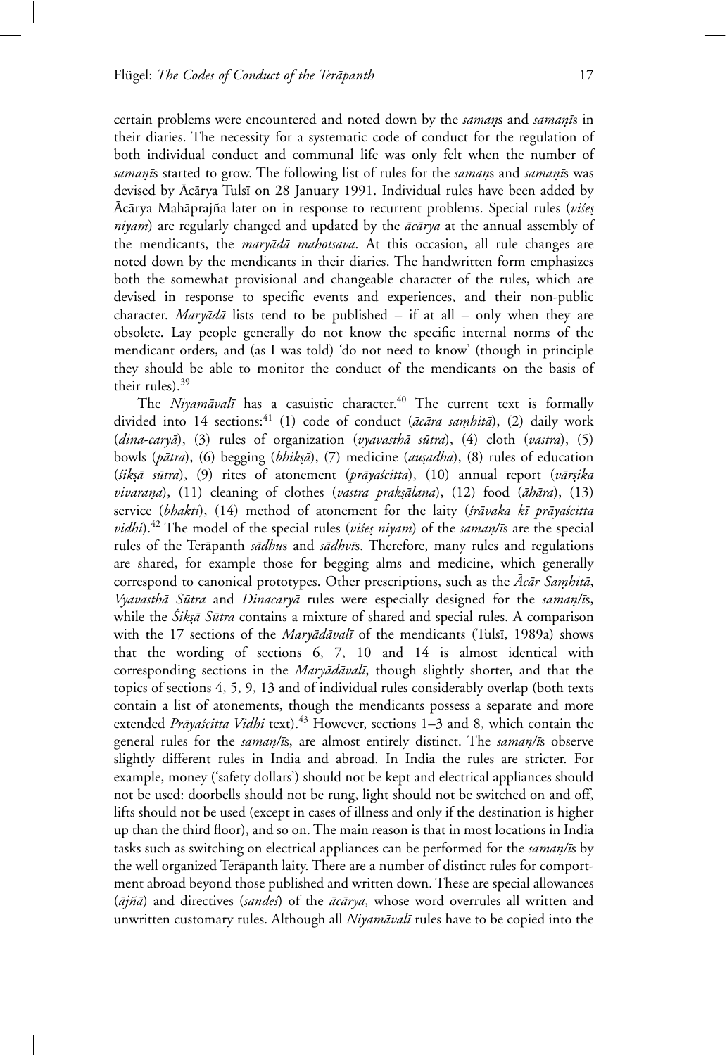certain problems were encountered and noted down by the *samaṇ*s and *samaṇī*s in their diaries. The necessity for a systematic code of conduct for the regulation of both individual conduct and communal life was only felt when the number of *samaṇī*s started to grow. The following list of rules for the *samaṇ*s and *samaṇī*s was devised by Ācārya Tulsī on 28 January 1991. Individual rules have been added by Ācārya Mahāprajña later on in response to recurrent problems. Special rules (*viśeṣ niyam*) are regularly changed and updated by the *ācārya* at the annual assembly of the mendicants, the *maryādā mahotsava*. At this occasion, all rule changes are noted down by the mendicants in their diaries. The handwritten form emphasizes both the somewhat provisional and changeable character of the rules, which are devised in response to specific events and experiences, and their non-public character. *Maryādā* lists tend to be published – if at all – only when they are obsolete. Lay people generally do not know the specific internal norms of the mendicant orders, and (as I was told) 'do not need to know' (though in principle they should be able to monitor the conduct of the mendicants on the basis of their rules).[39]

The *Niyamāvalī* has a casuistic character.[40] The current text is formally divided into 14 sections:[41] (1) code of conduct (*ācāra saṃhitā*), (2) daily work (*dina-caryā*), (3) rules of organization (*vyavasthā sūtra*), (4) cloth (*vastra*), (5) bowls (*pātra*), (6) begging (*bhikṣā*), (7) medicine (*auṣadha*), (8) rules of education (*śikṣā sūtra*), (9) rites of atonement (*prāyaścitta*), (10) annual report (*vārṣika vivaraṇa*), (11) cleaning of clothes (*vastra prakṣālana*), (12) food (*āhāra*), (13) service (*bhakti*), (14) method of atonement for the laity (*śrāvaka kī prāyaścitta vidhi*).[42] The model of the special rules (*viśeṣ niyam*) of the *samaṇ/ī*s are the special rules of the Terāpanth *sādhu*s and *sādhvī*s. Therefore, many rules and regulations are shared, for example those for begging alms and medicine, which generally correspond to canonical prototypes. Other prescriptions, such as the *Ācār Saṃhitā*, *Vyavasthā Sūtra* and *Dinacaryā* rules were especially designed for the *samaṇ/ī*s, while the *Śikṣā Sūtra* contains a mixture of shared and special rules. A comparison with the 17 sections of the *Maryādāvalī* of the mendicants (Tulsī, 1989a) shows that the wording of sections 6, 7, 10 and 14 is almost identical with corresponding sections in the *Maryādāvalī*, though slightly shorter, and that the topics of sections 4, 5, 9, 13 and of individual rules considerably overlap (both texts contain a list of atonements, though the mendicants possess a separate and more extended *Prāyaścitta Vidhi* text).[43] However, sections 1–3 and 8, which contain the general rules for the *samaṇ/ī*s, are almost entirely distinct. The *samaṇ/ī*s observe slightly different rules in India and abroad. In India the rules are stricter. For example, money ('safety dollars') should not be kept and electrical appliances should not be used: doorbells should not be rung, light should not be switched on and off, lifts should not be used (except in cases of illness and only if the destination is higher up than the third floor), and so on. The main reason is that in most locations in India tasks such as switching on electrical appliances can be performed for the *samaṇ/ī*s by the well organized Terāpanth laity. There are a number of distinct rules for comportment abroad beyond those published and written down. These are special allowances (*ājñā*) and directives (*sandeś*) of the *ācārya*, whose word overrules all written and unwritten customary rules. Although all *Niyamāvalī* rules have to be copied into the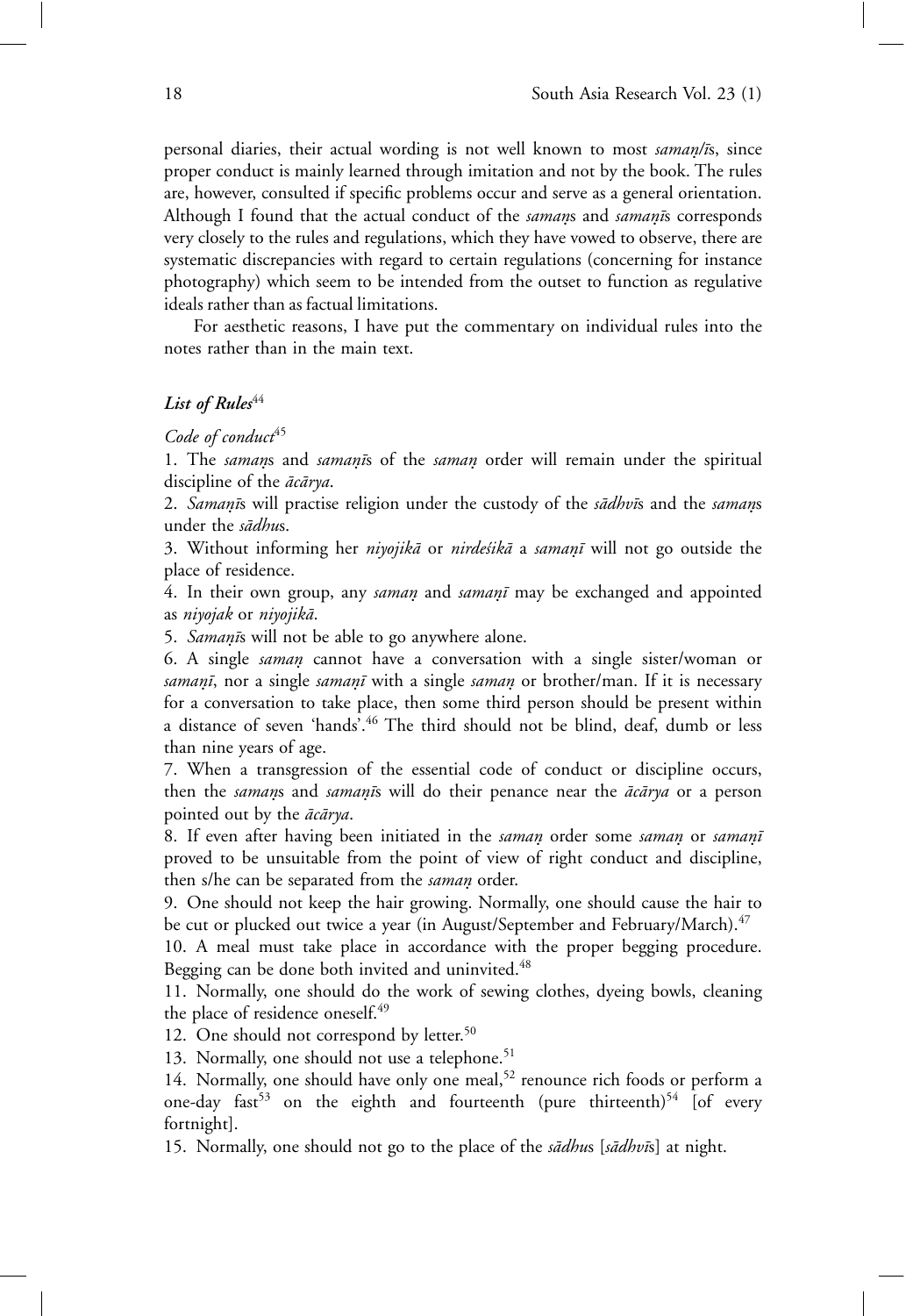personal diaries, their actual wording is not well known to most *samaṇ/ī*s, since proper conduct is mainly learned through imitation and not by the book. The rules are, however, consulted if specific problems occur and serve as a general orientation. Although I found that the actual conduct of the *samaṇ*s and *samaṇī*s corresponds very closely to the rules and regulations, which they have vowed to observe, there are systematic discrepancies with regard to certain regulations (concerning for instance photography) which seem to be intended from the outset to function as regulative ideals rather than as factual limitations.

For aesthetic reasons, I have put the commentary on individual rules into the notes rather than in the main text.

### *List of Rules*[44]

*Code of conduct*[45]

1. The *samaṇ*s and *samaṇī*s of the *samaṇ* order will remain under the spiritual discipline of the *ācārya*.

2. *Samaṇī*s will practise religion under the custody of the *sādhvī*s and the *samaṇ*s under the *sādhu*s.

3. Without informing her *niyojikā* or *nirdeśikā* a *samaṇī* will not go outside the place of residence.

4. In their own group, any *samaṇ* and *samaṇī* may be exchanged and appointed as *niyojak* or *niyojikā*.

5. *Samaṇī*s will not be able to go anywhere alone.

6. A single *samaṇ* cannot have a conversation with a single sister/woman or *samaṇī*, nor a single *samaṇī* with a single *samaṇ* or brother/man. If it is necessary for a conversation to take place, then some third person should be present within a distance of seven 'hands'.[46] The third should not be blind, deaf, dumb or less than nine years of age.

7. When a transgression of the essential code of conduct or discipline occurs, then the *samaṇ*s and *samaṇī*s will do their penance near the *ācārya* or a person pointed out by the *ācārya*.

8. If even after having been initiated in the *samaṇ* order some *samaṇ* or *samaṇī* proved to be unsuitable from the point of view of right conduct and discipline, then s/he can be separated from the *samaṇ* order.

9. One should not keep the hair growing. Normally, one should cause the hair to be cut or plucked out twice a year (in August/September and February/March).[47]

10. A meal must take place in accordance with the proper begging procedure. Begging can be done both invited and uninvited.[48]

11. Normally, one should do the work of sewing clothes, dyeing bowls, cleaning the place of residence oneself.[49]

12. One should not correspond by letter.[50]

13. Normally, one should not use a telephone.[51]

14. Normally, one should have only one meal,[52] renounce rich foods or perform a one-day fast[53] on the eighth and fourteenth (pure thirteenth)[54] [of every fortnight].

15. Normally, one should not go to the place of the *sādhu*s [*sādhvī*s] at night.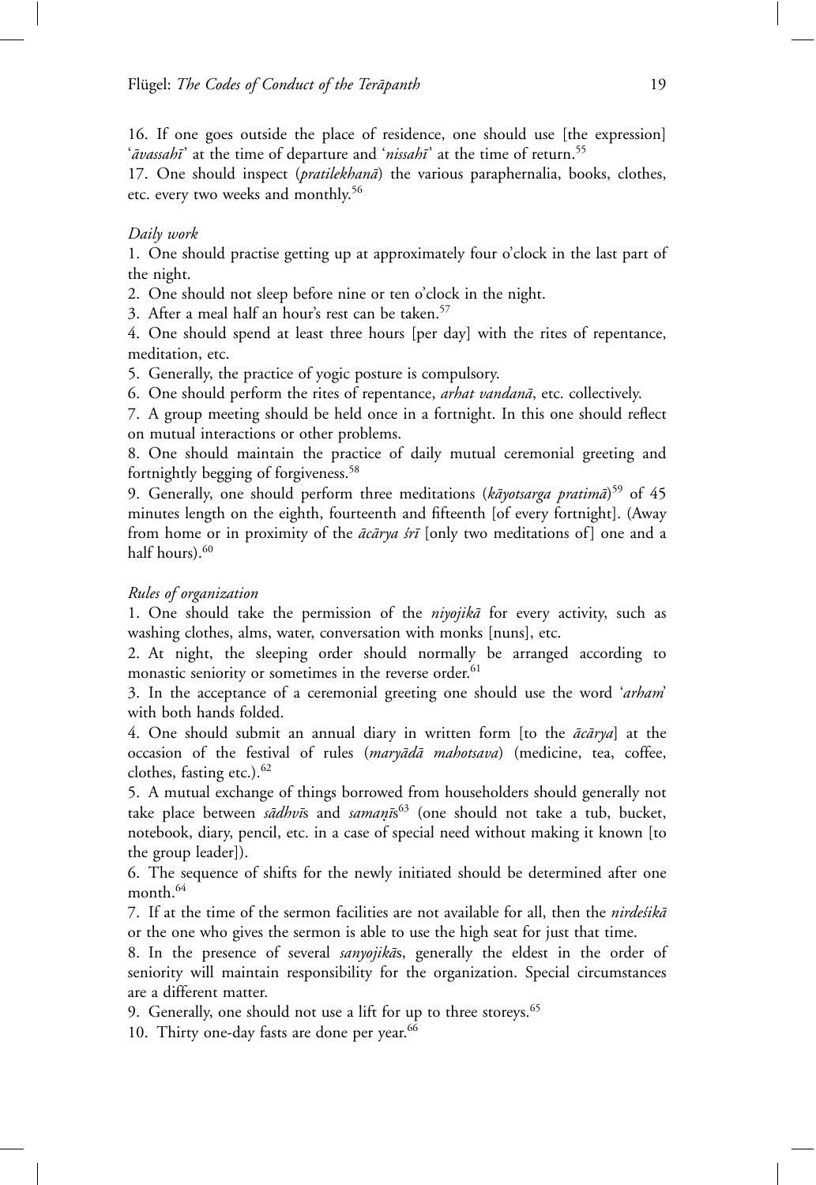16. If one goes outside the place of residence, one should use [the expression] '*āvassahī*' at the time of departure and '*nissahī*' at the time of return.[55]

17. One should inspect (*pratilekhanā*) the various paraphernalia, books, clothes, etc. every two weeks and monthly.[56]

*Daily work*

1. One should practise getting up at approximately four o'clock in the last part of the night.

2. One should not sleep before nine or ten o'clock in the night.

3. After a meal half an hour's rest can be taken.[57]

4. One should spend at least three hours [per day] with the rites of repentance, meditation, etc.

5. Generally, the practice of yogic posture is compulsory.

6. One should perform the rites of repentance, *arhat vandanā*, etc. collectively.

7. A group meeting should be held once in a fortnight. In this one should reflect on mutual interactions or other problems.

8. One should maintain the practice of daily mutual ceremonial greeting and fortnightly begging of forgiveness.[58]

9. Generally, one should perform three meditations (*kāyotsarga pratimā*)[59] of 45 minutes length on the eighth, fourteenth and fifteenth [of every fortnight]. (Away from home or in proximity of the *ācārya śrī* [only two meditations of] one and a half hours).[60]

*Rules of organization*

1. One should take the permission of the *niyojikā* for every activity, such as washing clothes, alms, water, conversation with monks [nuns], etc.

2. At night, the sleeping order should normally be arranged according to monastic seniority or sometimes in the reverse order.[61]

3. In the acceptance of a ceremonial greeting one should use the word '*arhaṁ*' with both hands folded.

4. One should submit an annual diary in written form [to the *ācārya*] at the occasion of the festival of rules (*maryādā mahotsava*) (medicine, tea, coffee, clothes, fasting etc.).[62]

5. A mutual exchange of things borrowed from householders should generally not take place between *sādhvī*s and *samaṇī*s[63] (one should not take a tub, bucket, notebook, diary, pencil, etc. in a case of special need without making it known [to the group leader]).

6. The sequence of shifts for the newly initiated should be determined after one month.[64]

7. If at the time of the sermon facilities are not available for all, then the *nirdeśikā* or the one who gives the sermon is able to use the high seat for just that time.

8. In the presence of several *sanyojikā*s, generally the eldest in the order of seniority will maintain responsibility for the organization. Special circumstances are a different matter.

9. Generally, one should not use a lift for up to three storeys.[65]

10. Thirty one-day fasts are done per year.[66]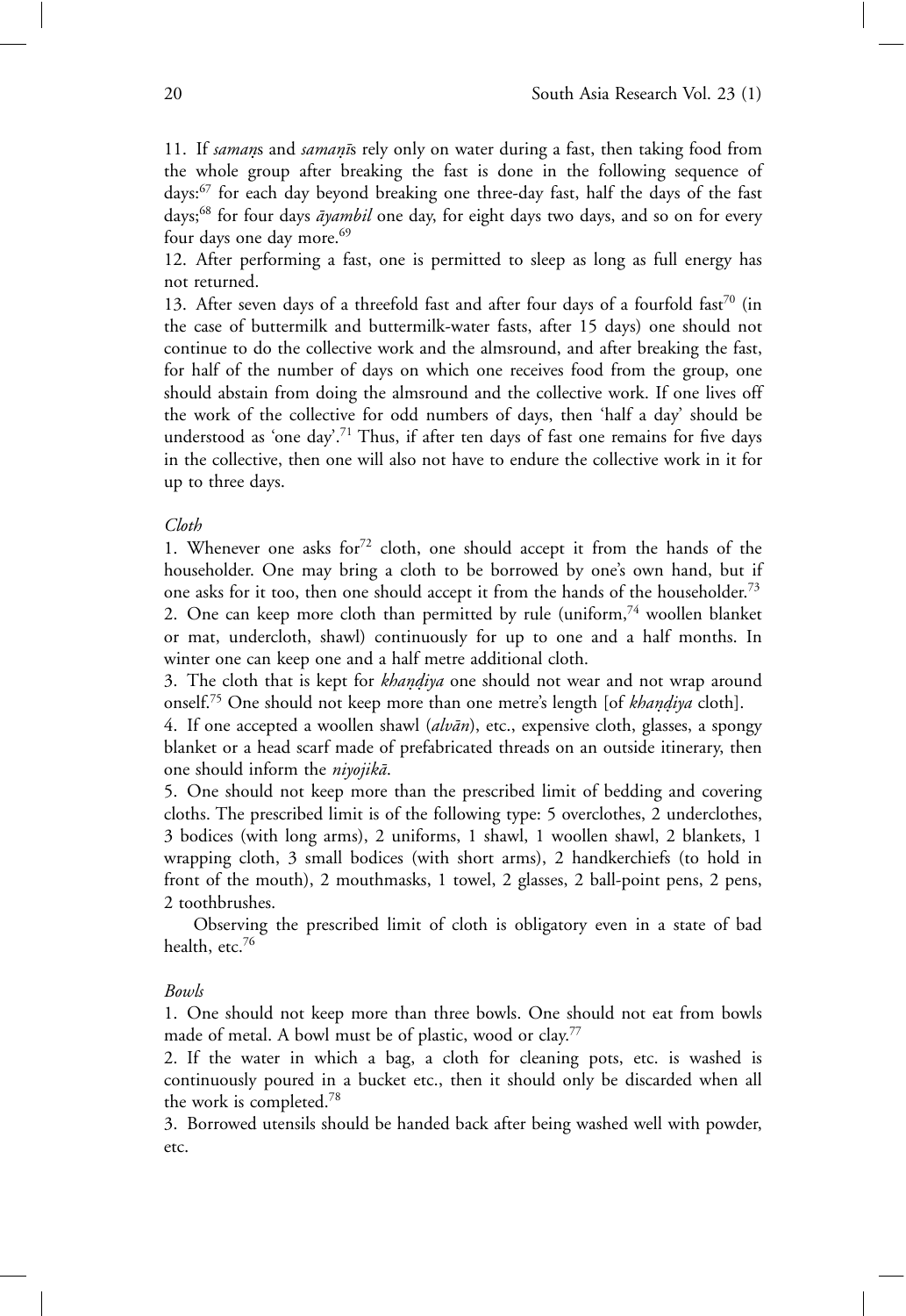11. If *samaṇ*s and *samaṇī*s rely only on water during a fast, then taking food from the whole group after breaking the fast is done in the following sequence of days:[67] for each day beyond breaking one three-day fast, half the days of the fast days;[68] for four days *āyambil* one day, for eight days two days, and so on for every four days one day more.[69]

12. After performing a fast, one is permitted to sleep as long as full energy has not returned.

13. After seven days of a threefold fast and after four days of a fourfold fast[70] (in the case of buttermilk and buttermilk-water fasts, after 15 days) one should not continue to do the collective work and the almsround, and after breaking the fast, for half of the number of days on which one receives food from the group, one should abstain from doing the almsround and the collective work. If one lives off the work of the collective for odd numbers of days, then 'half a day' should be understood as 'one day'.[71] Thus, if after ten days of fast one remains for five days in the collective, then one will also not have to endure the collective work in it for up to three days.

*Cloth*

1. Whenever one asks for[72] cloth, one should accept it from the hands of the householder. One may bring a cloth to be borrowed by one's own hand, but if one asks for it too, then one should accept it from the hands of the householder.[73]

2. One can keep more cloth than permitted by rule (uniform,[74] woollen blanket or mat, undercloth, shawl) continuously for up to one and a half months. In winter one can keep one and a half metre additional cloth.

3. The cloth that is kept for *khaṇḍiya* one should not wear and not wrap around onself.[75] One should not keep more than one metre's length [of *khaṇḍiya* cloth].

4. If one accepted a woollen shawl (*alvān*), etc., expensive cloth, glasses, a spongy blanket or a head scarf made of prefabricated threads on an outside itinerary, then one should inform the *niyojikā*.

5. One should not keep more than the prescribed limit of bedding and covering cloths. The prescribed limit is of the following type: 5 overclothes, 2 underclothes, 3 bodices (with long arms), 2 uniforms, 1 shawl, 1 woollen shawl, 2 blankets, 1 wrapping cloth, 3 small bodices (with short arms), 2 handkerchiefs (to hold in front of the mouth), 2 mouthmasks, 1 towel, 2 glasses, 2 ball-point pens, 2 pens, 2 toothbrushes.

Observing the prescribed limit of cloth is obligatory even in a state of bad health, etc.[76]

*Bowls*

1. One should not keep more than three bowls. One should not eat from bowls made of metal. A bowl must be of plastic, wood or clay.[77]

2. If the water in which a bag, a cloth for cleaning pots, etc. is washed is continuously poured in a bucket etc., then it should only be discarded when all the work is completed.[78]

3. Borrowed utensils should be handed back after being washed well with powder, etc.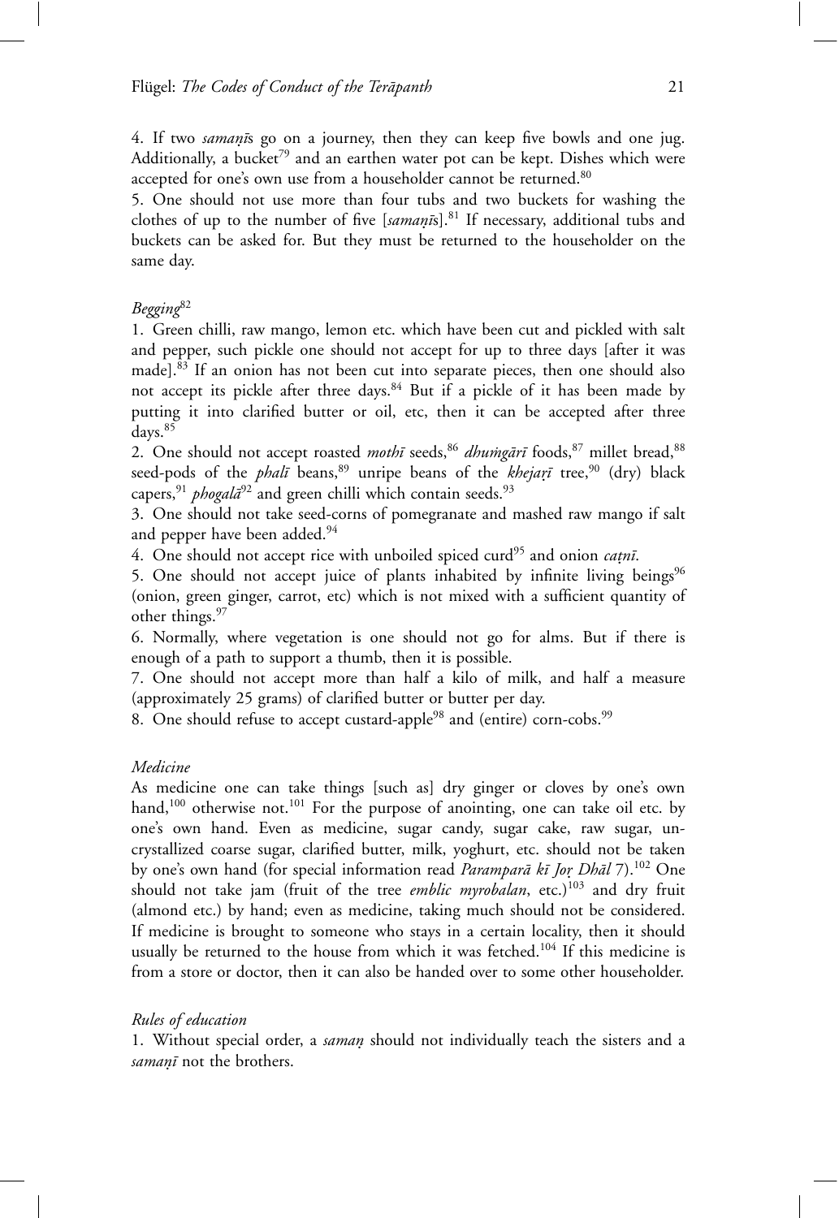4. If two *samaṇī*s go on a journey, then they can keep five bowls and one jug. Additionally, a bucket[79] and an earthen water pot can be kept. Dishes which were accepted for one's own use from a householder cannot be returned.[80]

5. One should not use more than four tubs and two buckets for washing the clothes of up to the number of five [*samaṇī*s].[81] If necessary, additional tubs and buckets can be asked for. But they must be returned to the householder on the same day.

*Begging*[82]

1. Green chilli, raw mango, lemon etc. which have been cut and pickled with salt and pepper, such pickle one should not accept for up to three days [after it was made].[83] If an onion has not been cut into separate pieces, then one should also not accept its pickle after three days.[84] But if a pickle of it has been made by putting it into clarified butter or oil, etc, then it can be accepted after three days.[85]

2. One should not accept roasted *mothī* seeds,[86] *dhuṁgārī* foods,[87] millet bread,[88] seed-pods of the *phalī* beans,[89] unripe beans of the *khejaṛī* tree,[90] (dry) black capers,[91] *phogalā*[92] and green chilli which contain seeds.[93]

3. One should not take seed-corns of pomegranate and mashed raw mango if salt and pepper have been added.[94]

4. One should not accept rice with unboiled spiced curd[95] and onion *caṭnī*.

5. One should not accept juice of plants inhabited by infinite living beings[96] (onion, green ginger, carrot, etc) which is not mixed with a sufficient quantity of other things.[97]

6. Normally, where vegetation is one should not go for alms. But if there is enough of a path to support a thumb, then it is possible.

7. One should not accept more than half a kilo of milk, and half a measure (approximately 25 grams) of clarified butter or butter per day.

8. One should refuse to accept custard-apple[98] and (entire) corn-cobs.[99]

*Medicine*

As medicine one can take things [such as] dry ginger or cloves by one's own hand,[100] otherwise not.[101] For the purpose of anointing, one can take oil etc. by one's own hand. Even as medicine, sugar candy, sugar cake, raw sugar, uncrystallized coarse sugar, clarified butter, milk, yoghurt, etc. should not be taken by one's own hand (for special information read *Paramparā kī Joṛ Dhāl* 7).[102] One should not take jam (fruit of the tree *emblic myrobalan*, etc.)[103] and dry fruit (almond etc.) by hand; even as medicine, taking much should not be considered. If medicine is brought to someone who stays in a certain locality, then it should usually be returned to the house from which it was fetched.[104] If this medicine is from a store or doctor, then it can also be handed over to some other householder.

*Rules of education*

1. Without special order, a *samaṇ* should not individually teach the sisters and a *samaṇī* not the brothers.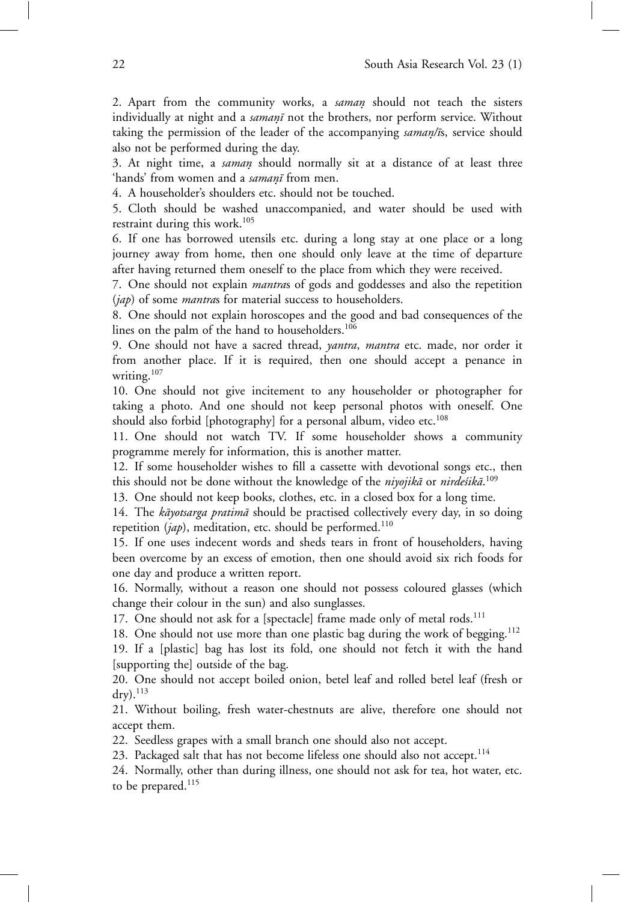2. Apart from the community works, a *samaṇ* should not teach the sisters individually at night and a *samaṇī* not the brothers, nor perform service. Without taking the permission of the leader of the accompanying *samaṇ/ī*s, service should also not be performed during the day.

3. At night time, a *samaṇ* should normally sit at a distance of at least three 'hands' from women and a *samaṇī* from men.

4. A householder's shoulders etc. should not be touched.

5. Cloth should be washed unaccompanied, and water should be used with restraint during this work.[105]

6. If one has borrowed utensils etc. during a long stay at one place or a long journey away from home, then one should only leave at the time of departure after having returned them oneself to the place from which they were received.

7. One should not explain *mantra*s of gods and goddesses and also the repetition (*jap*) of some *mantra*s for material success to householders.

8. One should not explain horoscopes and the good and bad consequences of the lines on the palm of the hand to householders.[106]

9. One should not have a sacred thread, *yantra*, *mantra* etc. made, nor order it from another place. If it is required, then one should accept a penance in writing.[107]

10. One should not give incitement to any householder or photographer for taking a photo. And one should not keep personal photos with oneself. One should also forbid [photography] for a personal album, video etc.[108]

11. One should not watch TV. If some householder shows a community programme merely for information, this is another matter.

12. If some householder wishes to fill a cassette with devotional songs etc., then this should not be done without the knowledge of the *niyojikā* or *nirdeśikā*.[109]

13. One should not keep books, clothes, etc. in a closed box for a long time.

14. The *kāyotsarga pratimā* should be practised collectively every day, in so doing repetition (*jap*), meditation, etc. should be performed.[110]

15. If one uses indecent words and sheds tears in front of householders, having been overcome by an excess of emotion, then one should avoid six rich foods for one day and produce a written report.

16. Normally, without a reason one should not possess coloured glasses (which change their colour in the sun) and also sunglasses.

17. One should not ask for a [spectacle] frame made only of metal rods.[111]

18. One should not use more than one plastic bag during the work of begging.[112]

19. If a [plastic] bag has lost its fold, one should not fetch it with the hand [supporting the] outside of the bag.

20. One should not accept boiled onion, betel leaf and rolled betel leaf (fresh or dry).[113]

21. Without boiling, fresh water-chestnuts are alive, therefore one should not accept them.

22. Seedless grapes with a small branch one should also not accept.

23. Packaged salt that has not become lifeless one should also not accept.[114]

24. Normally, other than during illness, one should not ask for tea, hot water, etc. to be prepared.[115]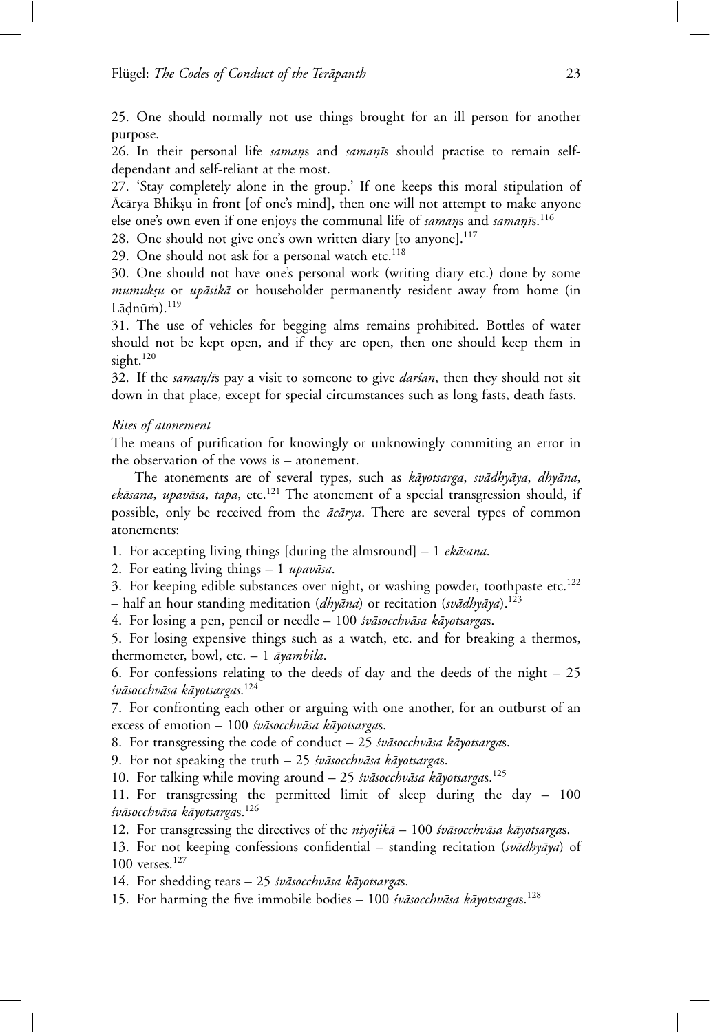25. One should normally not use things brought for an ill person for another purpose.

26. In their personal life *samaṇ*s and *samaṇī*s should practise to remain self-dependant and self-reliant at the most.

27. 'Stay completely alone in the group.' If one keeps this moral stipulation of Ācārya Bhikṣu in front [of one's mind], then one will not attempt to make anyone else one's own even if one enjoys the communal life of *samaṇ*s and *samaṇī*s.[116]

28. One should not give one's own written diary [to anyone].[117]

29. One should not ask for a personal watch etc.[118]

30. One should not have one's personal work (writing diary etc.) done by some *mumukṣu* or *upāsikā* or householder permanently resident away from home (in Lāḍnūṁ).[119]

31. The use of vehicles for begging alms remains prohibited. Bottles of water should not be kept open, and if they are open, then one should keep them in sight.[120]

32. If the *samaṇ/ī*s pay a visit to someone to give *darśan*, then they should not sit down in that place, except for special circumstances such as long fasts, death fasts.

*Rites of atonement*

The means of purification for knowingly or unknowingly commiting an error in the observation of the vows is – atonement.

The atonements are of several types, such as *kāyotsarga*, *svādhyāya*, *dhyāna*, *ekāsana*, *upavāsa*, *tapa*, etc.[121] The atonement of a special transgression should, if possible, only be received from the *ācārya*. There are several types of common atonements:

1. For accepting living things [during the almsround] – 1 *ekāsana*.
2. For eating living things – 1 *upavāsa*.
3. For keeping edible substances over night, or washing powder, toothpaste etc.[122] – half an hour standing meditation (*dhyāna*) or recitation (*svādhyāya*).[123]
4. For losing a pen, pencil or needle – 100 *śvāsocchvāsa kāyotsarga*s.
5. For losing expensive things such as a watch, etc. and for breaking a thermos, thermometer, bowl, etc. – 1 *āyambila*.
6. For confessions relating to the deeds of day and the deeds of the night – 25 *śvāsocchvāsa kāyotsargas*.[124]
7. For confronting each other or arguing with one another, for an outburst of an excess of emotion – 100 *śvāsocchvāsa kāyotsarga*s.
8. For transgressing the code of conduct – 25 *śvāsocchvāsa kāyotsarga*s.
9. For not speaking the truth – 25 *śvāsocchvāsa kāyotsarga*s.
10. For talking while moving around – 25 *śvāsocchvāsa kāyotsarga*s.[125]
11. For transgressing the permitted limit of sleep during the day – 100 *śvāsocchvāsa kāyotsarga*s.[126]
12. For transgressing the directives of the *niyojikā* – 100 *śvāsocchvāsa kāyotsarga*s.
13. For not keeping confessions confidential – standing recitation (*svādhyāya*) of 100 verses.[127]
14. For shedding tears – 25 *śvāsocchvāsa kāyotsarga*s.
15. For harming the five immobile bodies – 100 *śvāsocchvāsa kāyotsarga*s.[128]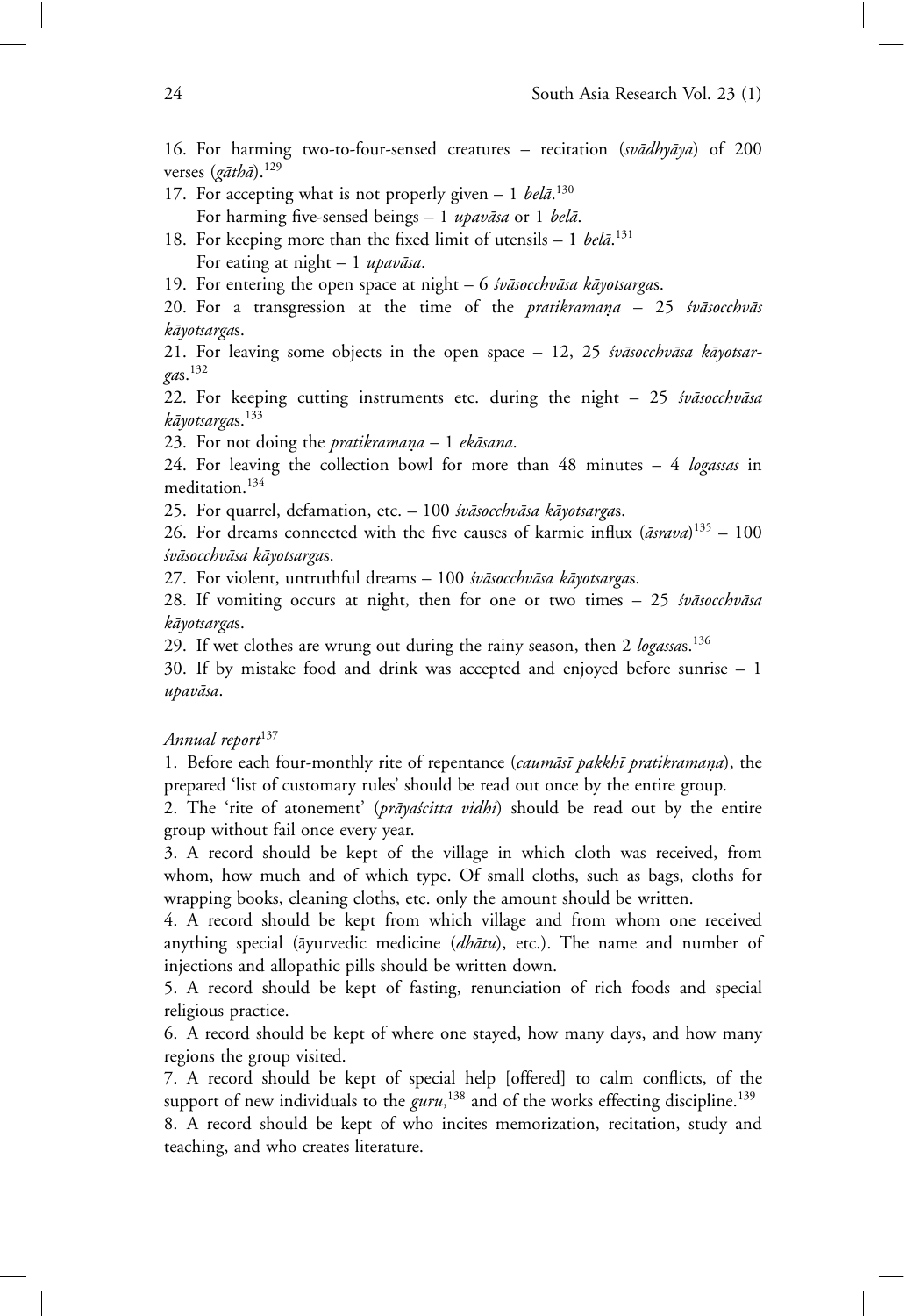16. For harming two-to-four-sensed creatures – recitation (*svādhyāya*) of 200 verses (*gāthā*).[129]

17. For accepting what is not properly given – 1 *belā*.[130]
 For harming five-sensed beings – 1 *upavāsa* or 1 *belā*.

18. For keeping more than the fixed limit of utensils – 1 *belā*.[131]
 For eating at night – 1 *upavāsa*.

19. For entering the open space at night – 6 *śvāsocchvāsa kāyotsarga*s.

20. For a transgression at the time of the *pratikramaṇa* – 25 *śvāsocchvās kāyotsarga*s.

21. For leaving some objects in the open space – 12, 25 *śvāsocchvāsa kāyotsarga*s.[132]

22. For keeping cutting instruments etc. during the night – 25 *śvāsocchvāsa kāyotsarga*s.[133]

23. For not doing the *pratikramaṇa* – 1 *ekāsana*.

24. For leaving the collection bowl for more than 48 minutes – 4 *logassas* in meditation.[134]

25. For quarrel, defamation, etc. – 100 *śvāsocchvāsa kāyotsarga*s.

26. For dreams connected with the five causes of karmic influx (*āsrava*)[135] – 100 *śvāsocchvāsa kāyotsarga*s.

27. For violent, untruthful dreams – 100 *śvāsocchvāsa kāyotsarga*s.

28. If vomiting occurs at night, then for one or two times – 25 *śvāsocchvāsa kāyotsarga*s.

29. If wet clothes are wrung out during the rainy season, then 2 *logassa*s.[136]

30. If by mistake food and drink was accepted and enjoyed before sunrise – 1 *upavāsa*.

*Annual report*[137]

1. Before each four-monthly rite of repentance (*caumāsī pakkhī pratikramaṇa*), the prepared 'list of customary rules' should be read out once by the entire group.

2. The 'rite of atonement' (*prāyaścitta vidhi*) should be read out by the entire group without fail once every year.

3. A record should be kept of the village in which cloth was received, from whom, how much and of which type. Of small cloths, such as bags, cloths for wrapping books, cleaning cloths, etc. only the amount should be written.

4. A record should be kept from which village and from whom one received anything special (āyurvedic medicine (*dhātu*), etc.). The name and number of injections and allopathic pills should be written down.

5. A record should be kept of fasting, renunciation of rich foods and special religious practice.

6. A record should be kept of where one stayed, how many days, and how many regions the group visited.

7. A record should be kept of special help [offered] to calm conflicts, of the support of new individuals to the *guru*,[138] and of the works effecting discipline.[139]

8. A record should be kept of who incites memorization, recitation, study and teaching, and who creates literature.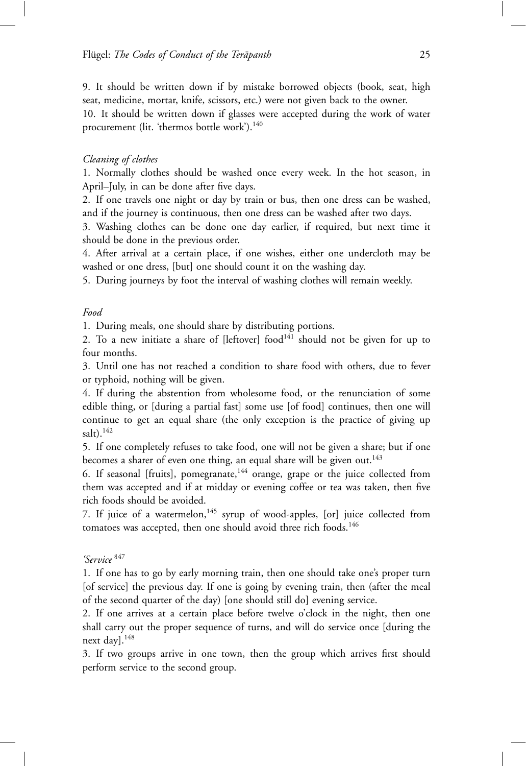9. It should be written down if by mistake borrowed objects (book, seat, high seat, medicine, mortar, knife, scissors, etc.) were not given back to the owner.

10. It should be written down if glasses were accepted during the work of water procurement (lit. 'thermos bottle work').[140]

*Cleaning of clothes*

1. Normally clothes should be washed once every week. In the hot season, in April–July, in can be done after five days.

2. If one travels one night or day by train or bus, then one dress can be washed, and if the journey is continuous, then one dress can be washed after two days.

3. Washing clothes can be done one day earlier, if required, but next time it should be done in the previous order.

4. After arrival at a certain place, if one wishes, either one undercloth may be washed or one dress, [but] one should count it on the washing day.

5. During journeys by foot the interval of washing clothes will remain weekly.

*Food*

1. During meals, one should share by distributing portions.

2. To a new initiate a share of [leftover] food[141] should not be given for up to four months.

3. Until one has not reached a condition to share food with others, due to fever or typhoid, nothing will be given.

4. If during the abstention from wholesome food, or the renunciation of some edible thing, or [during a partial fast] some use [of food] continues, then one will continue to get an equal share (the only exception is the practice of giving up salt).[142]

5. If one completely refuses to take food, one will not be given a share; but if one becomes a sharer of even one thing, an equal share will be given out.[143]

6. If seasonal [fruits], pomegranate,[144] orange, grape or the juice collected from them was accepted and if at midday or evening coffee or tea was taken, then five rich foods should be avoided.

7. If juice of a watermelon,[145] syrup of wood-apples, [or] juice collected from tomatoes was accepted, then one should avoid three rich foods.[146]

*'Service'*[147]

1. If one has to go by early morning train, then one should take one's proper turn [of service] the previous day. If one is going by evening train, then (after the meal of the second quarter of the day) [one should still do] evening service.

2. If one arrives at a certain place before twelve o'clock in the night, then one shall carry out the proper sequence of turns, and will do service once [during the next day].[148]

3. If two groups arrive in one town, then the group which arrives first should perform service to the second group.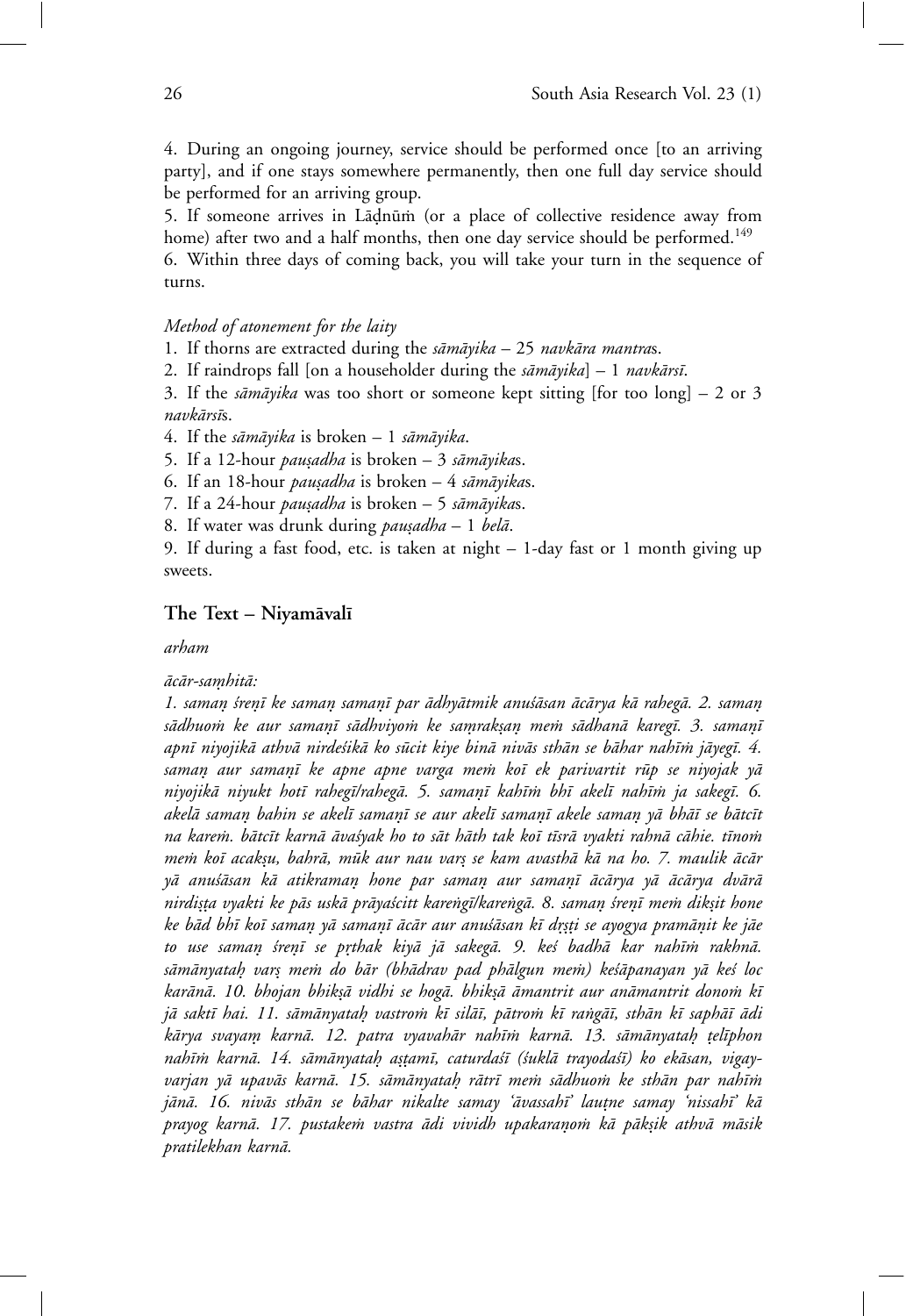4. During an ongoing journey, service should be performed once [to an arriving party], and if one stays somewhere permanently, then one full day service should be performed for an arriving group.

5. If someone arrives in Lāḍnūṁ (or a place of collective residence away from home) after two and a half months, then one day service should be performed.[149]

6. Within three days of coming back, you will take your turn in the sequence of turns.

*Method of atonement for the laity*

1. If thorns are extracted during the *sāmāyika* – 25 *navkāra mantra*s.
2. If raindrops fall [on a householder during the *sāmāyika*] – 1 *navkārsī*.
3. If the *sāmāyika* was too short or someone kept sitting [for too long] – 2 or 3 *navkārsī*s.
4. If the *sāmāyika* is broken – 1 *sāmāyika*.
5. If a 12-hour *pauṣadha* is broken – 3 *sāmāyika*s.
6. If an 18-hour *pauṣadha* is broken – 4 *sāmāyika*s.
7. If a 24-hour *pauṣadha* is broken – 5 *sāmāyika*s.
8. If water was drunk during *pauṣadha* – 1 *belā*.
9. If during a fast food, etc. is taken at night – 1-day fast or 1 month giving up sweets.

## The Text – Niyamāvalī

*arham*

*ācār-saṃhitā:*

*1. samaṇ śreṇī ke samaṇ samaṇī par ādhyātmik anuśāsan ācārya kā rahegā. 2. samaṇ sādhuoṁ ke aur samaṇī sādhviyoṁ ke saṃrakṣaṇ meṁ sādhanā karegī. 3. samaṇī apnī niyojikā athvā nirdeśikā ko sūcit kiye binā nivās sthān se bāhar nahīṁ jāyegī. 4. samaṇ aur samaṇī ke apne apne varga meṁ koī ek parivartit rūp se niyojak yā niyojikā niyukt hotī rahegī/rahegā. 5. samaṇī kahīṁ bhī akelī nahīṁ ja sakegī. 6. akelā samaṇ bahin se akelī samaṇī se aur akelī samaṇī akele samaṇ yā bhāī se bātcīt na kareṁ. bātcīt karnā āvaśyak ho to sāt hāth tak koī tīsrā vyakti rahnā cāhie. tīnoṁ meṁ koī acakṣu, bahrā, mūk aur nau varṣ se kam avasthā kā na ho. 7. maulik ācār yā anuśāsan kā atikramaṇ hone par samaṇ aur samaṇī ācārya yā ācārya dvārā nirdiṣṭa vyakti ke pās uskā prāyaścitt kareṅgī/kareṅgā. 8. samaṇ śreṇī meṁ dikṣit hone ke bād bhī koī samaṇ yā samaṇī ācār aur anuśāsan kī dṛṣṭi se ayogya pramāṇit ke jāe to use samaṇ śreṇī se pṛthak kiyā jā sakegā. 9. keś badhā kar nahīṁ rakhnā. sāmānyataḥ varṣ meṁ do bār (bhādrav pad phālgun meṁ) keśāpanayan yā keś loc karānā. 10. bhojan bhikṣā vidhi se hogā. bhikṣā āmantrit aur anāmantrit donoṁ kī jā saktī hai. 11. sāmānyataḥ vastroṁ kī silāī, pātroṁ kī raṅgāī, sthān kī saphāī ādi kārya svayaṃ karnā. 12. patra vyavahār nahīṁ karnā. 13. sāmānyataḥ ṭelīphon nahīṁ karnā. 14. sāmānyataḥ aṣṭamī, caturdaśī (śuklā trayodaśī) ko ekāsan, vigay-varjan yā upavās karnā. 15. sāmānyataḥ rātrī meṁ sādhuoṁ ke sthān par nahīṁ jānā. 16. nivās sthān se bāhar nikalte samay 'āvassahī' lauṭne samay 'nissahī' kā prayog karnā. 17. pustakeṁ vastra ādi vividh upakaraṇoṁ kā pākṣik athvā māsik pratilekhan karnā.*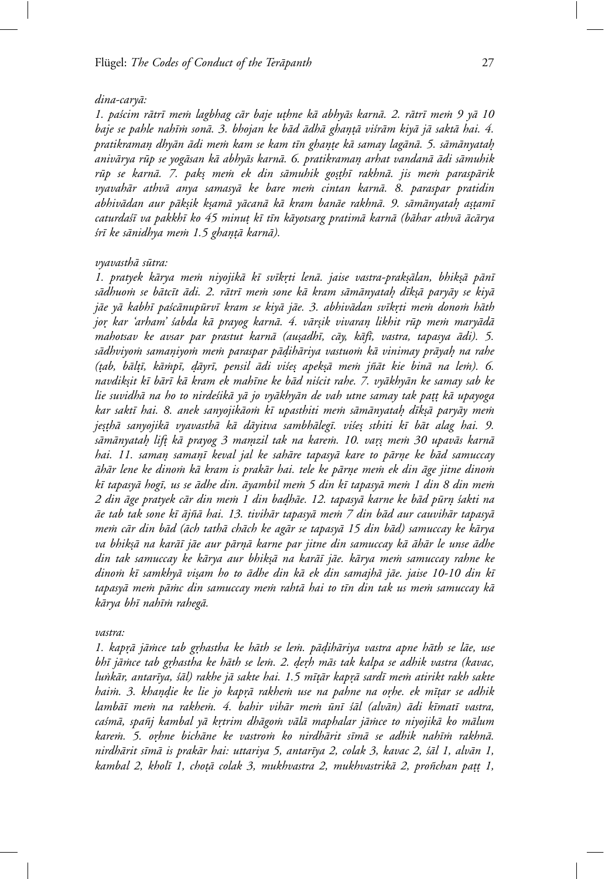*dina-caryā:*

*1. paścim rātrī meṁ lagbhag cār baje uṭhne kā abhyās karnā. 2. rātrī meṁ 9 yā 10 baje se pahle nahīṁ sonā. 3. bhojan ke bād ādhā ghaṇṭā viśrām kiyā jā saktā hai. 4. pratikramaṇ dhyān ādi meṁ kam se kam tīn ghaṇṭe kā samay lagānā. 5. sāmānyataḥ anivārya rūp se yogāsan kā abhyās karnā. 6. pratikramaṇ arhat vandanā ādi sāmuhik rūp se karnā. 7. pakṣ meṁ ek din sāmuhik goṣṭhī rakhnā. jis meṁ paraspārik vyavahār athvā anya samasyā ke bare meṁ cintan karnā. 8. paraspar pratidin abhivādan aur pākṣik kṣamā yācanā kā kram banāe rakhnā. 9. sāmānyataḥ aṣṭamī caturdaśī va pakkhī ko 45 minuṭ kī tīn kāyotsarg pratimā karnā (bāhar athvā ācārya śrī ke sānidhya meṁ 1.5 ghaṇṭā karnā).*

*vyavasthā sūtra:*

*1. pratyek kārya meṁ niyojikā kī svīkṛti lenā. jaise vastra-prakṣālan, bhikṣā pānī sādhuoṁ se bātcīt ādi. 2. rātrī meṁ sone kā kram sāmānyataḥ dīkṣā paryāy se kiyā jāe yā kabhī paścānupūrvī kram se kiyā jāe. 3. abhivādan svīkṛti meṁ donoṁ hāth joṛ kar 'arham' śabda kā prayog karnā. 4. vārṣik vivaraṇ likhit rūp meṁ maryādā mahotsav ke avsar par prastut karnā (auṣadhī, cāy, kāfī, vastra, tapasya ādi). 5. sādhviyoṁ samaṇiyoṁ meṁ paraspar pāḍihāriya vastuoṁ kā vinimay prāyaḥ na rahe (ṭab, bālṭī, kāṁpī, ḍāyrī, pensil ādi viśeṣ apekṣā meṁ jñāt kie binā na leṁ). 6. navdikṣit kī bārī kā kram ek mahīne ke bād niścit rahe. 7. vyākhyān ke samay sab ke lie suvidhā na ho to nirdeśikā yā jo vyākhyān de vah utne samay tak paṭṭ kā upayoga kar saktī hai. 8. anek sanyojikāoṁ kī upasthiti meṁ sāmānyataḥ dīkṣā paryāy meṁ jeṣṭhā sanyojikā vyavasthā kā dāyitva sambhālegī. viśeṣ sthiti kī bāt alag hai. 9. sāmānyataḥ lifṭ kā prayog 3 maṃzil tak na kareṁ. 10. varṣ meṁ 30 upavās karnā hai. 11. samaṇ samaṇī keval jal ke sahāre tapasyā kare to pārṇe ke bād samuccay āhār lene ke dinoṁ kā kram is prakār hai. tele ke pārṇe meṁ ek din āge jitne dinoṁ kī tapasyā hogī, us se ādhe din. āyambil meṁ 5 din kī tapasyā meṁ 1 din 8 din meṁ 2 din āge pratyek cār din meṁ 1 din baḍhāe. 12. tapasyā karne ke bād pūrṇ śakti na āe tab tak sone kī ājñā hai. 13. tivihār tapasyā meṁ 7 din bād aur cauvihār tapasyā meṁ cār din bād (āch tathā chāch ke agār se tapasyā 15 din bād) samuccay ke kārya va bhikṣā na karāī jāe aur pārṇā karne par jitne din samuccay kā āhār le unse ādhe din tak samuccay ke kārya aur bhikṣā na karāī jāe. kārya meṁ samuccay rahne ke dinoṁ kī saṃkhyā viṣam ho to ādhe din kā ek din samajhā jāe. jaise 10-10 din kī tapasyā meṁ pāṁc din samuccay meṁ rahtā hai to tīn din tak us meṁ samuccay kā kārya bhī nahīṁ rahegā.*

*vastra:*

*1. kapṛā jāṁce tab gṛhastha ke hāth se leṁ. pāḍihāriya vastra apne hāth se lāe, use bhī jāṁce tab gṛhastha ke hāth se leṁ. 2. ḍeṛh mās tak kalpa se adhik vastra (kavac, luṅkār, antarīya, śāl) rakhe jā sakte hai. 1.5 mīṭār kapṛā sardī meṁ atirikt rakh sakte haiṁ. 3. khaṇḍie ke lie jo kapṛā rakheṁ use na pahne na oṛhe. ek mīṭar se adhik lambāī meṁ na rakheṁ. 4. bahir vihār meṁ ūnī śāl (alvān) ādi kīmatī vastra, caśmā, spañj kambal yā kṛtrim dhāgoṁ vālā maphalar jāṁce to niyojikā ko mālum kareṁ. 5. oṛhne bichāne ke vastroṁ ko nirdhārit sīmā se adhik nahīṁ rakhnā. nirdhārit sīmā is prakār hai: uttariya 5, antarīya 2, colak 3, kavac 2, śāl 1, alvān 1, kambal 2, kholī 1, choṭā colak 3, mukhvastra 2, mukhvastrikā 2, proñchan paṭṭ 1,*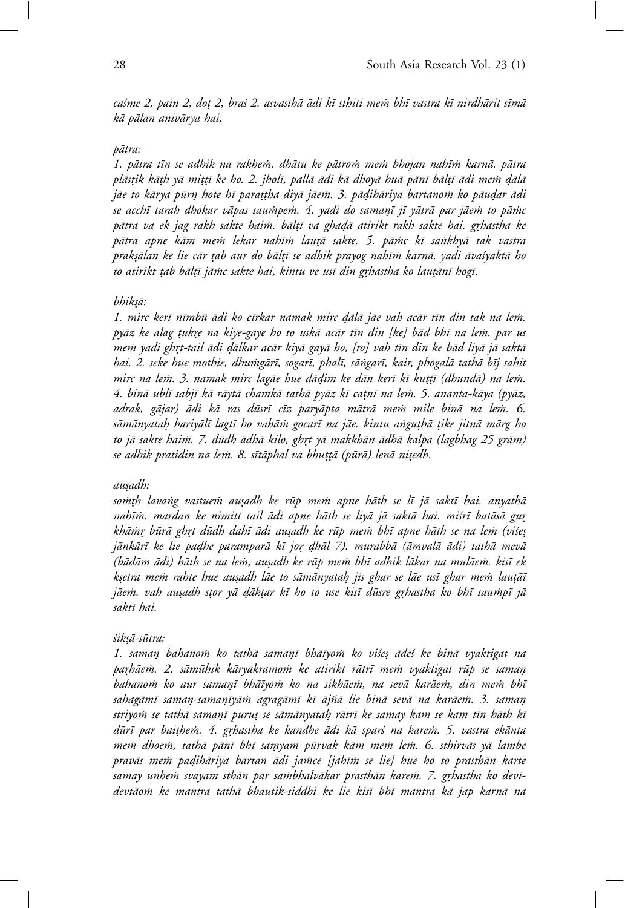*caśme 2, pain 2, doṭ 2, braś 2. asvasthā ādi kī sthiti meṁ bhī vastra kī nirdhārit sīmā kā pālan anivārya hai.*

*pātra:*

*1. pātra tīn se adhik na rakheṁ. dhātu ke pātroṁ meṁ bhojan nahīṁ karnā. pātra plāsṭik kāṭh yā miṭṭī ke ho. 2. jholī, pallā ādi kā dhoyā huā pānī bālṭī ādi meṁ ḍālā jāe to kārya pūrṇ hote hī paraṭṭha diyā jāeṁ. 3. pāḍihāriya bartanoṁ ko pāuḍar ādi se acchī tarah dhokar vāpas sauṁpeṁ. 4. yadi do samaṇī jī yātrā par jāeṁ to pāṁc pātra va ek jag rakh sakte haiṁ. bālṭī va ghaḍā atirikt rakh sakte hai. gṛhastha ke pātra apne kām meṁ lekar nahīṁ lauṭā sakte. 5. pāṁc kī saṅkhyā tak vastra prakṣālan ke lie cār ṭab aur do bālṭī se adhik prayog nahīṁ karnā. yadi āvaśyaktā ho to atirikt ṭab bālṭī jāṁc sakte hai, kintu ve usī din gṛhastha ko lauṭānī hogī.*

*bhikṣā:*

*1. mirc kerī nīmbū ādi ko cīrkar namak mirc ḍālā jāe vah acār tīn din tak na leṁ. pyāz ke alag ṭukṛe na kiye-gaye ho to uskā acār tīn din [ke] bād bhī na leṁ. par us meṁ yadi ghṛt-tail ādi ḍālkar acār kiyā gayā ho, [to] vah tīn din ke bād liyā jā saktā hai. 2. seke hue mothie, dhuṅgārī, sogarī, phalī, sāṅgarī, kair, phogalā tathā bīj sahit mirc na leṁ. 3. namak mirc lagāe hue dāḍim ke dān kerī kī kuṭṭī (dhundā) na leṁ. 4. binā ublī sabjī kā rāytā chamkā tathā pyāz kī caṭnī na leṁ. 5. ananta-kāya (pyāz, adrak, gājar) ādi kā ras dūsrī cīz paryāpta mātrā meṁ mile binā na leṁ. 6. sāmānyataḥ hariyālī lagtī ho vahāṁ gocarī na jāe. kintu aṅguṭhā ṭike jitnā mārg ho to jā sakte haiṁ. 7. dūdh ādhā kilo, ghṛt yā makkhān ādhā kalpa (lagbhag 25 grām) se adhik pratidin na leṁ. 8. sītāphal va bhuṭṭā (pūrā) lenā niṣedh.*

*auṣadh:*

*soṁṭh lavaṅg vastueṁ auṣadh ke rūp meṁ apne hāth se lī jā saktī hai. anyathā nahīṁ. mardan ke nimitt tail ādi apne hāth se liyā jā saktā hai. miśrī batāsā guṛ khāṁṛ būrā ghṛt dūdh dahī ādi auṣadh ke rūp meṁ bhī apne hāth se na leṁ (viśeṣ jānkārī ke lie paḍhe paramparā kī joṛ ḍhāl 7). murabbā (āmvalā ādi) tathā mevā (bādām ādi) hāth se na leṁ, auṣadh ke rūp meṁ bhī adhik lākar na mulāeṁ. kisī ek kṣetra meṁ rahte hue auṣadh lāe to sāmānyataḥ jis ghar se lāe usī ghar meṁ lauṭāī jāeṁ. vah auṣadh sṭor yā ḍākṭar kī ho to use kisī dūsre gṛhastha ko bhī sauṁpī jā saktī hai.*

*śikṣā-sūtra:*

*1. samaṇ bahanoṁ ko tathā samaṇī bhāīyoṁ ko viśeṣ ādeś ke binā vyaktigat na paṛhāeṁ. 2. sāmūhik kāryakramoṁ ke atirikt rātrī meṁ vyaktigat rūp se samaṇ bahanoṁ ko aur samaṇī bhāīyoṁ ko na sikhāeṁ, na sevā karāeṁ, din meṁ bhī sahagāmī samaṇ-samaṇīyāṁ agragāmī kī ājñā lie binā sevā na karāeṁ. 3. samaṇ striyoṁ se tathā samaṇī puruṣ se sāmānyataḥ rātrī ke samay kam se kam tīn hāth kī dūrī par baiṭheṁ. 4. gṛhastha ke kandhe ādi kā sparś na kareṁ. 5. vastra ekānta meṁ dhoeṁ, tathā pānī bhī saṃyam pūrvak kām meṁ leṁ. 6. sthirvās yā lambe pravās meṁ paḍihāriya bartan ādi jaṁce [jahīṁ se lie] hue ho to prasthān karte samay unheṁ svayam sthān par saṁbhalvākar prasthān kareṁ. 7. gṛhastha ko devī-devtāoṁ ke mantra tathā bhautik-siddhi ke lie kisī bhī mantra kā jap karnā na*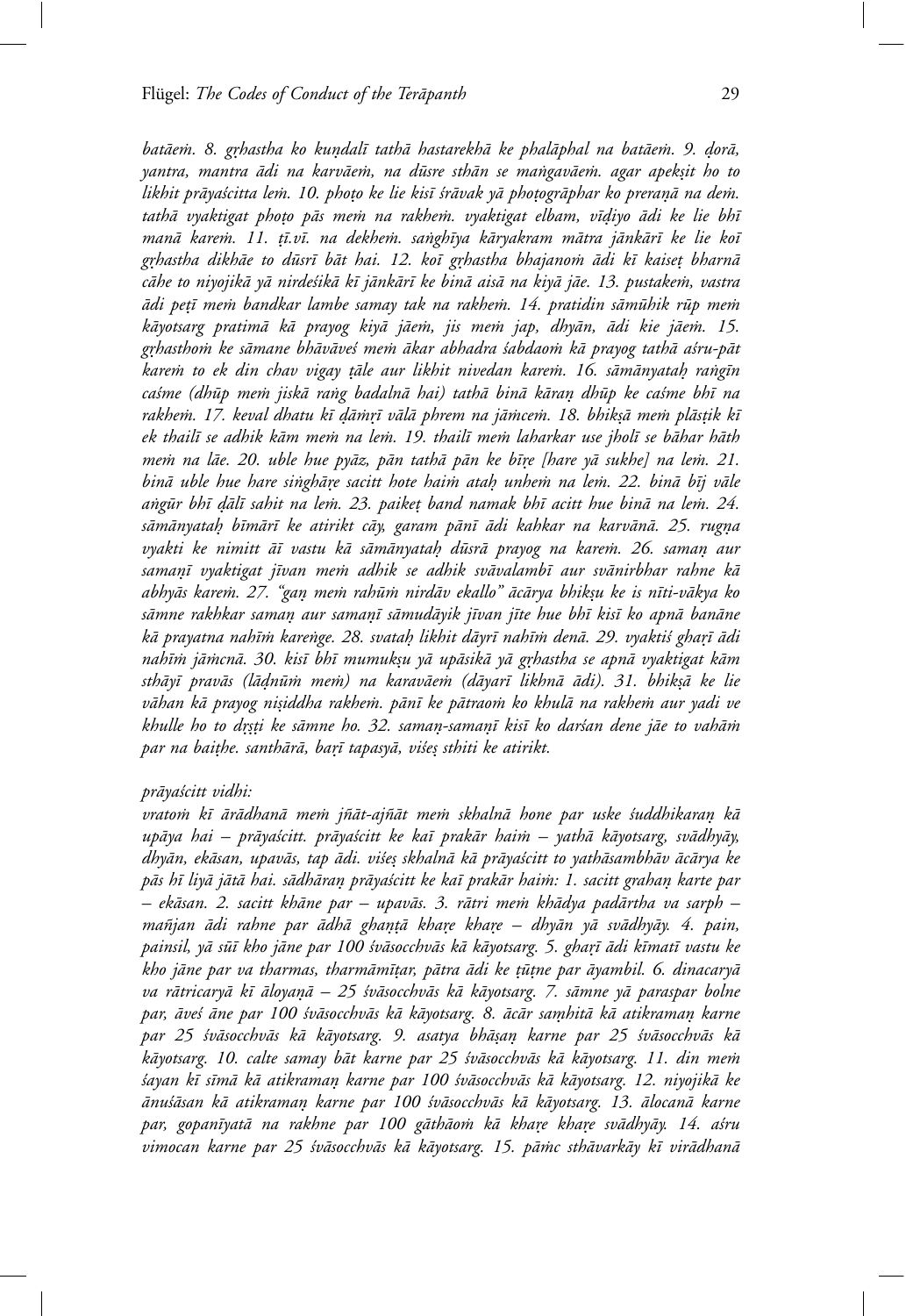*batāeṁ. 8. gṛhastha ko kuṇḍalī tathā hastarekhā ke phalāphal na batāeṁ. 9. ḍorā, yantra, mantra ādi na karvāeṁ, na dūsre sthān se maṅgavāeṁ. agar apekṣit ho to likhit prāyaścitta leṁ. 10. phoṭo ke lie kisī śrāvak yā phoṭogrāphar ko preraṇā na deṁ. tathā vyaktigat phoṭo pās meṁ na rakheṁ. vyaktigat elbam, vīḍiyo ādi ke lie bhī manā kareṁ. 11. ṭī.vī. na dekheṁ. saṅghīya kāryakram mātra jānkārī ke lie koī gṛhastha dikhāe to dūsrī bāt hai. 12. koī gṛhastha bhajanoṁ ādi kī kaiseṭ bharnā cāhe to niyojikā yā nirdeśikā kī jānkārī ke binā aisā na kiyā jāe. 13. pustakeṁ, vastra ādi peṭī meṁ bandkar lambe samay tak na rakheṁ. 14. pratidin sāmūhik rūp meṁ kāyotsarg pratimā kā prayog kiyā jāeṁ, jis meṁ jap, dhyān, ādi kie jāeṁ. 15. gṛhasthoṁ ke sāmane bhāvāveś meṁ ākar abhadra śabdaoṁ kā prayog tathā aśru-pāt kareṁ to ek din chav vigay ṭāle aur likhit nivedan kareṁ. 16. sāmānyataḥ raṅgīn caśme (dhūp meṁ jiskā raṅg badalnā hai) tathā binā kāraṇ dhūp ke caśme bhī na rakheṁ. 17. keval dhatu kī ḍāṁṛī vālā phrem na jāṁceṁ. 18. bhikṣā meṁ plāsṭik kī ek thailī se adhik kām meṁ na leṁ. 19. thailī meṁ laharkar use jholī se bāhar hāth meṁ na lāe. 20. uble hue pyāz, pān tathā pān ke bīṛe [hare yā sukhe] na leṁ. 21. binā uble hue hare siṅghāṛe sacitt hote haiṁ ataḥ unheṁ na leṁ. 22. binā bīj vāle aṅgūr bhī ḍālī sahit na leṁ. 23. paikeṭ band namak bhī acitt hue binā na leṁ. 24. sāmānyataḥ bīmārī ke atirikt cāy, garam pānī ādi kahkar na karvānā. 25. rugṇa vyakti ke nimitt āī vastu kā sāmānyataḥ dūsrā prayog na kareṁ. 26. samaṇ aur samaṇī vyaktigat jīvan meṁ adhik se adhik svāvalambī aur svānirbhar rahne kā abhyās kareṁ. 27. "gaṇ meṁ rahūṁ nirdāv ekallo" ācārya bhikṣu ke is nīti-vākya ko sāmne rakhkar samaṇ aur samaṇī sāmudāyik jīvan jīte hue bhī kisī ko apnā banāne kā prayatna nahīṁ kareṅge. 28. svataḥ likhit dāyrī nahīṁ denā. 29. vyaktiś ghaṛī ādi nahīṁ jāṁcnā. 30. kisī bhī mumukṣu yā upāsikā yā gṛhastha se apnā vyaktigat kām sthāyī pravās (lāḍnūṁ meṁ) na karavāeṁ (dāyarī likhnā ādi). 31. bhikṣā ke lie vāhan kā prayog niṣiddha rakheṁ. pānī ke pātraoṁ ko khulā na rakheṁ aur yadi ve khulle ho to dṛṣṭi ke sāmne ho. 32. samaṇ-samaṇī kisī ko darśan dene jāe to vahāṁ par na baiṭhe. santhārā, baṛī tapasyā, viśeṣ sthiti ke atirikt.*

*prāyaścitt vidhi:*

*vratoṁ kī ārādhanā meṁ jñāt-ajñāt meṁ skhalnā hone par uske śuddhikaraṇ kā upāya hai – prāyaścitt. prāyaścitt ke kaī prakār haiṁ – yathā kāyotsarg, svādhyāy, dhyān, ekāsan, upavās, tap ādi. viśeṣ skhalnā kā prāyaścitt to yathāsambhāv ācārya ke pās hī liyā jātā hai. sādhāraṇ prāyaścitt ke kaī prakār haiṁ: 1. sacitt grahaṇ karte par – ekāsan. 2. sacitt khāne par – upavās. 3. rātri meṁ khādya padārtha va sarph – mañjan ādi rahne par ādhā ghaṇṭā khaṛe khaṛe – dhyān yā svādhyāy. 4. pain, painsil, yā sūī kho jāne par 100 śvāsocchvās kā kāyotsarg. 5. ghaṛī ādi kīmatī vastu ke kho jāne par va tharmas, tharmāmīṭar, pātra ādi ke ṭūṭne par āyambil. 6. dinacaryā va rātricaryā kī āloyaṇā – 25 śvāsocchvās kā kāyotsarg. 7. sāmne yā paraspar bolne par, āveś āne par 100 śvāsocchvās kā kāyotsarg. 8. ācār saṃhitā kā atikramaṇ karne par 25 śvāsocchvās kā kāyotsarg. 9. asatya bhāṣaṇ karne par 25 śvāsocchvās kā kāyotsarg. 10. calte samay bāt karne par 25 śvāsocchvās kā kāyotsarg. 11. din meṁ śayan kī sīmā kā atikramaṇ karne par 100 śvāsocchvās kā kāyotsarg. 12. niyojikā ke ānuśāsan kā atikramaṇ karne par 100 śvāsocchvās kā kāyotsarg. 13. ālocanā karne par, gopanīyatā na rakhne par 100 gāthāoṁ kā khaṛe khaṛe svādhyāy. 14. aśru vimocan karne par 25 śvāsocchvās kā kāyotsarg. 15. pāṁc sthāvarkāy kī virādhanā*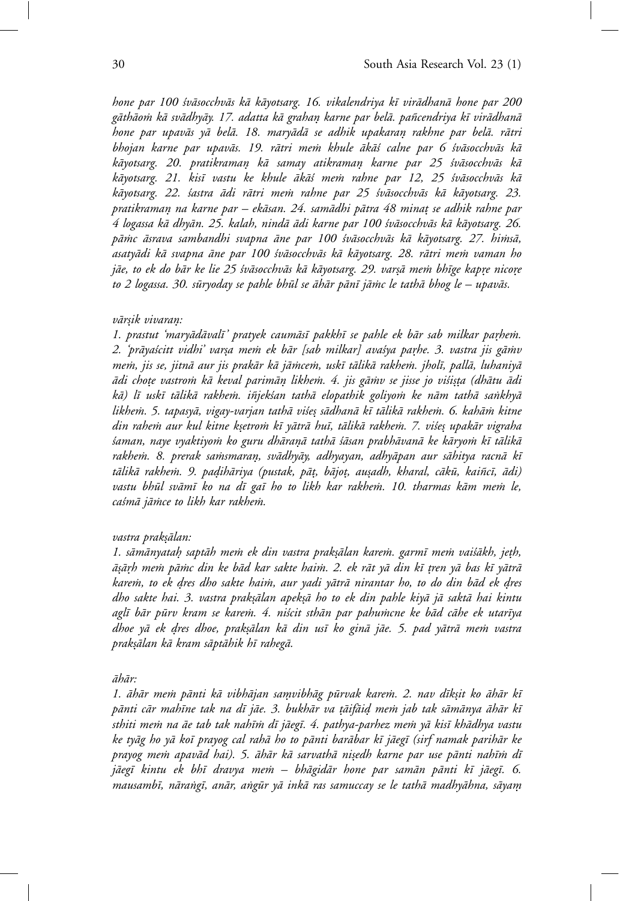*hone par 100 śvāsocchvās kā kāyotsarg. 16. vikalendriya kī virādhanā hone par 200 gāthāoṁ kā svādhyāy. 17. adatta kā grahaṇ karne par belā. pañcendriya kī virādhanā hone par upavās yā belā. 18. maryādā se adhik upakaraṇ rakhne par belā. rātri bhojan karne par upavās. 19. rātri meṁ khule ākāś calne par 6 śvāsocchvās kā kāyotsarg. 20. pratikramaṇ kā samay atikramaṇ karne par 25 śvāsocchvās kā kāyotsarg. 21. kisī vastu ke khule ākāś meṁ rahne par 12, 25 śvāsocchvās kā kāyotsarg. 22. śastra ādi rātri meṁ rahne par 25 śvāsocchvās kā kāyotsarg. 23. pratikramaṇ na karne par – ekāsan. 24. samādhi pātra 48 minaṭ se adhik rahne par 4 logassa kā dhyān. 25. kalah, nindā ādi karne par 100 śvāsocchvās kā kāyotsarg. 26. pāṁc āsrava sambandhi svapna āne par 100 śvāsocchvās kā kāyotsarg. 27. hiṁsā, asatyādi kā svapna āne par 100 śvāsocchvās kā kāyotsarg. 28. rātri meṁ vaman ho jāe, to ek do bār ke lie 25 śvāsocchvās kā kāyotsarg. 29. varṣā meṁ bhīge kapṛe nicoṛe to 2 logassa. 30. sūryoday se pahle bhūl se āhār pānī jāṁc le tathā bhog le – upavās.*

*vārṣik vivaraṇ:*

*1. prastut 'maryādāvalī' pratyek caumāsī pakkhī se pahle ek bār sab milkar paṛheṁ. 2. 'prāyaścitt vidhi' varṣa meṁ ek bār [sab milkar] avaśya paṛhe. 3. vastra jis gāṁv meṁ, jis se, jitnā aur jis prakār kā jāṁceṁ, uskī tālikā rakheṁ. jholī, pallā, luhaniyā ādi choṭe vastroṁ kā keval parimāṇ likheṁ. 4. jis gāṁv se jisse jo viśiṣṭa (dhātu ādi kā) lī uskī tālikā rakheṁ. iñjekśan tathā elopathik goliyoṁ ke nām tathā saṅkhyā likheṁ. 5. tapasyā, vigay-varjan tathā viśeṣ sādhanā kī tālikā rakheṁ. 6. kahāṁ kitne din raheṁ aur kul kitne kṣetroṁ kī yātrā huī, tālikā rakheṁ. 7. viśeṣ upakār vigraha śaman, naye vyaktiyoṁ ko guru dhāraṇā tathā śāsan prabhāvanā ke kāryoṁ kī tālikā rakheṁ. 8. prerak saṁsmaraṇ, svādhyāy, adhyayan, adhyāpan aur sāhitya racnā kī tālikā rakheṁ. 9. paḍihāriya (pustak, pāṭ, bājoṭ, auṣadh, kharal, cākū, kaiñcī, ādi) vastu bhūl svāmī ko na dī gaī ho to likh kar rakheṁ. 10. tharmas kām meṁ le, caśmā jāṁce to likh kar rakheṁ.*

*vastra prakṣālan:*

*1. sāmānyataḥ saptāh meṁ ek din vastra prakṣālan kareṁ. garmī meṁ vaiśākh, jeṭh, āṣāṛh meṁ pāṁc din ke bād kar sakte haiṁ. 2. ek rāt yā din kī ṭren yā bas kī yātrā kareṁ, to ek ḍres dho sakte haiṁ, aur yadi yātrā nirantar ho, to do din bād ek ḍres dho sakte hai. 3. vastra prakṣālan apekṣā ho to ek din pahle kiyā jā saktā hai kintu aglī bār pūrv kram se kareṁ. 4. niścit sthān par pahuṁcne ke bād cāhe ek utarīya dhoe yā ek ḍres dhoe, prakṣālan kā din usī ko ginā jāe. 5. pad yātrā meṁ vastra prakṣālan kā kram sāptāhik hī rahegā.*

*āhār:*

*1. āhār meṁ pānti kā vibhājan saṃvibhāg pūrvak kareṁ. 2. nav dīkṣit ko āhār kī pānti cār mahīne tak na dī jāe. 3. bukhār va ṭāifāiḍ meṁ jab tak sāmānya āhār kī sthiti meṁ na āe tab tak nahīṁ dī jāegī. 4. pathya-parhez meṁ yā kisī khādhya vastu ke tyāg ho yā koī prayog cal rahā ho to pānti barābar kī jāegī (sirf namak parihār ke prayog meṁ apavād hai). 5. āhār kā sarvathā niṣedh karne par use pānti nahīṁ dī jāegī kintu ek bhī dravya meṁ – bhāgidār hone par samān pānti kī jāegī. 6. mausambī, nāraṅgī, anār, aṅgūr yā inkā ras samuccay se le tathā madhyāhna, sāyaṃ*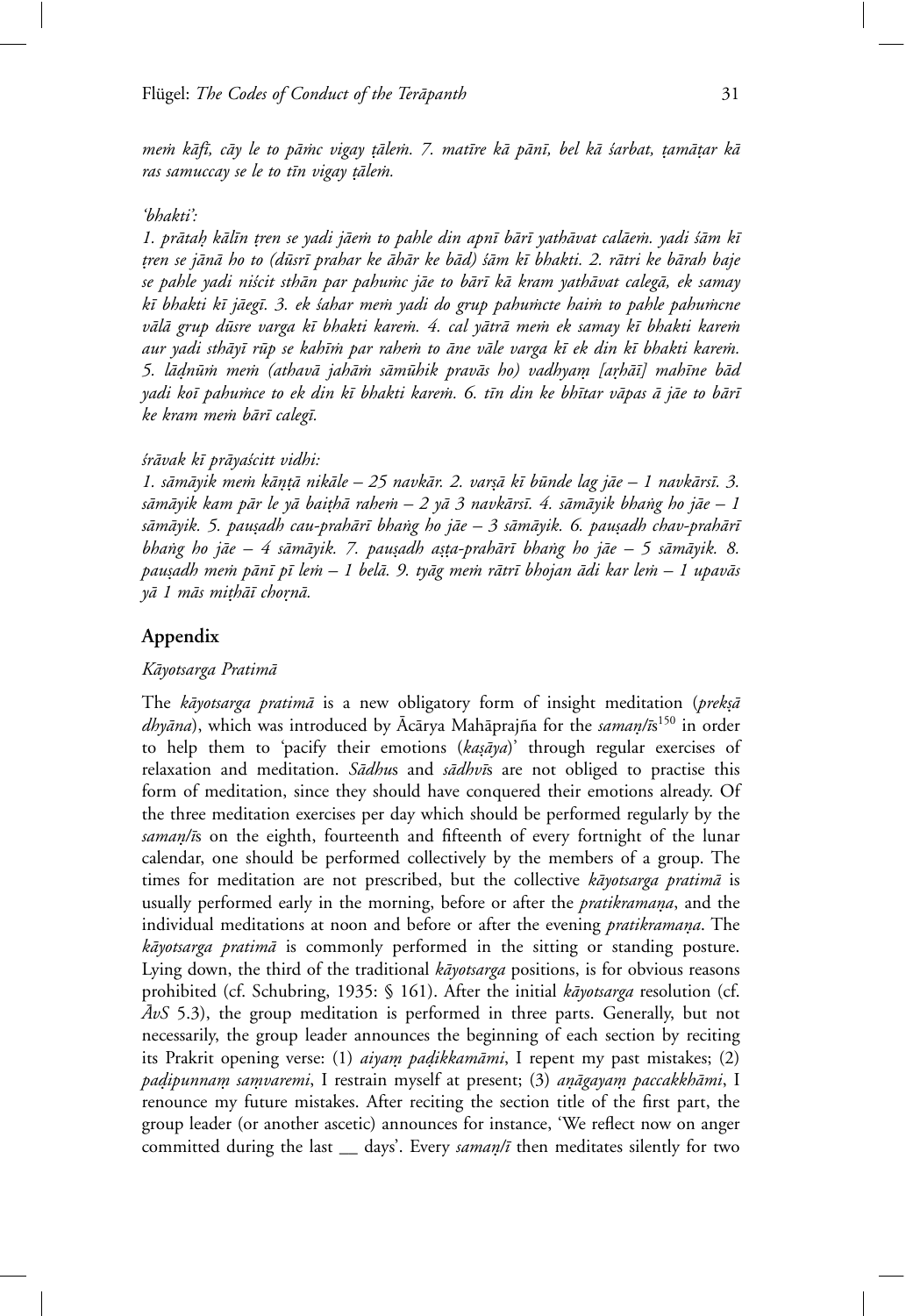*meṁ kāfī, cāy le to pāṁc vigay ṭāleṁ. 7. matīre kā pānī, bel kā śarbat, ṭamāṭar kā ras samuccay se le to tīn vigay ṭāleṁ.*

*'bhakti':*

*1. prātaḥ kālīn ṭren se yadi jāeṁ to pahle din apnī bārī yathāvat calāeṁ. yadi śām kī ṭren se jānā ho to (dūsrī prahar ke āhār ke bād) śām kī bhakti. 2. rātri ke bārah baje se pahle yadi niścit sthān par pahuṁc jāe to bārī kā kram yathāvat calegā, ek samay kī bhakti kī jāegī. 3. ek śahar meṁ yadi do grup pahuṁcte haiṁ to pahle pahuṁcne vālā grup dūsre varga kī bhakti kareṁ. 4. cal yātrā meṁ ek samay kī bhakti kareṁ aur yadi sthāyī rūp se kahīṁ par raheṁ to āne vāle varga kī ek din kī bhakti kareṁ. 5. lāḍnūṁ meṁ (athavā jahāṁ sāmūhik pravās ho) vadhyaṃ [aṛhāī] mahīne bād yadi koī pahuṁce to ek din kī bhakti kareṁ. 6. tīn din ke bhītar vāpas ā jāe to bārī ke kram meṁ bārī calegī.*

*śrāvak kī prāyaścitt vidhi:*

*1. sāmāyik meṁ kāṇṭā nikāle – 25 navkār. 2. varṣā kī būnde lag jāe – 1 navkārsī. 3. sāmāyik kam pār le yā baiṭhā raheṁ – 2 yā 3 navkārsī. 4. sāmāyik bhaṅg ho jāe – 1 sāmāyik. 5. pauṣadh cau-prahārī bhaṅg ho jāe – 3 sāmāyik. 6. pauṣadh chav-prahārī bhaṅg ho jāe – 4 sāmāyik. 7. pauṣadh aṣṭa-prahārī bhaṅg ho jāe – 5 sāmāyik. 8. pauṣadh meṁ pānī pī leṁ – 1 belā. 9. tyāg meṁ rātrī bhojan ādi kar leṁ – 1 upavās yā 1 mās miṭhāī choṛnā.*

## Appendix

### *Kāyotsarga Pratimā*

The *kāyotsarga pratimā* is a new obligatory form of insight meditation (*prekṣā dhyāna*), which was introduced by Ācārya Mahāprajña for the *samaṇ/ī*s[150] in order to help them to 'pacify their emotions (*kaṣāya*)' through regular exercises of relaxation and meditation. *Sādhu*s and *sādhvī*s are not obliged to practise this form of meditation, since they should have conquered their emotions already. Of the three meditation exercises per day which should be performed regularly by the *samaṇ/ī*s on the eighth, fourteenth and fifteenth of every fortnight of the lunar calendar, one should be performed collectively by the members of a group. The times for meditation are not prescribed, but the collective *kāyotsarga pratimā* is usually performed early in the morning, before or after the *pratikramaṇa*, and the individual meditations at noon and before or after the evening *pratikramaṇa*. The *kāyotsarga pratimā* is commonly performed in the sitting or standing posture. Lying down, the third of the traditional *kāyotsarga* positions, is for obvious reasons prohibited (cf. Schubring, 1935: § 161). After the initial *kāyotsarga* resolution (cf. *ĀvS* 5.3), the group meditation is performed in three parts. Generally, but not necessarily, the group leader announces the beginning of each section by reciting its Prakrit opening verse: (1) *aiyaṃ paḍikkamāmi*, I repent my past mistakes; (2) *paḍipunnaṃ saṃvaremi*, I restrain myself at present; (3) *aṇāgayaṃ paccakkhāmi*, I renounce my future mistakes. After reciting the section title of the first part, the group leader (or another ascetic) announces for instance, 'We reflect now on anger committed during the last __ days'. Every *samaṇ/ī* then meditates silently for two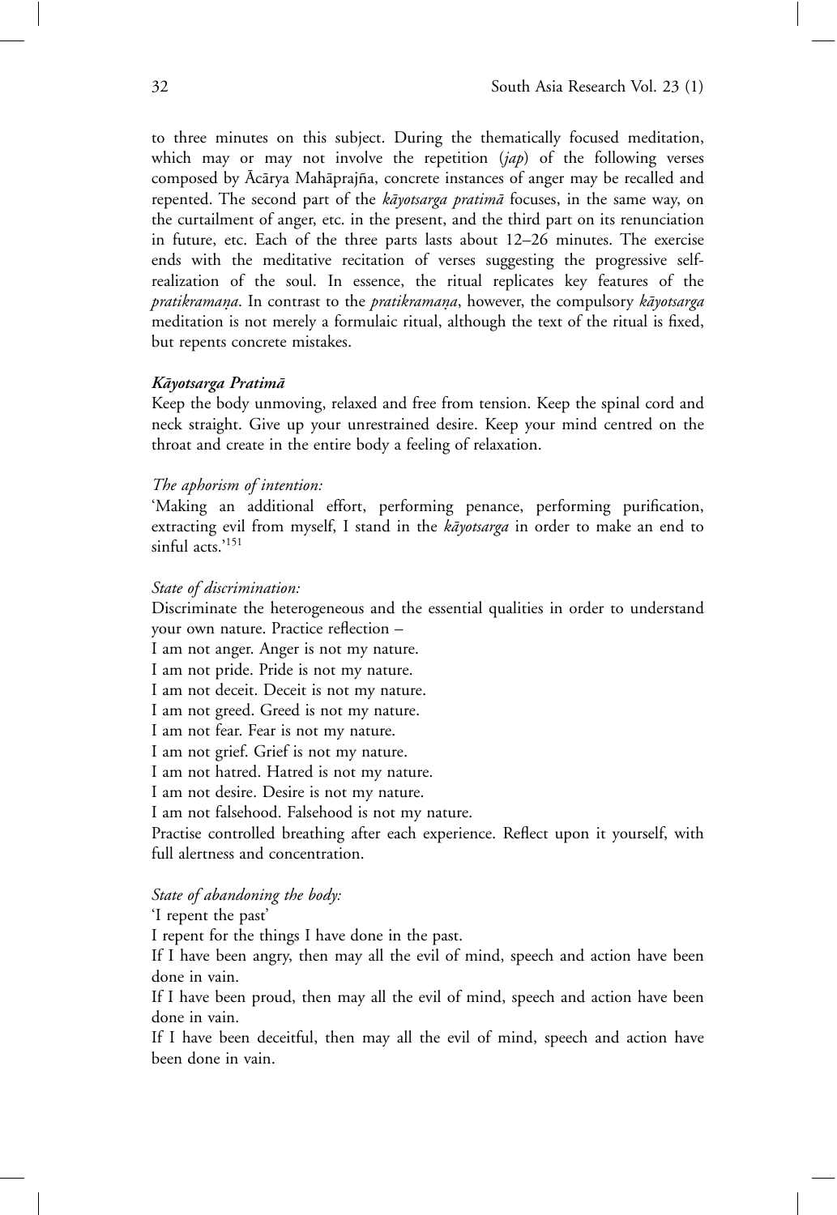to three minutes on this subject. During the thematically focused meditation, which may or may not involve the repetition (*jap*) of the following verses composed by Ācārya Mahāprajña, concrete instances of anger may be recalled and repented. The second part of the *kāyotsarga pratimā* focuses, in the same way, on the curtailment of anger, etc. in the present, and the third part on its renunciation in future, etc. Each of the three parts lasts about 12–26 minutes. The exercise ends with the meditative recitation of verses suggesting the progressive self-realization of the soul. In essence, the ritual replicates key features of the *pratikramaṇa*. In contrast to the *pratikramaṇa*, however, the compulsory *kāyotsarga* meditation is not merely a formulaic ritual, although the text of the ritual is fixed, but repents concrete mistakes.

#### *Kāyotsarga Pratimā*

Keep the body unmoving, relaxed and free from tension. Keep the spinal cord and neck straight. Give up your unrestrained desire. Keep your mind centred on the throat and create in the entire body a feeling of relaxation.

*The aphorism of intention:*

'Making an additional effort, performing penance, performing purification, extracting evil from myself, I stand in the *kāyotsarga* in order to make an end to sinful acts.'[151]

*State of discrimination:*

Discriminate the heterogeneous and the essential qualities in order to understand your own nature. Practice reflection –

I am not anger. Anger is not my nature.
I am not pride. Pride is not my nature.
I am not deceit. Deceit is not my nature.
I am not greed. Greed is not my nature.
I am not fear. Fear is not my nature.
I am not grief. Grief is not my nature.
I am not hatred. Hatred is not my nature.
I am not desire. Desire is not my nature.
I am not falsehood. Falsehood is not my nature.

Practise controlled breathing after each experience. Reflect upon it yourself, with full alertness and concentration.

*State of abandoning the body:*

'I repent the past'

I repent for the things I have done in the past.

If I have been angry, then may all the evil of mind, speech and action have been done in vain.

If I have been proud, then may all the evil of mind, speech and action have been done in vain.

If I have been deceitful, then may all the evil of mind, speech and action have been done in vain.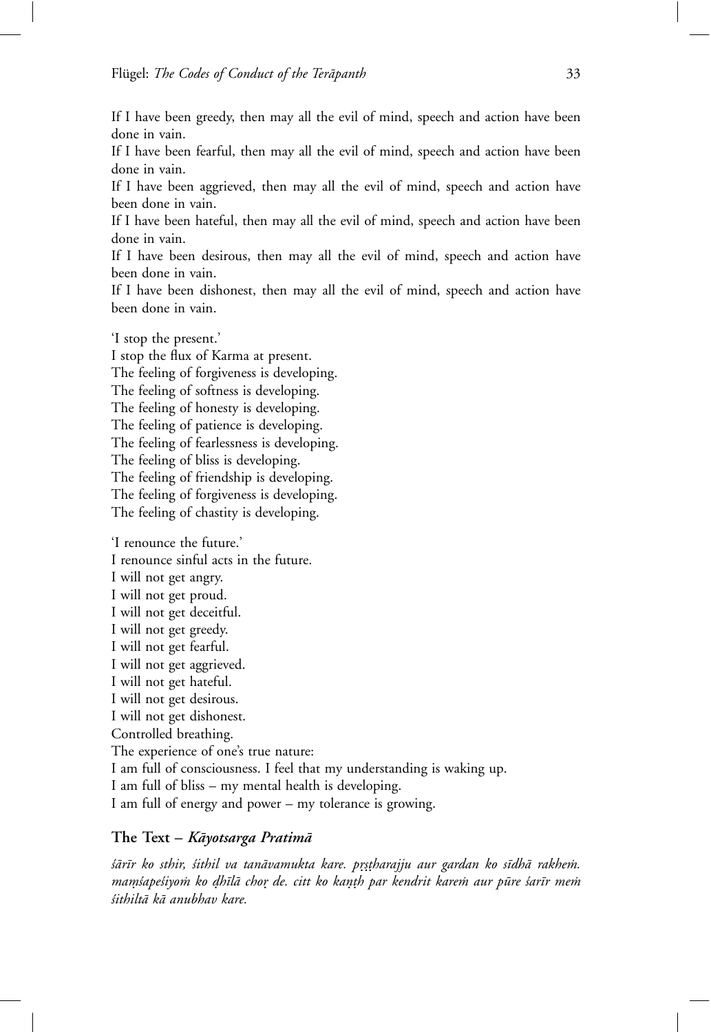If I have been greedy, then may all the evil of mind, speech and action have been done in vain.

If I have been fearful, then may all the evil of mind, speech and action have been done in vain.

If I have been aggrieved, then may all the evil of mind, speech and action have been done in vain.

If I have been hateful, then may all the evil of mind, speech and action have been done in vain.

If I have been desirous, then may all the evil of mind, speech and action have been done in vain.

If I have been dishonest, then may all the evil of mind, speech and action have been done in vain.

'I stop the present.'
I stop the flux of Karma at present.
The feeling of forgiveness is developing.
The feeling of softness is developing.
The feeling of honesty is developing.
The feeling of patience is developing.
The feeling of fearlessness is developing.
The feeling of bliss is developing.
The feeling of friendship is developing.
The feeling of forgiveness is developing.
The feeling of chastity is developing.

'I renounce the future.'
I renounce sinful acts in the future.
I will not get angry.
I will not get proud.
I will not get deceitful.
I will not get greedy.
I will not get fearful.
I will not get aggrieved.
I will not get hateful.
I will not get desirous.
I will not get dishonest.
Controlled breathing.
The experience of one's true nature:
I am full of consciousness. I feel that my understanding is waking up.
I am full of bliss – my mental health is developing.
I am full of energy and power – my tolerance is growing.

### The Text – *Kāyotsarga Pratimā*

*śārīr ko sthir, śithil va tanāvamukta kare. pṛṣṭharajju aur gardan ko sīdhā rakheṁ. maṃśapeśiyoṁ ko ḍhīlā choṛ de. citt ko kaṇṭh par kendrit kareṁ aur pūre śarīr meṁ śithiltā kā anubhav kare.*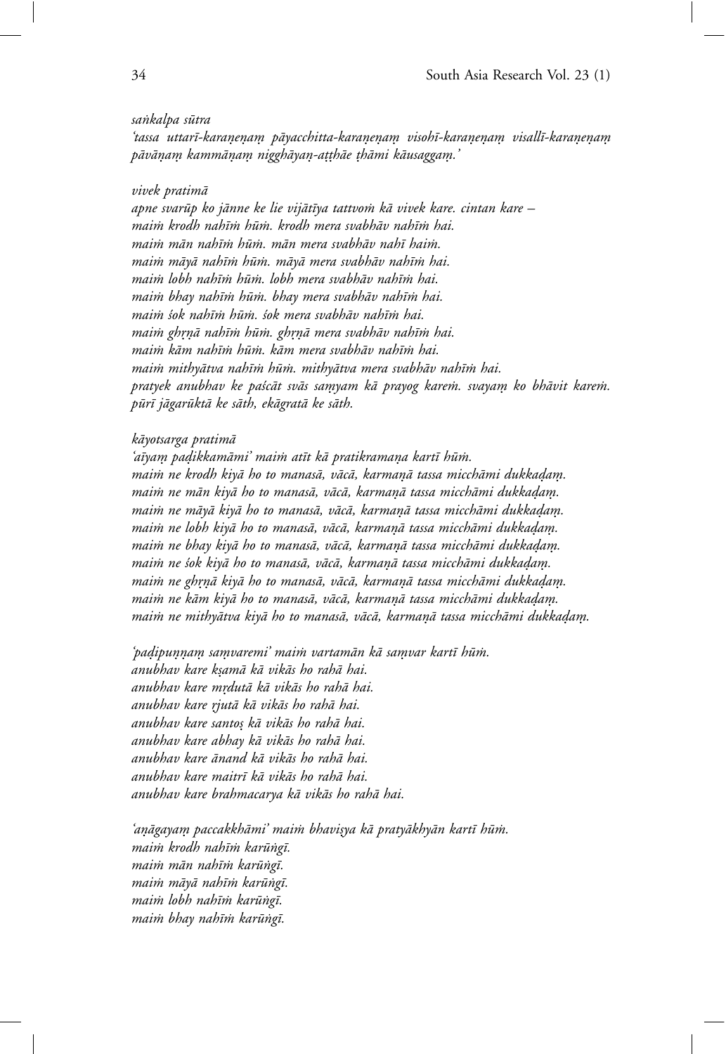*saṅkalpa sūtra*

*'tassa uttarī-karaṇeṇaṃ pāyacchitta-karaṇeṇaṃ visohī-karaṇeṇaṃ visallī-karaṇeṇaṃ pāvāṇaṃ kammāṇaṃ nigghāyaṇ-aṭṭhāe ṭhāmi kāusaggaṃ.'*

*vivek pratimā*

*apne svarūp ko jānne ke lie vijātīya tattvoṁ kā vivek kare. cintan kare –*
*maiṁ krodh nahīṁ hūṁ. krodh mera svabhāv nahīṁ hai.*
*maiṁ mān nahīṁ hūṁ. mān mera svabhāv nahī haiṁ.*
*maiṁ māyā nahīṁ hūṁ. māyā mera svabhāv nahīṁ hai.*
*maiṁ lobh nahīṁ hūṁ. lobh mera svabhāv nahīṁ hai.*
*maiṁ bhay nahīṁ hūṁ. bhay mera svabhāv nahīṁ hai.*
*maiṁ śok nahīṁ hūṁ. śok mera svabhāv nahīṁ hai.*
*maiṁ ghṛṇā nahīṁ hūṁ. ghṛṇā mera svabhāv nahīṁ hai.*
*maiṁ kām nahīṁ hūṁ. kām mera svabhāv nahīṁ hai.*
*maiṁ mithyātva nahīṁ hūṁ. mithyātva mera svabhāv nahīṁ hai.*
*pratyek anubhav ke paścāt svās saṃyam kā prayog kareṁ. svayaṃ ko bhāvit kareṁ. pūrī jāgarūktā ke sāth, ekāgratā ke sāth.*

*kāyotsarga pratimā*

*'aīyaṃ paḍikkamāmi' maiṁ atīt kā pratikramaṇa kartī hūṁ.*
*maiṁ ne krodh kiyā ho to manasā, vācā, karmaṇā tassa micchāmi dukkaḍaṃ.*
*maiṁ ne mān kiyā ho to manasā, vācā, karmaṇā tassa micchāmi dukkaḍaṃ.*
*maiṁ ne māyā kiyā ho to manasā, vācā, karmaṇā tassa micchāmi dukkaḍaṃ.*
*maiṁ ne lobh kiyā ho to manasā, vācā, karmaṇā tassa micchāmi dukkaḍaṃ.*
*maiṁ ne bhay kiyā ho to manasā, vācā, karmaṇā tassa micchāmi dukkaḍaṃ.*
*maiṁ ne śok kiyā ho to manasā, vācā, karmaṇā tassa micchāmi dukkaḍaṃ.*
*maiṁ ne ghṛṇā kiyā ho to manasā, vācā, karmaṇā tassa micchāmi dukkaḍaṃ.*
*maiṁ ne kām kiyā ho to manasā, vācā, karmaṇā tassa micchāmi dukkaḍaṃ.*
*maiṁ ne mithyātva kiyā ho to manasā, vācā, karmaṇā tassa micchāmi dukkaḍaṃ.*

*'paḍipuṇṇaṃ saṃvaremi' maiṁ vartamān kā saṃvar kartī hūṁ.*
*anubhav kare kṣamā kā vikās ho rahā hai.*
*anubhav kare mṛdutā kā vikās ho rahā hai.*
*anubhav kare ṛjutā kā vikās ho rahā hai.*
*anubhav kare santoṣ kā vikās ho rahā hai.*
*anubhav kare abhay kā vikās ho rahā hai.*
*anubhav kare ānand kā vikās ho rahā hai.*
*anubhav kare maitrī kā vikās ho rahā hai.*
*anubhav kare brahmacarya kā vikās ho rahā hai.*

*'aṇāgayaṃ paccakkhāmi' maiṁ bhaviṣya kā pratyākhyān kartī hūṁ.*
*maiṁ krodh nahīṁ karūṅgī.*
*maiṁ mān nahīṁ karūṅgī.*
*maiṁ māyā nahīṁ karūṅgī.*
*maiṁ lobh nahīṁ karūṅgī.*
*maiṁ bhay nahīṁ karūṅgī.*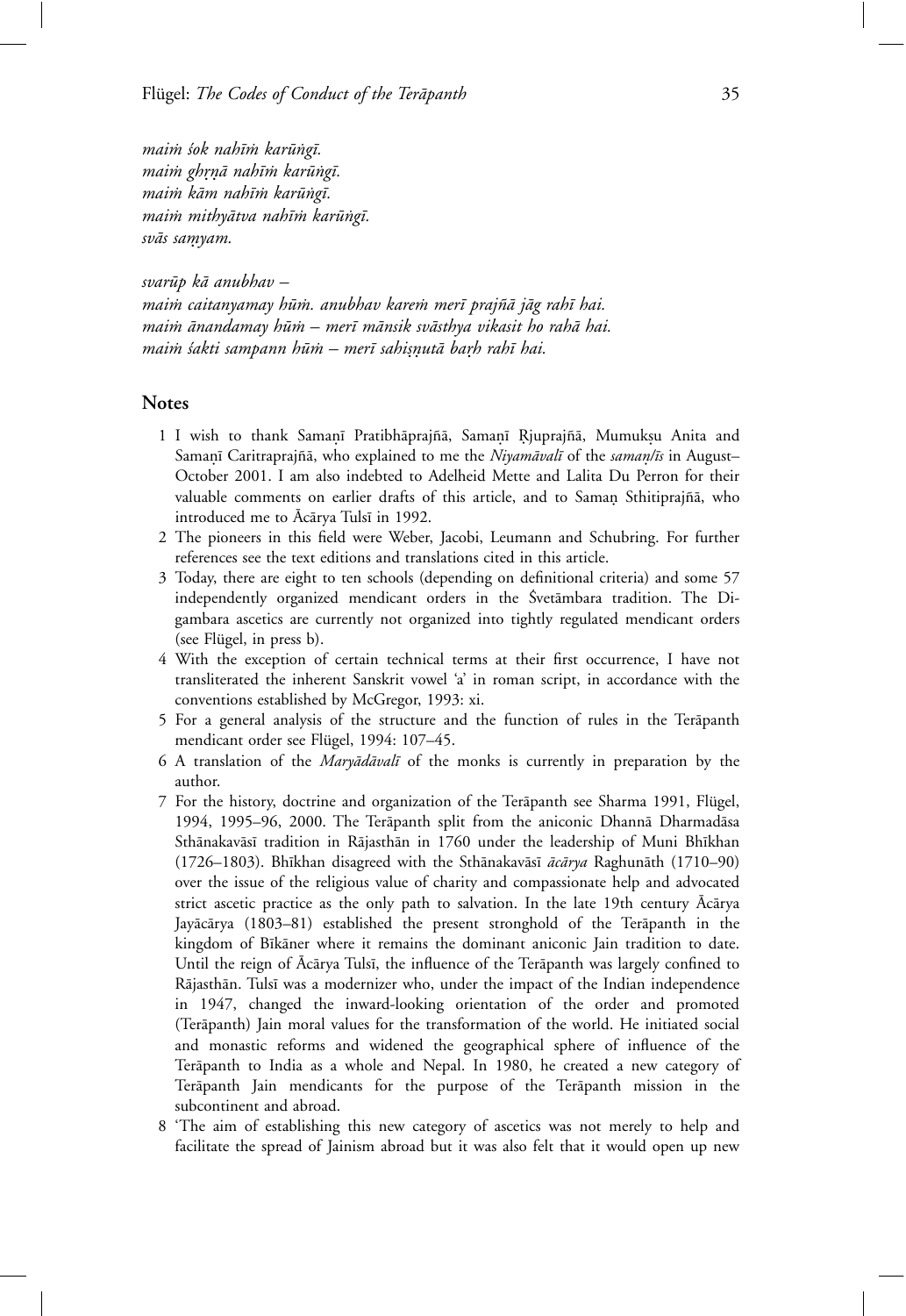*maiṁ śok nahīṁ karūṅgī.*
*maiṁ ghṛṇā nahīṁ karūṅgī.*
*maiṁ kām nahīṁ karūṅgī.*
*maiṁ mithyātva nahīṁ karūṅgī.*
*svās saṃyam.*

*svarūp kā anubhav –*
*maiṁ caitanyamay hūṁ. anubhav kareṁ merī prajñā jāg rahī hai.*
*maiṁ ānandamay hūṁ – merī mānsik svāsthya vikasit ho rahā hai.*
*maiṁ śakti sampann hūṁ – merī sahiṣṇutā baṛh rahī hai.*

## Notes

1 I wish to thank Samaṇī Pratibhāprajñā, Samaṇī Ṛjuprajñā, Mumukṣu Anita and Samaṇī Caritraprajñā, who explained to me the *Niyamāvalī* of the *samaṇ/īs* in August–October 2001. I am also indebted to Adelheid Mette and Lalita Du Perron for their valuable comments on earlier drafts of this article, and to Samaṇ Sthitiprajñā, who introduced me to Ācārya Tulsī in 1992.

2 The pioneers in this field were Weber, Jacobi, Leumann and Schubring. For further references see the text editions and translations cited in this article.

3 Today, there are eight to ten schools (depending on definitional criteria) and some 57 independently organized mendicant orders in the Śvetāmbara tradition. The Digambara ascetics are currently not organized into tightly regulated mendicant orders (see Flügel, in press b).

4 With the exception of certain technical terms at their first occurrence, I have not transliterated the inherent Sanskrit vowel 'a' in roman script, in accordance with the conventions established by McGregor, 1993: xi.

5 For a general analysis of the structure and the function of rules in the Terāpanth mendicant order see Flügel, 1994: 107–45.

6 A translation of the *Maryādāvalī* of the monks is currently in preparation by the author.

7 For the history, doctrine and organization of the Terāpanth see Sharma 1991, Flügel, 1994, 1995–96, 2000. The Terāpanth split from the aniconic Dhannā Dharmadāsa Sthānakavāsī tradition in Rājasthān in 1760 under the leadership of Muni Bhīkhan (1726–1803). Bhīkhan disagreed with the Sthānakavāsī *ācārya* Raghunāth (1710–90) over the issue of the religious value of charity and compassionate help and advocated strict ascetic practice as the only path to salvation. In the late 19th century Ācārya Jayācārya (1803–81) established the present stronghold of the Terāpanth in the kingdom of Bīkāner where it remains the dominant aniconic Jain tradition to date. Until the reign of Ācārya Tulsī, the influence of the Terāpanth was largely confined to Rājasthān. Tulsī was a modernizer who, under the impact of the Indian independence in 1947, changed the inward-looking orientation of the order and promoted (Terāpanth) Jain moral values for the transformation of the world. He initiated social and monastic reforms and widened the geographical sphere of influence of the Terāpanth to India as a whole and Nepal. In 1980, he created a new category of Terāpanth Jain mendicants for the purpose of the Terāpanth mission in the subcontinent and abroad.

8 'The aim of establishing this new category of ascetics was not merely to help and facilitate the spread of Jainism abroad but it was also felt that it would open up new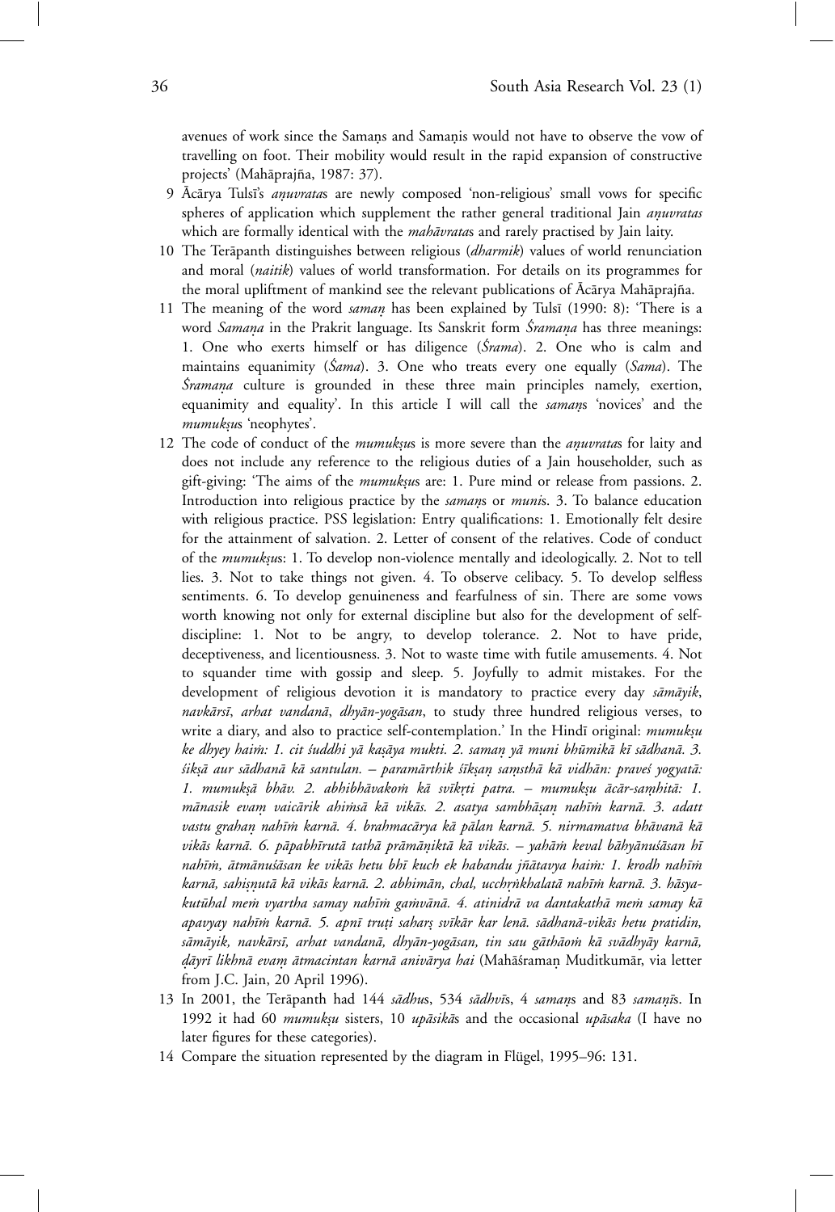avenues of work since the Samaṇs and Samaṇis would not have to observe the vow of travelling on foot. Their mobility would result in the rapid expansion of constructive projects' (Mahāprajña, 1987: 37).

9 Ācārya Tulsī's *aṇuvrata*s are newly composed 'non-religious' small vows for specific spheres of application which supplement the rather general traditional Jain *aṇuvratas* which are formally identical with the *mahāvrata*s and rarely practised by Jain laity.

10 The Terāpanth distinguishes between religious (*dharmik*) values of world renunciation and moral (*naitik*) values of world transformation. For details on its programmes for the moral upliftment of mankind see the relevant publications of Ācārya Mahāprajña.

11 The meaning of the word *samaṇ* has been explained by Tulsī (1990: 8): 'There is a word *Samaṇa* in the Prakrit language. Its Sanskrit form *Śramaṇa* has three meanings: 1. One who exerts himself or has diligence (*Śrama*). 2. One who is calm and maintains equanimity (*Śama*). 3. One who treats every one equally (*Sama*). The *Śramaṇa* culture is grounded in these three main principles namely, exertion, equanimity and equality'. In this article I will call the *samaṇ*s 'novices' and the *mumukṣu*s 'neophytes'.

12 The code of conduct of the *mumukṣu*s is more severe than the *aṇuvrata*s for laity and does not include any reference to the religious duties of a Jain householder, such as gift-giving: 'The aims of the *mumukṣu*s are: 1. Pure mind or release from passions. 2. Introduction into religious practice by the *samaṇ*s or *muni*s. 3. To balance education with religious practice. PSS legislation: Entry qualifications: 1. Emotionally felt desire for the attainment of salvation. 2. Letter of consent of the relatives. Code of conduct of the *mumukṣu*s: 1. To develop non-violence mentally and ideologically. 2. Not to tell lies. 3. Not to take things not given. 4. To observe celibacy. 5. To develop selfless sentiments. 6. To develop genuineness and fearfulness of sin. There are some vows worth knowing not only for external discipline but also for the development of self-discipline: 1. Not to be angry, to develop tolerance. 2. Not to have pride, deceptiveness, and licentiousness. 3. Not to waste time with futile amusements. 4. Not to squander time with gossip and sleep. 5. Joyfully to admit mistakes. For the development of religious devotion it is mandatory to practice every day *sāmāyik*, *navkārsī*, *arhat vandanā*, *dhyān-yogāsan*, to study three hundred religious verses, to write a diary, and also to practice self-contemplation.' In the Hindī original: *mumukṣu ke dhyey haiṁ: 1. cit śuddhi yā kaṣāya mukti. 2. samaṇ yā muni bhūmikā kī sādhanā. 3. śikṣā aur sādhanā kā santulan. – paramārthik śīkṣaṇ saṃsthā kā vidhān: praveś yogyatā: 1. mumukṣā bhāv. 2. abhibhāvakoṁ kā svīkṛti patra. – mumukṣu ācār-saṃhitā: 1. mānasik evaṃ vaicārik ahiṁsā kā vikās. 2. asatya sambhāṣaṇ nahīṁ karnā. 3. adatt vastu grahaṇ nahīṁ karnā. 4. brahmacārya kā pālan karnā. 5. nirmamatva bhāvanā kā vikās karnā. 6. pāpabhīrutā tathā prāmāṇiktā kā vikās. – yahāṁ keval bāhyānuśāsan hī nahīṁ, ātmānuśāsan ke vikās hetu bhī kuch ke habandu jñātavya haiṁ: 1. krodh nahīṁ karnā, sahiṣṇutā kā vikās karnā. 2. abhimān, chal, ucchṛṅkhalatā nahīṁ karnā. 3. hāsya-kutūhal meṁ vyartha samay nahīṁ gaṁvānā. 4. atinidrā va dantakathā meṁ samay kā apavyay nahīṁ karnā. 5. apnī truṭi sahaṛṣ svīkār kar lenā. sādhanā-vikās hetu pratidin, sāmāyik, navkārsī, arhat vandanā, dhyān-yogāsan, tin sau gāthāoṁ kā svādhyāy karnā, ḍāyrī likhnā evaṃ ātmacintan karnā anivārya hai* (Mahāśramaṇ Muditkumār, via letter from J.C. Jain, 20 April 1996).

13 In 2001, the Terāpanth had 144 *sādhu*s, 534 *sādhvī*s, 4 *samaṇ*s and 83 *samaṇī*s. In 1992 it had 60 *mumukṣu* sisters, 10 *upāsikā*s and the occasional *upāsaka* (I have no later figures for these categories).

14 Compare the situation represented by the diagram in Flügel, 1995–96: 131.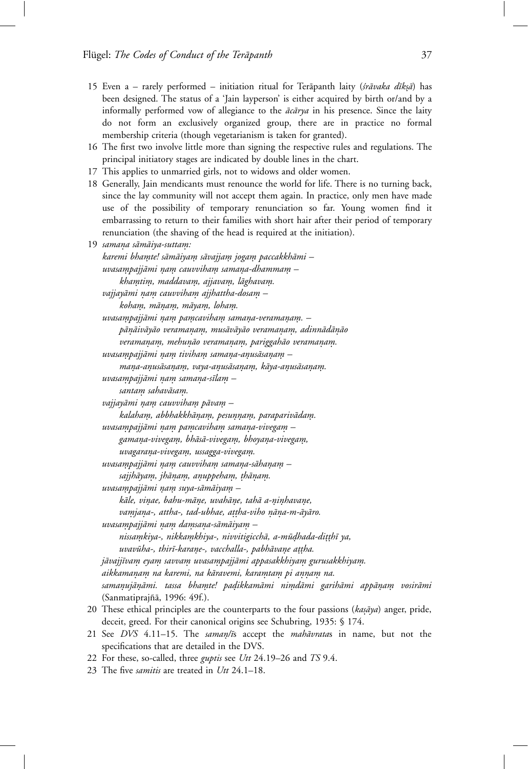15 Even a – rarely performed – initiation ritual for Terāpanth laity (*śrāvaka dīkṣā*) has been designed. The status of a 'Jain layperson' is either acquired by birth or/and by a informally performed vow of allegiance to the *ācārya* in his presence. Since the laity do not form an exclusively organized group, there are in practice no formal membership criteria (though vegetarianism is taken for granted).

16 The first two involve little more than signing the respective rules and regulations. The principal initiatory stages are indicated by double lines in the chart.

17 This applies to unmarried girls, not to widows and older women.

18 Generally, Jain mendicants must renounce the world for life. There is no turning back, since the lay community will not accept them again. In practice, only men have made use of the possibility of temporary renunciation so far. Young women find it embarrassing to return to their families with short hair after their period of temporary renunciation (the shaving of the head is required at the initiation).

19 *samaṇa sāmāiya-suttaṃ:*
*karemi bhaṃte! sāmāiyaṃ sāvajjaṃ jogaṃ paccakkhāmi –*
*uvasaṃpajjāmi ṇaṃ cauvvihaṃ samaṇa-dhammaṃ –*
*khaṃtiṃ, maddavaṃ, ajjavaṃ, lāghavaṃ.*
*vajjayāmi ṇaṃ cauvvihaṃ ajjhattha-dosaṃ –*
*kohaṃ, māṇaṃ, māyaṃ, lohaṃ.*
*uvasaṃpajjāmi ṇaṃ paṃcavihaṃ samaṇa-veramaṇaṃ. –*
*pāṇāivāyāo veramaṇaṃ, musāvāyāo veramaṇaṃ, adinnādāṇāo veramaṇaṃ, mehuṇāo veramaṇaṃ, pariggahāo veramaṇaṃ.*
*uvasaṃpajjāmi ṇaṃ tivihaṃ samaṇa-aṇusāsaṇaṃ –*
*maṇa-aṇusāsaṇaṃ, vaya-aṇusāsaṇaṃ, kāya-aṇusāsaṇaṃ.*
*uvasaṃpajjāmi ṇaṃ samaṇa-sīlaṃ –*
*santaṃ sahavāsaṃ.*
*vajjayāmi ṇaṃ cauvvihaṃ pāvaṃ –*
*kalahaṃ, abbhakkhāṇaṃ, pesuṇṇaṃ, paraparivādaṃ.*
*uvasaṃpajjāmi ṇaṃ paṃcavihaṃ samaṇa-vivegaṃ –*
*gamaṇa-vivegaṃ, bhāsā-vivegaṃ, bhoyaṇa-vivegaṃ, uvagaraṇa-vivegaṃ, ussagga-vivegaṃ.*
*uvasaṃpajjāmi ṇaṃ cauvvihaṃ samaṇa-sāhaṇaṃ –*
*sajjhāyaṃ, jhāṇaṃ, aṇuppehaṃ, ṭhāṇaṃ.*
*uvasaṃpajjāmi ṇaṃ suya-sāmāiyaṃ –*
*kāle, viṇae, bahu-māṇe, uvahāṇe, tahā a-ṇiṇhavaṇe, vaṃjaṇa-, attha-, tad-ubhae, aṭṭha-viho ṇāṇa-m-āyāro.*
*uvasaṃpajjāmi ṇaṃ daṃsaṇa-sāmāiyaṃ –*
*nissaṃkiya-, nikkaṃkhiya-, nivvitigicchā, a-mūḍhada-diṭṭhī ya, uvavūha-, thirī-karaṇe-, vacchalla-, pabhāvaṇe aṭṭha.*
*jāvajjīvaṃ eyaṃ savvaṃ uvasaṃpajjāmi appasakkhiyaṃ gurusakkhiyaṃ.*
*aikkamaṇaṃ na karemi, na kāravemi, karaṃtaṃ pi aṇṇaṃ na.*
*samaṇujāṇāmi. tassa bhaṃte! paḍikkamāmi niṃdāmi garihāmi appāṇaṃ vosirāmi* (Sanmatiprajñā, 1996: 49f.).

20 These ethical principles are the counterparts to the four passions (*kaṣāya*) anger, pride, deceit, greed. For their canonical origins see Schubring, 1935: § 174.

21 See *DVS* 4.11–15. The *samaṇ/ī*s accept the *mahāvrata*s in name, but not the specifications that are detailed in the DVS.

22 For these, so-called, three *guptis* see *Utt* 24.19–26 and *TS* 9.4.

23 The five *samitis* are treated in *Utt* 24.1–18.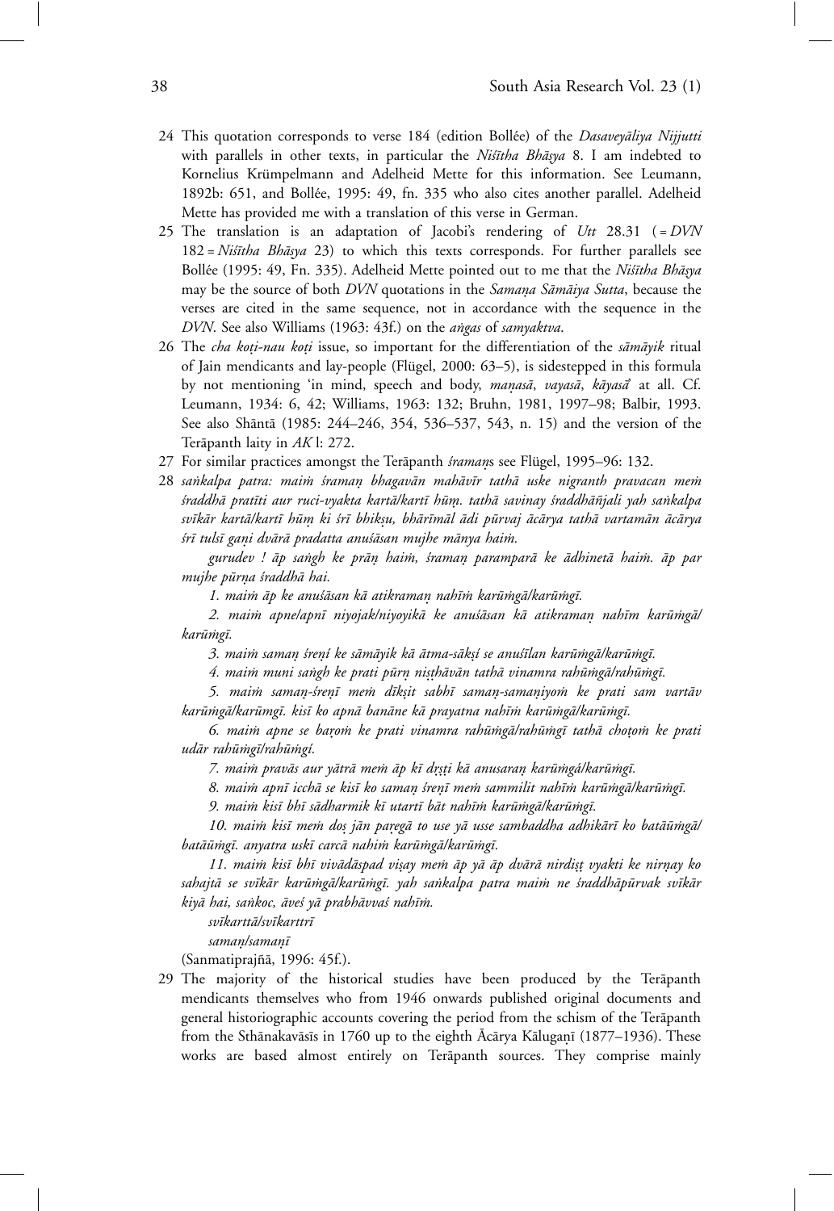24 This quotation corresponds to verse 184 (edition Bollée) of the *Dasaveyāliya Nijjutti* with parallels in other texts, in particular the *Niśītha Bhāṣya* 8. I am indebted to Kornelius Krümpelmann and Adelheid Mette for this information. See Leumann, 1892b: 651, and Bollée, 1995: 49, fn. 335 who also cites another parallel. Adelheid Mette has provided me with a translation of this verse in German.

25 The translation is an adaptation of Jacobi's rendering of *Utt* 28.31 ( = *DVN* 182 = *Niśītha Bhāṣya* 23) to which this texts corresponds. For further parallels see Bollée (1995: 49, Fn. 335). Adelheid Mette pointed out to me that the *Niśītha Bhāṣya* may be the source of both *DVN* quotations in the *Samaṇa Sāmāiya Sutta*, because the verses are cited in the same sequence, not in accordance with the sequence in the *DVN*. See also Williams (1963: 43f.) on the *aṅgas* of *samyaktva*.

26 The *cha koṭi-nau koṭi* issue, so important for the differentiation of the *sāmāyik* ritual of Jain mendicants and lay-people (Flügel, 2000: 63–5), is sidestepped in this formula by not mentioning 'in mind, speech and body, *maṇasā*, *vayasā*, *kāyasā*' at all. Cf. Leumann, 1934: 6, 42; Williams, 1963: 132; Bruhn, 1981, 1997–98; Balbir, 1993. See also Shāntā (1985: 244–246, 354, 536–537, 543, n. 15) and the version of the Terāpanth laity in *AK* l: 272.

27 For similar practices amongst the Terāpanth *śramaṇ*s see Flügel, 1995–96: 132.

28 *saṅkalpa patra: maiṁ śramaṇ bhagavān mahāvīr tathā uske nigranth pravacan meṁ śraddhā pratīti aur ruci-vyakta kartā/kartī hūṃ. tathā savinay śraddhāñjali yah saṅkalpa svīkār kartā/kartī hūṃ ki śrī bhikṣu, bhārīmāl ādi pūrvaj ācārya tathā vartamān ācārya śrī tulsī gaṇi dvārā pradatta anuśāsan mujhe mānya haiṁ.*

*gurudev ! āp saṅgh ke prāṇ haiṁ, śramaṇ paramparā ke ādhinetā haiṁ. āp par mujhe pūrṇa śraddhā hai.*

*1. maiṁ āp ke anuśāsan kā atikramaṇ nahīṁ karūṁgā/karūṁgī.*

*2. maiṁ apne/apnī niyojak/niyoyikā ke anuśāsan kā atikramaṇ nahīm karūṁgā/karūṁgī.*

*3. maiṁ samaṇ śreṇí ke sāmāyik kā ātma-sākṣí se anuśīlan karūṁgā/karūṁgī.*

*4. maiṁ muni saṅgh ke prati pūrṇ niṣṭhāvān tathā vinamra rahūṁgā/rahūṁgī.*

*5. maiṁ samaṇ-śreṇī meṁ dīkṣit sabhī samaṇ-samaṇiyoṁ ke prati sam vartāv karūṁgā/karūmgī. kisī ko apnā banāne kā prayatna nahīṁ karūṁgā/karūṁgī.*

*6. maiṁ apne se baṛoṁ ke prati vinamra rahūṁgā/rahūṁgī tathā choṭoṁ ke prati udār rahūṁgī/rahūṁgí.*

*7. maiṁ pravās aur yātrā meṁ āp kī dṛṣṭi kā anusaraṇ karūṁgá/karūṁgī.*

*8. maiṁ apnī icchā se kisī ko samaṇ śreṇī meṁ sammilit nahīṁ karūṁgā/karūṁgī.*

*9. maiṁ kisī bhī sādharmik kī utartī bāt nahīṁ karūṁgā/karūṁgī.*

*10. maiṁ kisī meṁ doṣ jān paṛegā to use yā usse sambaddha adhikārī ko batāūṁgā/batāūṁgī. anyatra uskī carcā nahiṁ karūṁgā/karūṁgī.*

*11. maiṁ kisī bhī vivādāspad viṣay meṁ āp yā āp dvārā nirdiṣṭ vyakti ke nirṇay ko sahajtā se svīkār karūṁgā/karūṁgī. yah saṅkalpa patra maiṁ ne śraddhāpūrvak svīkār kiyā hai, saṅkoc, āveś yā prabhāvvaś nahīṁ.*

*svīkarttā/svīkarttrī*

*samaṇ/samaṇī*

(Sanmatiprajñā, 1996: 45f.).

29 The majority of the historical studies have been produced by the Terāpanth mendicants themselves who from 1946 onwards published original documents and general historiographic accounts covering the period from the schism of the Terāpanth from the Sthānakavāsīs in 1760 up to the eighth Ācārya Kālugaṇī (1877–1936). These works are based almost entirely on Terāpanth sources. They comprise mainly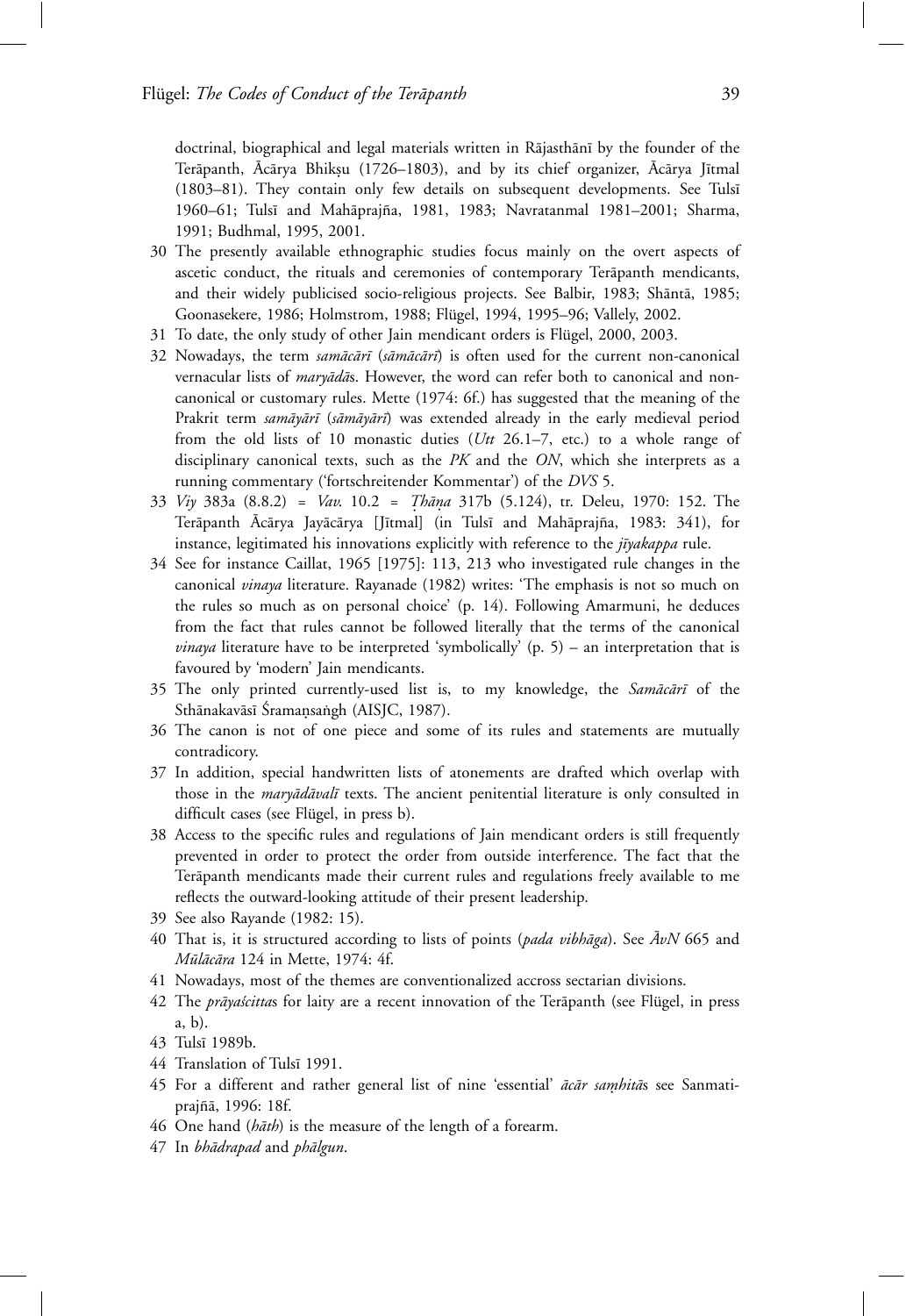doctrinal, biographical and legal materials written in Rājasthānī by the founder of the Terāpanth, Ācārya Bhikṣu (1726–1803), and by its chief organizer, Ācārya Jītmal (1803–81). They contain only few details on subsequent developments. See Tulsī 1960–61; Tulsī and Mahāprajña, 1981, 1983; Navratanmal 1981–2001; Sharma, 1991; Budhmal, 1995, 2001.

30 The presently available ethnographic studies focus mainly on the overt aspects of ascetic conduct, the rituals and ceremonies of contemporary Terāpanth mendicants, and their widely publicised socio-religious projects. See Balbir, 1983; Shāntā, 1985; Goonasekere, 1986; Holmstrom, 1988; Flügel, 1994, 1995–96; Vallely, 2002.

31 To date, the only study of other Jain mendicant orders is Flügel, 2000, 2003.

32 Nowadays, the term *samācārī* (*sāmācārī*) is often used for the current non-canonical vernacular lists of *maryādā*s. However, the word can refer both to canonical and non-canonical or customary rules. Mette (1974: 6f.) has suggested that the meaning of the Prakrit term *samāyārī* (*sāmāyārī*) was extended already in the early medieval period from the old lists of 10 monastic duties (*Utt* 26.1–7, etc.) to a whole range of disciplinary canonical texts, such as the *PK* and the *ON*, which she interprets as a running commentary ('fortschreitender Kommentar') of the *DVS* 5.

33 *Viy* 383a (8.8.2) = *Vav.* 10.2 = *Ṭhāṇa* 317b (5.124), tr. Deleu, 1970: 152. The Terāpanth Ācārya Jayācārya [Jītmal] (in Tulsī and Mahāprajña, 1983: 341), for instance, legitimated his innovations explicitly with reference to the *jīyakappa* rule.

34 See for instance Caillat, 1965 [1975]: 113, 213 who investigated rule changes in the canonical *vinaya* literature. Rayanade (1982) writes: 'The emphasis is not so much on the rules so much as on personal choice' (p. 14). Following Amarmuni, he deduces from the fact that rules cannot be followed literally that the terms of the canonical *vinaya* literature have to be interpreted 'symbolically' (p. 5) – an interpretation that is favoured by 'modern' Jain mendicants.

35 The only printed currently-used list is, to my knowledge, the *Samācārī* of the Sthānakavāsī Śramaṇsaṅgh (AISJC, 1987).

36 The canon is not of one piece and some of its rules and statements are mutually contradicory.

37 In addition, special handwritten lists of atonements are drafted which overlap with those in the *maryādāvalī* texts. The ancient penitential literature is only consulted in difficult cases (see Flügel, in press b).

38 Access to the specific rules and regulations of Jain mendicant orders is still frequently prevented in order to protect the order from outside interference. The fact that the Terāpanth mendicants made their current rules and regulations freely available to me reflects the outward-looking attitude of their present leadership.

39 See also Rayande (1982: 15).

40 That is, it is structured according to lists of points (*pada vibhāga*). See *ĀvN* 665 and *Mūlācāra* 124 in Mette, 1974: 4f.

41 Nowadays, most of the themes are conventionalized accross sectarian divisions.

42 The *prāyaścitta*s for laity are a recent innovation of the Terāpanth (see Flügel, in press a, b).

43 Tulsī 1989b.

44 Translation of Tulsī 1991.

45 For a different and rather general list of nine 'essential' *ācār saṃhitā*s see Sanmatiprajñā, 1996: 18f.

46 One hand (*hāth*) is the measure of the length of a forearm.

47 In *bhādrapad* and *phālgun*.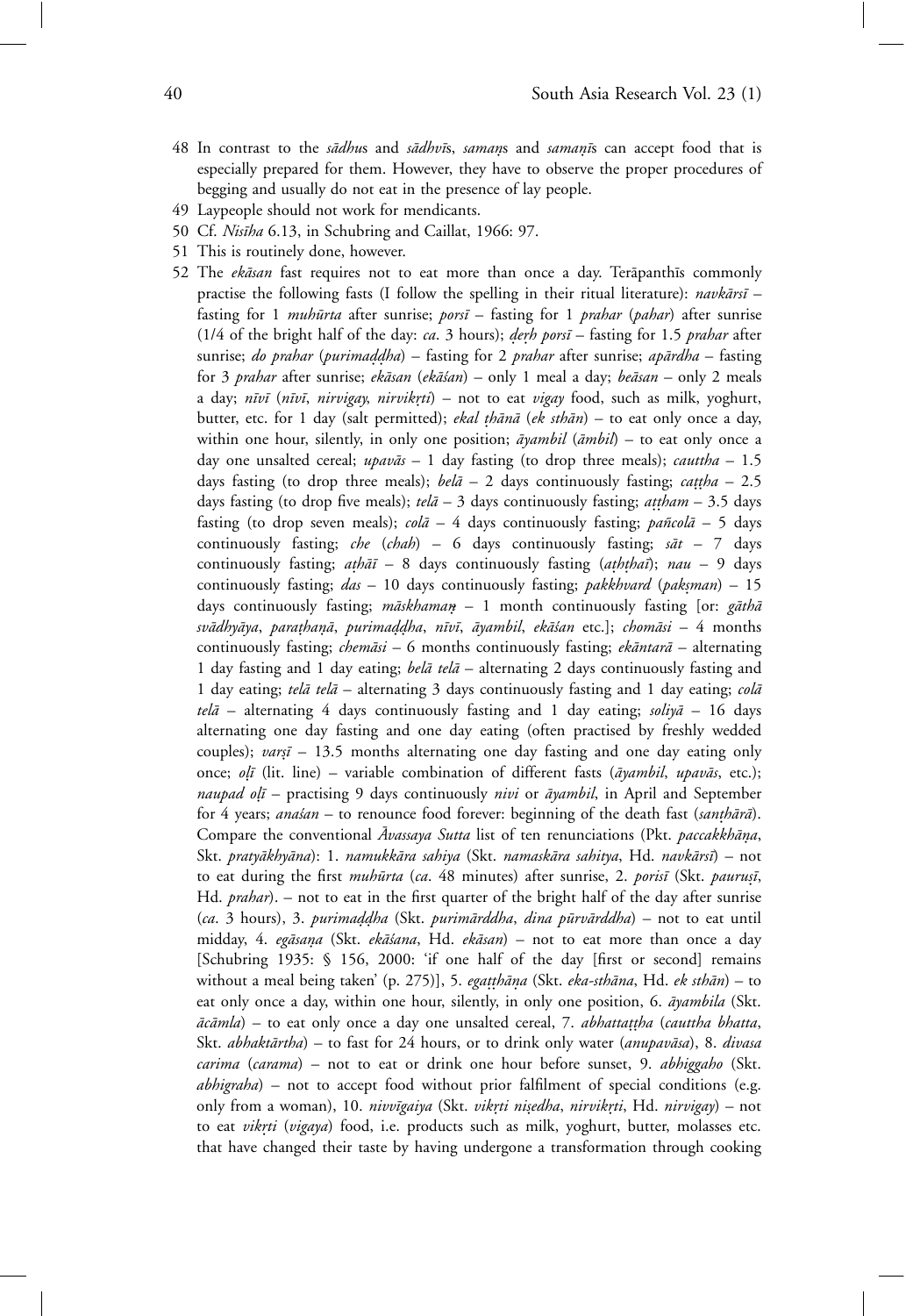48 In contrast to the *sādhu*s and *sādhvī*s, *samaṇ*s and *samaṇī*s can accept food that is especially prepared for them. However, they have to observe the proper procedures of begging and usually do not eat in the presence of lay people.

49 Laypeople should not work for mendicants.

50 Cf. *Nisīha* 6.13, in Schubring and Caillat, 1966: 97.

51 This is routinely done, however.

52 The *ekāsan* fast requires not to eat more than once a day. Terāpanthīs commonly practise the following fasts (I follow the spelling in their ritual literature): *navkārsī* – fasting for 1 *muhūrta* after sunrise; *porsī* – fasting for 1 *prahar* (*pahar*) after sunrise (1/4 of the bright half of the day: *ca*. 3 hours); *ḍeṛh porsī* – fasting for 1.5 *prahar* after sunrise; *do prahar* (*purimaḍḍha*) – fasting for 2 *prahar* after sunrise; *apārdha* – fasting for 3 *prahar* after sunrise; *ekāsan* (*ekāśan*) – only 1 meal a day; *beāsan* – only 2 meals a day; *nīvī* (*nīvī*, *nirvigay*, *nirvikṛti*) – not to eat *vigay* food, such as milk, yoghurt, butter, etc. for 1 day (salt permitted); *ekal ṭhāṇā* (*ek sthān*) – to eat only once a day, within one hour, silently, in only one position; *āyambil* (*āmbil*) – to eat only once a day one unsalted cereal; *upavās* – 1 day fasting (to drop three meals); *cauttha* – 1.5 days fasting (to drop three meals); *belā* – 2 days continuously fasting; *caṭṭha* – 2.5 days fasting (to drop five meals); *telā* – 3 days continuously fasting; *aṭṭham* – 3.5 days fasting (to drop seven meals); *colā* – 4 days continuously fasting; *pañcolā* – 5 days continuously fasting; *che* (*chah*) – 6 days continuously fasting; *sāt* – 7 days continuously fasting; *aṭhāī* – 8 days continuously fasting (*aṭhṭhaī*); *nau* – 9 days continuously fasting; *das* – 10 days continuously fasting; *pakkhvard* (*pakṣman*) – 15 days continuously fasting; *māskhamaṇ* – 1 month continuously fasting [or: *gāthā svādhyāya*, *paraṭhaṇā*, *purimaḍḍha*, *nīvī*, *āyambil*, *ekāśan* etc.]; *chomāsi* – 4 months continuously fasting; *chemāsi* – 6 months continuously fasting; *ekāntarā* – alternating 1 day fasting and 1 day eating; *belā telā* – alternating 2 days continuously fasting and 1 day eating; *telā telā* – alternating 3 days continuously fasting and 1 day eating; *colā telā* – alternating 4 days continuously fasting and 1 day eating; *soliyā* – 16 days alternating one day fasting and one day eating (often practised by freshly wedded couples); *varṣī* – 13.5 months alternating one day fasting and one day eating only once; *oḷī* (lit. line) – variable combination of different fasts (*āyambil*, *upavās*, etc.); *naupad oḷī* – practising 9 days continuously *nivi* or *āyambil*, in April and September for 4 years; *anaśan* – to renounce food forever: beginning of the death fast (*santhārā*). Compare the conventional *Āvassaya Sutta* list of ten renunciations (Pkt. *paccakkhāṇa*, Skt. *pratyākhyāna*): 1. *namukkāra sahiya* (Skt. *namaskāra sahitya*, Hd. *navkārsī*) – not to eat during the first *muhūrta* (*ca*. 48 minutes) after sunrise, 2. *porisī* (Skt. *pauruṣī*, Hd. *prahar*). – not to eat in the first quarter of the bright half of the day after sunrise (*ca*. 3 hours), 3. *purimaḍḍha* (Skt. *purimārddha*, *dina pūrvārddha*) – not to eat until midday, 4. *egāsaṇa* (Skt. *ekāśana*, Hd. *ekāsan*) – not to eat more than once a day [Schubring 1935: § 156, 2000: 'if one half of the day [first or second] remains without a meal being taken' (p. 275)], 5. *egaṭṭhāṇa* (Skt. *eka-sthāna*, Hd. *ek sthān*) – to eat only once a day, within one hour, silently, in only one position, 6. *āyambila* (Skt. *ācāmla*) – to eat only once a day one unsalted cereal, 7. *abhattaṭṭha* (*cauttha bhatta*, Skt. *abhaktārtha*) – to fast for 24 hours, or to drink only water (*anupavāsa*), 8. *divasa carima* (*carama*) – not to eat or drink one hour before sunset, 9. *abhiggaho* (Skt. *abhigraha*) – not to accept food without prior falfilment of special conditions (e.g. only from a woman), 10. *nivvīgaiya* (Skt. *vikṛti niṣedha*, *nirvikṛti*, Hd. *nirvigay*) – not to eat *vikṛti* (*vigaya*) food, i.e. products such as milk, yoghurt, butter, molasses etc. that have changed their taste by having undergone a transformation through cooking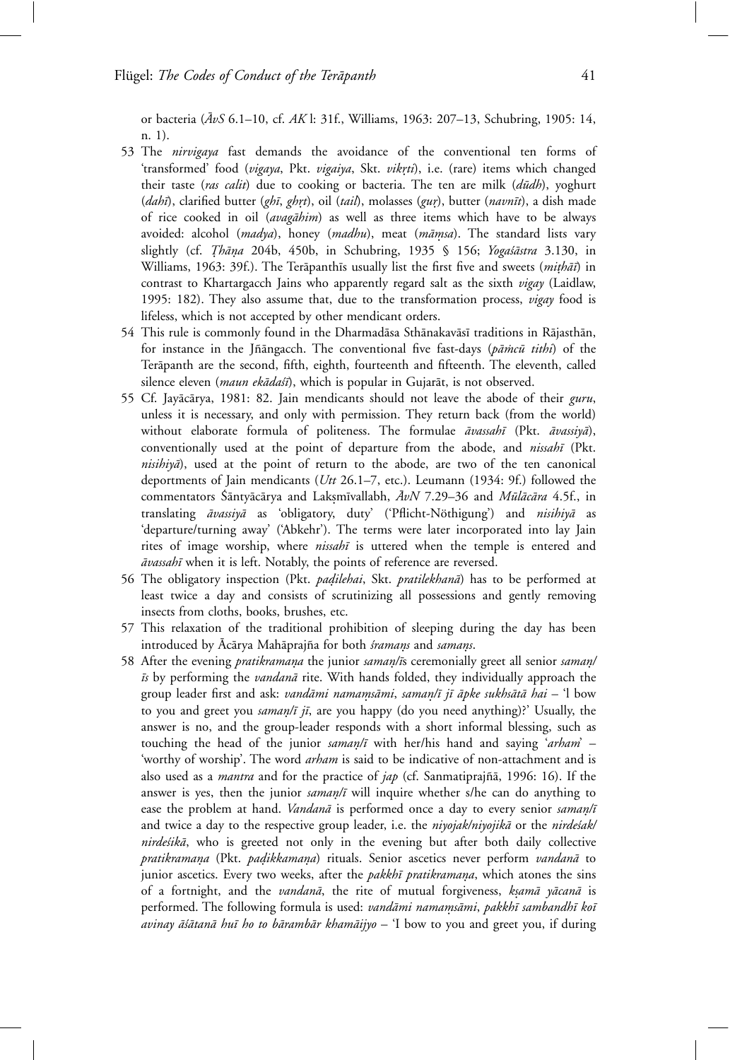or bacteria (*ĀvS* 6.1–10, cf. *AK* l: 31f., Williams, 1963: 207–13, Schubring, 1905: 14, n. 1).

53 The *nirvigaya* fast demands the avoidance of the conventional ten forms of 'transformed' food (*vigaya*, Pkt. *vigaiya*, Skt. *vikṛti*), i.e. (rare) items which changed their taste (*ras calit*) due to cooking or bacteria. The ten are milk (*dūdh*), yoghurt (*dahī*), clarified butter (*ghī*, *ghṛt*), oil (*tail*), molasses (*guṛ*), butter (*navnīt*), a dish made of rice cooked in oil (*avagāhim*) as well as three items which have to be always avoided: alcohol (*madya*), honey (*madhu*), meat (*māṃsa*). The standard lists vary slightly (cf. *Ṭhāṇa* 204b, 450b, in Schubring, 1935 § 156; *Yogaśāstra* 3.130, in Williams, 1963: 39f.). The Terāpanthīs usually list the first five and sweets (*miṭhāī*) in contrast to Khartargacch Jains who apparently regard salt as the sixth *vigay* (Laidlaw, 1995: 182). They also assume that, due to the transformation process, *vigay* food is lifeless, which is not accepted by other mendicant orders.

54 This rule is commonly found in the Dharmadāsa Sthānakavāsī traditions in Rājasthān, for instance in the Jñāngacch. The conventional five fast-days (*pāṁcū tithi*) of the Terāpanth are the second, fifth, eighth, fourteenth and fifteenth. The eleventh, called silence eleven (*maun ekādaśī*), which is popular in Gujarāt, is not observed.

55 Cf. Jayācārya, 1981: 82. Jain mendicants should not leave the abode of their *guru*, unless it is necessary, and only with permission. They return back (from the world) without elaborate formula of politeness. The formulae *āvassahī* (Pkt. *āvassiyā*), conventionally used at the point of departure from the abode, and *nissahī* (Pkt. *nisihiyā*), used at the point of return to the abode, are two of the ten canonical deportments of Jain mendicants (*Utt* 26.1–7, etc.). Leumann (1934: 9f.) followed the commentators Śāntyācārya and Lakṣmīvallabh, *ĀvN* 7.29–36 and *Mūlācāra* 4.5f., in translating *āvassiyā* as 'obligatory, duty' ('Pflicht-Nöthigung') and *nisihiyā* as 'departure/turning away' ('Abkehr'). The terms were later incorporated into lay Jain rites of image worship, where *nissahī* is uttered when the temple is entered and *āvassahī* when it is left. Notably, the points of reference are reversed.

56 The obligatory inspection (Pkt. *paḍilehai*, Skt. *pratilekhanā*) has to be performed at least twice a day and consists of scrutinizing all possessions and gently removing insects from cloths, books, brushes, etc.

57 This relaxation of the traditional prohibition of sleeping during the day has been introduced by Ācārya Mahāprajña for both *śramaṇs* and *samaṇs*.

58 After the evening *pratikramaṇa* the junior *samaṇ/īs* ceremonially greet all senior *samaṇ/īs* by performing the *vandanā* rite. With hands folded, they individually approach the group leader first and ask: *vandāmi namaṃsāmi*, *samaṇ/ī jī āpke sukhsātā hai* – 'I bow to you and greet you *samaṇ/ī jī*, are you happy (do you need anything)?' Usually, the answer is no, and the group-leader responds with a short informal blessing, such as touching the head of the junior *samaṇ/ī* with her/his hand and saying '*arham*' – 'worthy of worship'. The word *arham* is said to be indicative of non-attachment and is also used as a *mantra* and for the practice of *jap* (cf. Sanmatiprajñā, 1996: 16). If the answer is yes, then the junior *samaṇ/ī* will inquire whether s/he can do anything to ease the problem at hand. *Vandanā* is performed once a day to every senior *samaṇ/ī* and twice a day to the respective group leader, i.e. the *niyojak/niyojikā* or the *nirdeśak/nirdeśikā*, who is greeted not only in the evening but after both daily collective *pratikramaṇa* (Pkt. *paḍikkamaṇa*) rituals. Senior ascetics never perform *vandanā* to junior ascetics. Every two weeks, after the *pakkhī pratikramaṇa*, which atones the sins of a fortnight, and the *vandanā*, the rite of mutual forgiveness, *kṣamā yācanā* is performed. The following formula is used: *vandāmi namaṃsāmi*, *pakkhī sambandhī koī avinay āśātanā huī ho to bārambār khamāijyo* – 'I bow to you and greet you, if during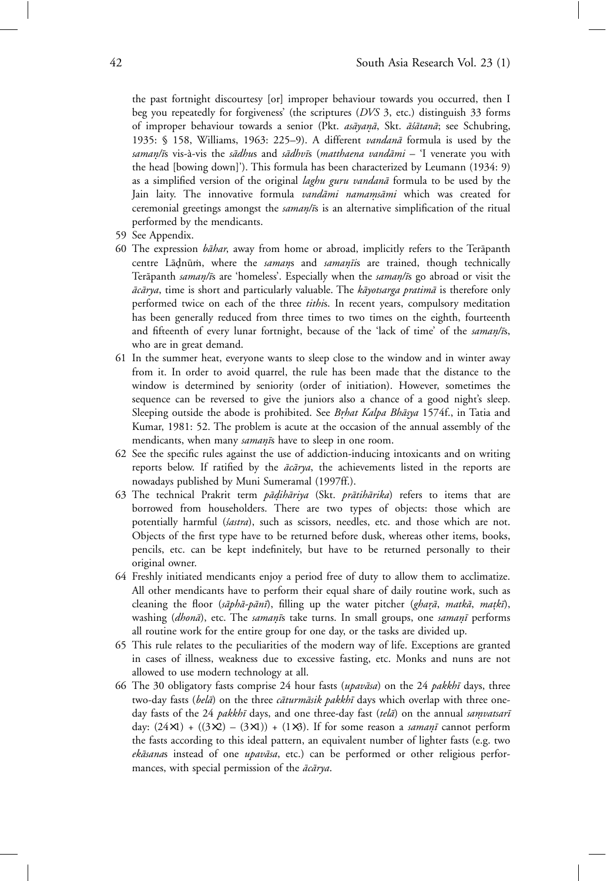the past fortnight discourtesy [or] improper behaviour towards you occurred, then I beg you repeatedly for forgiveness' (the scriptures (*DVS* 3, etc.) distinguish 33 forms of improper behaviour towards a senior (Pkt. *asāyaṇā*, Skt. *āśātanā*; see Schubring, 1935: § 158, Williams, 1963: 225–9). A different *vandanā* formula is used by the *samaṇ/ī*s vis-à-vis the *sādhu*s and *sādhvī*s (*matthaena vandāmi* – 'I venerate you with the head [bowing down]'). This formula has been characterized by Leumann (1934: 9) as a simplified version of the original *laghu guru vandanā* formula to be used by the Jain laity. The innovative formula *vandāmi namaṃsāmi* which was created for ceremonial greetings amongst the *samaṇ/ī*s is an alternative simplification of the ritual performed by the mendicants.

59 See Appendix.

60 The expression *bāhar*, away from home or abroad, implicitly refers to the Terāpanth centre Lāḍnūṁ, where the *samaṇ*s and *samaṇī*s are trained, though technically Terāpanth *samaṇ/ī*s are 'homeless'. Especially when the *samaṇ/ī*s go abroad or visit the *ācārya*, time is short and particularly valuable. The *kāyotsarga pratimā* is therefore only performed twice on each of the three *tithi*s. In recent years, compulsory meditation has been generally reduced from three times to two times on the eighth, fourteenth and fifteenth of every lunar fortnight, because of the 'lack of time' of the *samaṇ/ī*s, who are in great demand.

61 In the summer heat, everyone wants to sleep close to the window and in winter away from it. In order to avoid quarrel, the rule has been made that the distance to the window is determined by seniority (order of initiation). However, sometimes the sequence can be reversed to give the juniors also a chance of a good night's sleep. Sleeping outside the abode is prohibited. See *Bṛhat Kalpa Bhāṣya* 1574f., in Tatia and Kumar, 1981: 52. The problem is acute at the occasion of the annual assembly of the mendicants, when many *samaṇī*s have to sleep in one room.

62 See the specific rules against the use of addiction-inducing intoxicants and on writing reports below. If ratified by the *ācārya*, the achievements listed in the reports are nowadays published by Muni Sumeramal (1997ff.).

63 The technical Prakrit term *pāḍihāriya* (Skt. *prātihārika*) refers to items that are borrowed from householders. There are two types of objects: those which are potentially harmful (*śastra*), such as scissors, needles, etc. and those which are not. Objects of the first type have to be returned before dusk, whereas other items, books, pencils, etc. can be kept indefinitely, but have to be returned personally to their original owner.

64 Freshly initiated mendicants enjoy a period free of duty to allow them to acclimatize. All other mendicants have to perform their equal share of daily routine work, such as cleaning the floor (*sāphā-pānī*), filling up the water pitcher (*ghaṛā*, *matkā*, *maṭkī*), washing (*dhonā*), etc. The *samaṇī*s take turns. In small groups, one *samaṇī* performs all routine work for the entire group for one day, or the tasks are divided up.

65 This rule relates to the peculiarities of the modern way of life. Exceptions are granted in cases of illness, weakness due to excessive fasting, etc. Monks and nuns are not allowed to use modern technology at all.

66 The 30 obligatory fasts comprise 24 hour fasts (*upavāsa*) on the 24 *pakkhī* days, three two-day fasts (*belā*) on the three *cāturmāsik pakkhī* days which overlap with three one-day fasts of the 24 *pakkhī* days, and one three-day fast (*telā*) on the annual *saṃvatsarī* day: $(24{\times}1) + ((3{\times}2) - (3{\times}1)) + (1{\times}3)$. If for some reason a *samaṇī* cannot perform the fasts according to this ideal pattern, an equivalent number of lighter fasts (e.g. two *ekāsana*s instead of one *upavāsa*, etc.) can be performed or other religious performances, with special permission of the *ācārya*.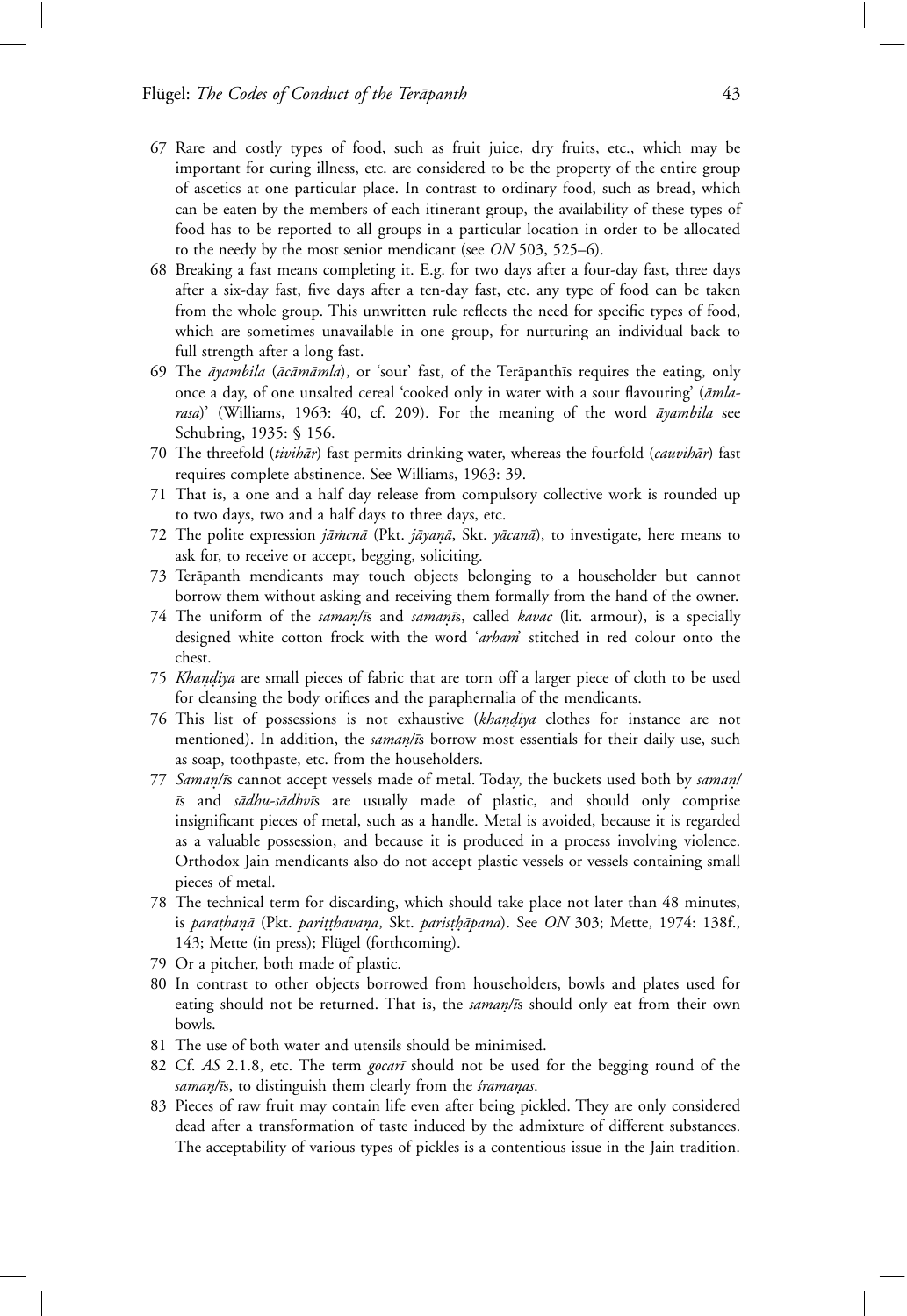67 Rare and costly types of food, such as fruit juice, dry fruits, etc., which may be important for curing illness, etc. are considered to be the property of the entire group of ascetics at one particular place. In contrast to ordinary food, such as bread, which can be eaten by the members of each itinerant group, the availability of these types of food has to be reported to all groups in a particular location in order to be allocated to the needy by the most senior mendicant (see *ON* 503, 525–6).

68 Breaking a fast means completing it. E.g. for two days after a four-day fast, three days after a six-day fast, five days after a ten-day fast, etc. any type of food can be taken from the whole group. This unwritten rule reflects the need for specific types of food, which are sometimes unavailable in one group, for nurturing an individual back to full strength after a long fast.

69 The *āyambila* (*ācāmāmla*), or 'sour' fast, of the Terāpanthīs requires the eating, only once a day, of one unsalted cereal 'cooked only in water with a sour flavouring' (*āmla-rasa*)' (Williams, 1963: 40, cf. 209). For the meaning of the word *āyambila* see Schubring, 1935: § 156.

70 The threefold (*tivihār*) fast permits drinking water, whereas the fourfold (*cauvihār*) fast requires complete abstinence. See Williams, 1963: 39.

71 That is, a one and a half day release from compulsory collective work is rounded up to two days, two and a half days to three days, etc.

72 The polite expression *jāṁcnā* (Pkt. *jāyaṇā*, Skt. *yācanā*), to investigate, here means to ask for, to receive or accept, begging, soliciting.

73 Terāpanth mendicants may touch objects belonging to a householder but cannot borrow them without asking and receiving them formally from the hand of the owner.

74 The uniform of the *samaṇ/ī*s and *samaṇī*s, called *kavac* (lit. armour), is a specially designed white cotton frock with the word '*arham*' stitched in red colour onto the chest.

75 *Khaṇḍiya* are small pieces of fabric that are torn off a larger piece of cloth to be used for cleansing the body orifices and the paraphernalia of the mendicants.

76 This list of possessions is not exhaustive (*khaṇḍiya* clothes for instance are not mentioned). In addition, the *samaṇ/ī*s borrow most essentials for their daily use, such as soap, toothpaste, etc. from the householders.

77 *Samaṇ/ī*s cannot accept vessels made of metal. Today, the buckets used both by *samaṇ/ī*s and *sādhu-sādhvī*s are usually made of plastic, and should only comprise insignificant pieces of metal, such as a handle. Metal is avoided, because it is regarded as a valuable possession, and because it is produced in a process involving violence. Orthodox Jain mendicants also do not accept plastic vessels or vessels containing small pieces of metal.

78 The technical term for discarding, which should take place not later than 48 minutes, is *paraṭhaṇā* (Pkt. *pariṭṭhavaṇa*, Skt. *pariṣṭhāpana*). See *ON* 303; Mette, 1974: 138f., 143; Mette (in press); Flügel (forthcoming).

79 Or a pitcher, both made of plastic.

80 In contrast to other objects borrowed from householders, bowls and plates used for eating should not be returned. That is, the *samaṇ/ī*s should only eat from their own bowls.

81 The use of both water and utensils should be minimised.

82 Cf. *AS* 2.1.8, etc. The term *gocarī* should not be used for the begging round of the *samaṇ/ī*s, to distinguish them clearly from the *śramaṇas*.

83 Pieces of raw fruit may contain life even after being pickled. They are only considered dead after a transformation of taste induced by the admixture of different substances. The acceptability of various types of pickles is a contentious issue in the Jain tradition.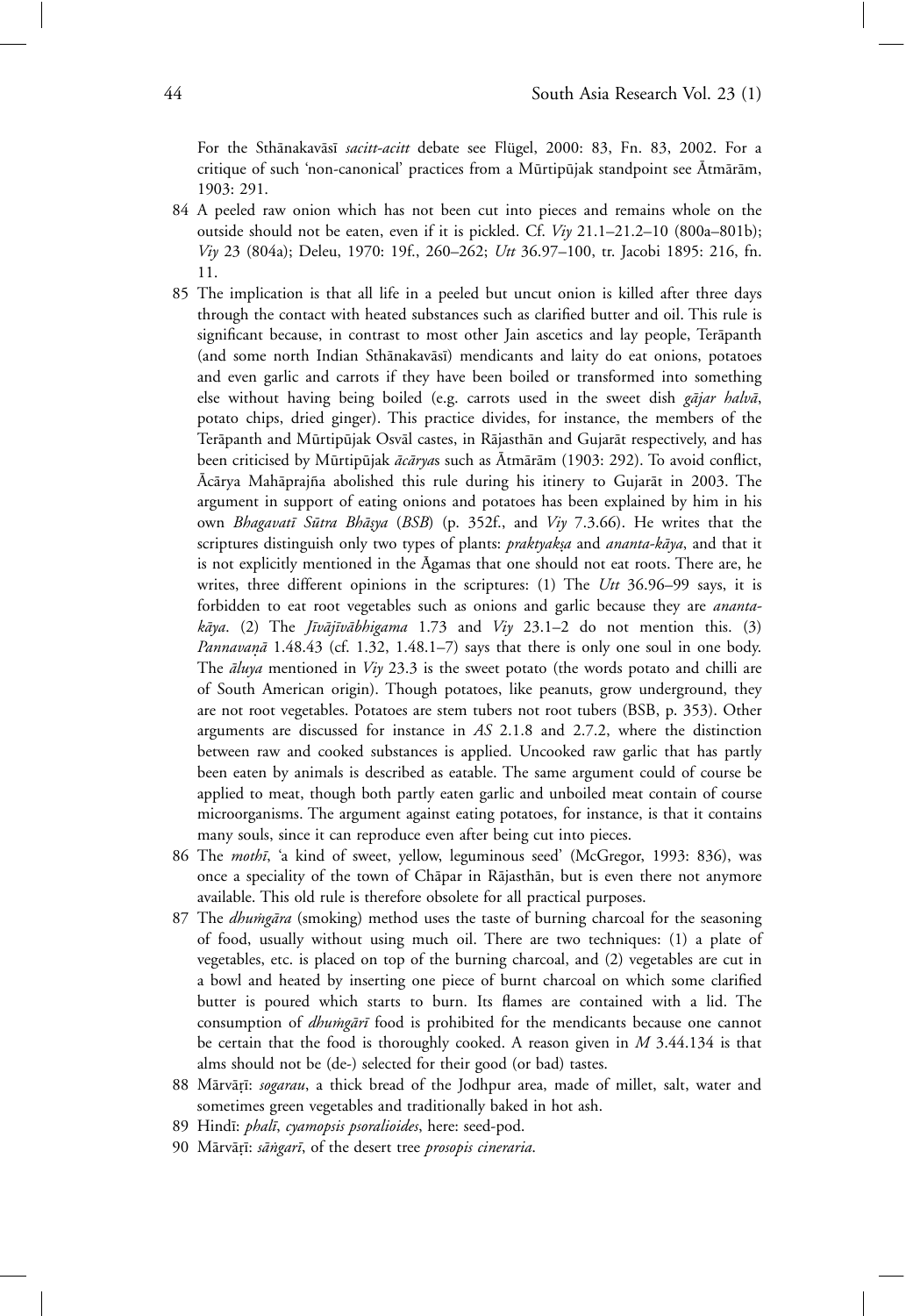For the Sthānakavāsī *sacitt-acitt* debate see Flügel, 2000: 83, Fn. 83, 2002. For a critique of such 'non-canonical' practices from a Mūrtipūjak standpoint see Ātmārām, 1903: 291.

84 A peeled raw onion which has not been cut into pieces and remains whole on the outside should not be eaten, even if it is pickled. Cf. *Viy* 21.1–21.2–10 (800a–801b); *Viy* 23 (804a); Deleu, 1970: 19f., 260–262; *Utt* 36.97–100, tr. Jacobi 1895: 216, fn. 11.

85 The implication is that all life in a peeled but uncut onion is killed after three days through the contact with heated substances such as clarified butter and oil. This rule is significant because, in contrast to most other Jain ascetics and lay people, Terāpanth (and some north Indian Sthānakavāsī) mendicants and laity do eat onions, potatoes and even garlic and carrots if they have been boiled or transformed into something else without having being boiled (e.g. carrots used in the sweet dish *gājar halvā*, potato chips, dried ginger). This practice divides, for instance, the members of the Terāpanth and Mūrtipūjak Osvāl castes, in Rājasthān and Gujarāt respectively, and has been criticised by Mūrtipūjak *ācārya*s such as Ātmārām (1903: 292). To avoid conflict, Ācārya Mahāprajña abolished this rule during his itinery to Gujarāt in 2003. The argument in support of eating onions and potatoes has been explained by him in his own *Bhagavatī Sūtra Bhāṣya* (*BSB*) (p. 352f., and *Viy* 7.3.66). He writes that the scriptures distinguish only two types of plants: *praktyakṣa* and *ananta-kāya*, and that it is not explicitly mentioned in the Āgamas that one should not eat roots. There are, he writes, three different opinions in the scriptures: (1) The *Utt* 36.96–99 says, it is forbidden to eat root vegetables such as onions and garlic because they are *ananta-kāya*. (2) The *Jīvājīvābhigama* 1.73 and *Viy* 23.1–2 do not mention this. (3) *Pannavaṇā* 1.48.43 (cf. 1.32, 1.48.1–7) says that there is only one soul in one body. The *āluya* mentioned in *Viy* 23.3 is the sweet potato (the words potato and chilli are of South American origin). Though potatoes, like peanuts, grow underground, they are not root vegetables. Potatoes are stem tubers not root tubers (BSB, p. 353). Other arguments are discussed for instance in *AS* 2.1.8 and 2.7.2, where the distinction between raw and cooked substances is applied. Uncooked raw garlic that has partly been eaten by animals is described as eatable. The same argument could of course be applied to meat, though both partly eaten garlic and unboiled meat contain of course microorganisms. The argument against eating potatoes, for instance, is that it contains many souls, since it can reproduce even after being cut into pieces.

86 The *mothī*, 'a kind of sweet, yellow, leguminous seed' (McGregor, 1993: 836), was once a speciality of the town of Chāpar in Rājasthān, but is even there not anymore available. This old rule is therefore obsolete for all practical purposes.

87 The *dhuṁgāra* (smoking) method uses the taste of burning charcoal for the seasoning of food, usually without using much oil. There are two techniques: (1) a plate of vegetables, etc. is placed on top of the burning charcoal, and (2) vegetables are cut in a bowl and heated by inserting one piece of burnt charcoal on which some clarified butter is poured which starts to burn. Its flames are contained with a lid. The consumption of *dhuṁgārī* food is prohibited for the mendicants because one cannot be certain that the food is thoroughly cooked. A reason given in *M* 3.44.134 is that alms should not be (de-) selected for their good (or bad) tastes.

88 Mārvāṛī: *sogarau*, a thick bread of the Jodhpur area, made of millet, salt, water and sometimes green vegetables and traditionally baked in hot ash.

89 Hindī: *phalī*, *cyamopsis psoralioides*, here: seed-pod.

90 Mārvāṛī: *sāṅgarī*, of the desert tree *prosopis cineraria*.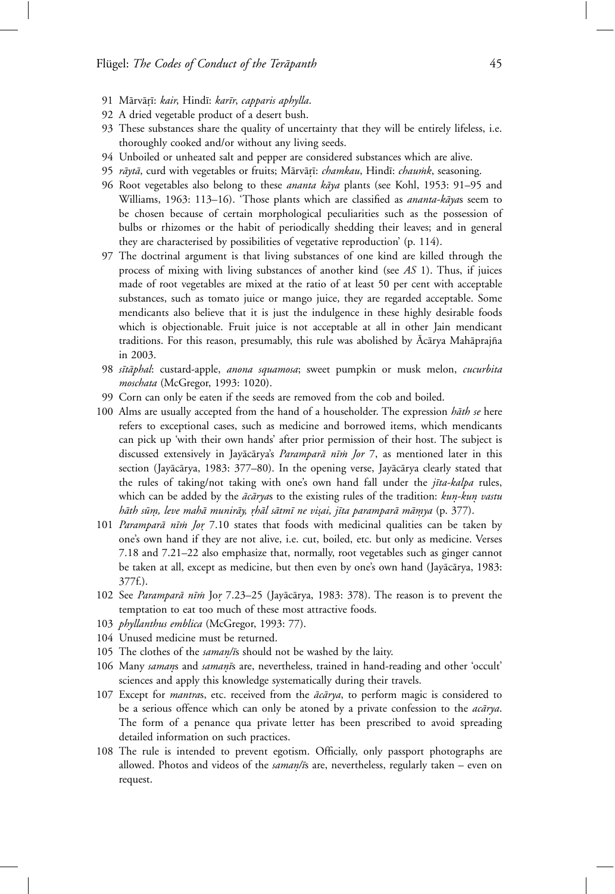91 Mārvāṛī: *kair*, Hindī: *karīr*, *capparis aphylla*.

92 A dried vegetable product of a desert bush.

93 These substances share the quality of uncertainty that they will be entirely lifeless, i.e. thoroughly cooked and/or without any living seeds.

94 Unboiled or unheated salt and pepper are considered substances which are alive.

95 *rāytā*, curd with vegetables or fruits; Mārvāṛī: *chamkau*, Hindī: *chauṁk*, seasoning.

96 Root vegetables also belong to these *ananta kāya* plants (see Kohl, 1953: 91–95 and Williams, 1963: 113–16). 'Those plants which are classified as *ananta-kāya*s seem to be chosen because of certain morphological peculiarities such as the possession of bulbs or rhizomes or the habit of periodically shedding their leaves; and in general they are characterised by possibilities of vegetative reproduction' (p. 114).

97 The doctrinal argument is that living substances of one kind are killed through the process of mixing with living substances of another kind (see *AS* 1). Thus, if juices made of root vegetables are mixed at the ratio of at least 50 per cent with acceptable substances, such as tomato juice or mango juice, they are regarded acceptable. Some mendicants also believe that it is just the indulgence in these highly desirable foods which is objectionable. Fruit juice is not acceptable at all in other Jain mendicant traditions. For this reason, presumably, this rule was abolished by Ācārya Mahāprajña in 2003.

98 *sītāphal*: custard-apple, *anona squamosa*; sweet pumpkin or musk melon, *cucurbita moschata* (McGregor, 1993: 1020).

99 Corn can only be eaten if the seeds are removed from the cob and boiled.

100 Alms are usually accepted from the hand of a householder. The expression *hāth se* here refers to exceptional cases, such as medicine and borrowed items, which mendicants can pick up 'with their own hands' after prior permission of their host. The subject is discussed extensively in Jayācārya's *Paramparā nīṁ Jor* 7, as mentioned later in this section (Jayācārya, 1983: 377–80). In the opening verse, Jayācārya clearly stated that the rules of taking/not taking with one's own hand fall under the *jīta-kalpa* rules, which can be added by the *ācārya*s to the existing rules of the tradition: *kuṇ-kuṇ vastu hāth sūṃ, leve mahā munirāy, ṛhāl sātmī ne viṣai, jīta paramparā māṃya* (p. 377).

101 *Paramparā nīṁ Joṛ* 7.10 states that foods with medicinal qualities can be taken by one's own hand if they are not alive, i.e. cut, boiled, etc. but only as medicine. Verses 7.18 and 7.21–22 also emphasize that, normally, root vegetables such as ginger cannot be taken at all, except as medicine, but then even by one's own hand (Jayācārya, 1983: 377f.).

102 See *Paramparā nīṁ* Joṛ 7.23–25 (Jayācārya, 1983: 378). The reason is to prevent the temptation to eat too much of these most attractive foods.

103 *phyllanthus emblica* (McGregor, 1993: 77).

104 Unused medicine must be returned.

105 The clothes of the *samaṇ/ī*s should not be washed by the laity.

106 Many *samaṇ*s and *samaṇī*s are, nevertheless, trained in hand-reading and other 'occult' sciences and apply this knowledge systematically during their travels.

107 Except for *mantra*s, etc. received from the *ācārya*, to perform magic is considered to be a serious offence which can only be atoned by a private confession to the *acārya*. The form of a penance qua private letter has been prescribed to avoid spreading detailed information on such practices.

108 The rule is intended to prevent egotism. Officially, only passport photographs are allowed. Photos and videos of the *samaṇ/ī*s are, nevertheless, regularly taken – even on request.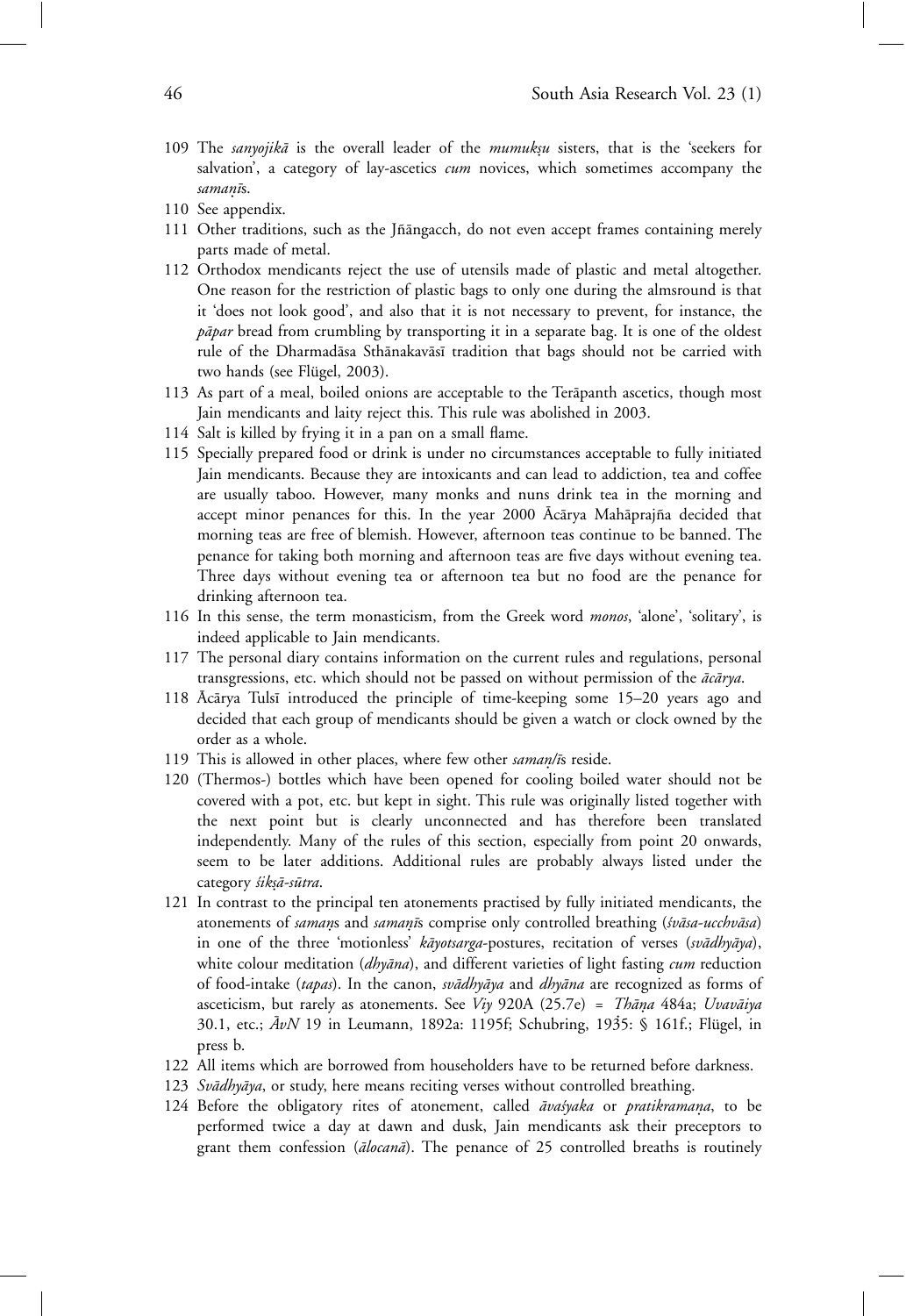109 The *sanyojikā* is the overall leader of the *mumukṣu* sisters, that is the 'seekers for salvation', a category of lay-ascetics *cum* novices, which sometimes accompany the *samaṇī*s.

110 See appendix.

111 Other traditions, such as the Jñāngacch, do not even accept frames containing merely parts made of metal.

112 Orthodox mendicants reject the use of utensils made of plastic and metal altogether. One reason for the restriction of plastic bags to only one during the almsround is that it 'does not look good', and also that it is not necessary to prevent, for instance, the *pāpar* bread from crumbling by transporting it in a separate bag. It is one of the oldest rule of the Dharmadāsa Sthānakavāsī tradition that bags should not be carried with two hands (see Flügel, 2003).

113 As part of a meal, boiled onions are acceptable to the Terāpanth ascetics, though most Jain mendicants and laity reject this. This rule was abolished in 2003.

114 Salt is killed by frying it in a pan on a small flame.

115 Specially prepared food or drink is under no circumstances acceptable to fully initiated Jain mendicants. Because they are intoxicants and can lead to addiction, tea and coffee are usually taboo. However, many monks and nuns drink tea in the morning and accept minor penances for this. In the year 2000 Ācārya Mahāprajña decided that morning teas are free of blemish. However, afternoon teas continue to be banned. The penance for taking both morning and afternoon teas are five days without evening tea. Three days without evening tea or afternoon tea but no food are the penance for drinking afternoon tea.

116 In this sense, the term monasticism, from the Greek word *monos*, 'alone', 'solitary', is indeed applicable to Jain mendicants.

117 The personal diary contains information on the current rules and regulations, personal transgressions, etc. which should not be passed on without permission of the *ācārya*.

118 Ācārya Tulsī introduced the principle of time-keeping some 15–20 years ago and decided that each group of mendicants should be given a watch or clock owned by the order as a whole.

119 This is allowed in other places, where few other *samaṇ/ī*s reside.

120 (Thermos-) bottles which have been opened for cooling boiled water should not be covered with a pot, etc. but kept in sight. This rule was originally listed together with the next point but is clearly unconnected and has therefore been translated independently. Many of the rules of this section, especially from point 20 onwards, seem to be later additions. Additional rules are probably always listed under the category *śikṣā-sūtra*.

121 In contrast to the principal ten atonements practised by fully initiated mendicants, the atonements of *samaṇ*s and *samaṇī*s comprise only controlled breathing (*śvāsa-ucchvāsa*) in one of the three 'motionless' *kāyotsarga*-postures, recitation of verses (*svādhyāya*), white colour meditation (*dhyāna*), and different varieties of light fasting *cum* reduction of food-intake (*tapas*). In the canon, *svādhyāya* and *dhyāna* are recognized as forms of asceticism, but rarely as atonements. See *Viy* 920A (25.7e) = *Thāṇa* 484a; *Uvavāiya* 30.1, etc.; *ĀvN* 19 in Leumann, 1892a: 1195f; Schubring, 1935: § 161f.; Flügel, in press b.

122 All items which are borrowed from householders have to be returned before darkness.

123 *Svādhyāya*, or study, here means reciting verses without controlled breathing.

124 Before the obligatory rites of atonement, called *āvaśyaka* or *pratikramaṇa*, to be performed twice a day at dawn and dusk, Jain mendicants ask their preceptors to grant them confession (*ālocanā*). The penance of 25 controlled breaths is routinely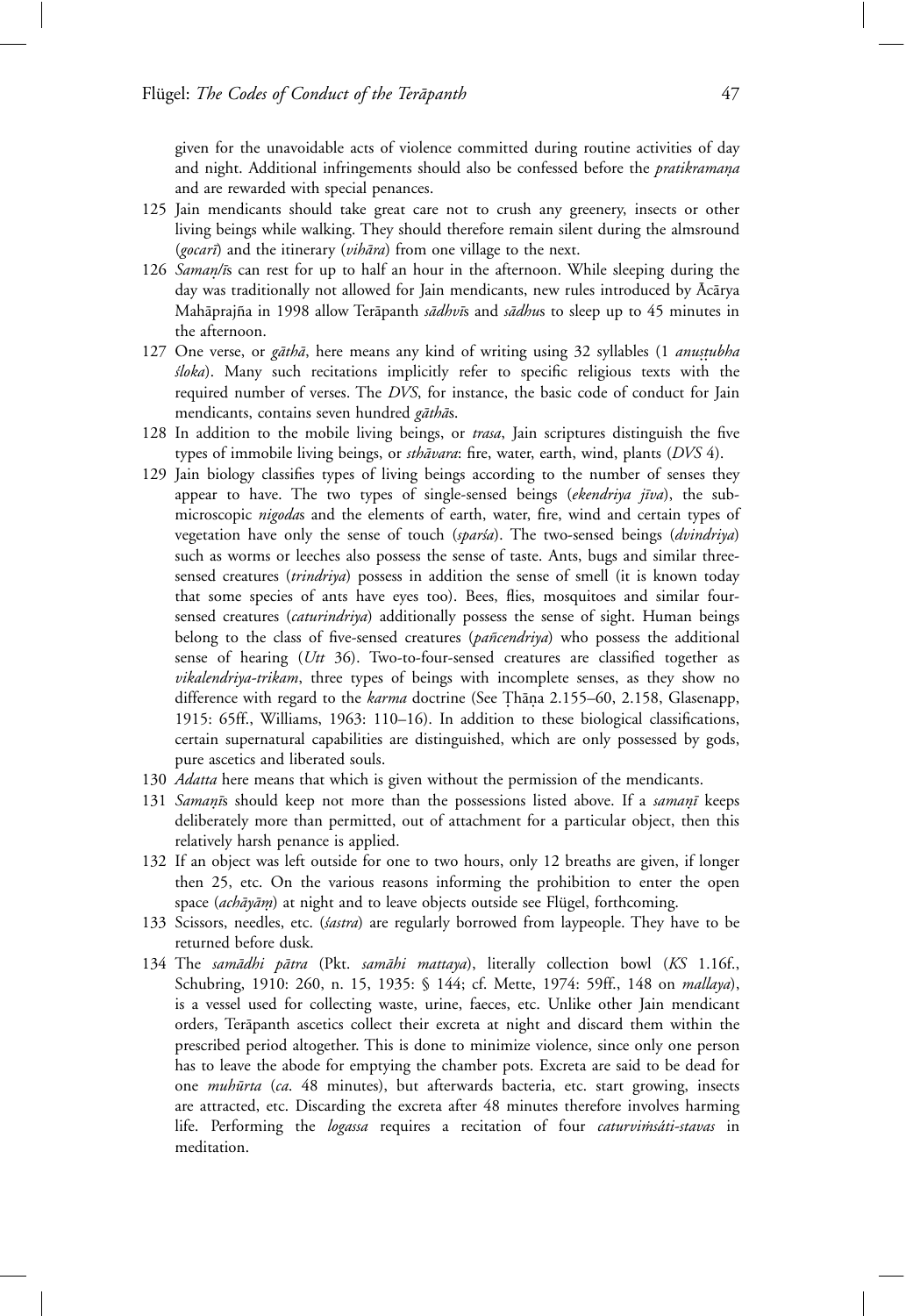given for the unavoidable acts of violence committed during routine activities of day and night. Additional infringements should also be confessed before the *pratikramaṇa* and are rewarded with special penances.

125 Jain mendicants should take great care not to crush any greenery, insects or other living beings while walking. They should therefore remain silent during the almsround (*gocarī*) and the itinerary (*vihāra*) from one village to the next.

126 *Samaṇ/ī*s can rest for up to half an hour in the afternoon. While sleeping during the day was traditionally not allowed for Jain mendicants, new rules introduced by Ācārya Mahāprajña in 1998 allow Terāpanth *sādhvī*s and *sādhu*s to sleep up to 45 minutes in the afternoon.

127 One verse, or *gāthā*, here means any kind of writing using 32 syllables (1 *anuṣṭubha śloka*). Many such recitations implicitly refer to specific religious texts with the required number of verses. The *DVS*, for instance, the basic code of conduct for Jain mendicants, contains seven hundred *gāthā*s.

128 In addition to the mobile living beings, or *trasa*, Jain scriptures distinguish the five types of immobile living beings, or *sthāvara*: fire, water, earth, wind, plants (*DVS* 4).

129 Jain biology classifies types of living beings according to the number of senses they appear to have. The two types of single-sensed beings (*ekendriya jīva*), the sub-microscopic *nigoda*s and the elements of earth, water, fire, wind and certain types of vegetation have only the sense of touch (*sparśa*). The two-sensed beings (*dvindriya*) such as worms or leeches also possess the sense of taste. Ants, bugs and similar three-sensed creatures (*trindriya*) possess in addition the sense of smell (it is known today that some species of ants have eyes too). Bees, flies, mosquitoes and similar four-sensed creatures (*caturindriya*) additionally possess the sense of sight. Human beings belong to the class of five-sensed creatures (*pañcendriya*) who possess the additional sense of hearing (*Utt* 36). Two-to-four-sensed creatures are classified together as *vikalendriya-trikam*, three types of beings with incomplete senses, as they show no difference with regard to the *karma* doctrine (See Ṭhāṇa 2.155–60, 2.158, Glasenapp, 1915: 65ff., Williams, 1963: 110–16). In addition to these biological classifications, certain supernatural capabilities are distinguished, which are only possessed by gods, pure ascetics and liberated souls.

130 *Adatta* here means that which is given without the permission of the mendicants.

131 *Samaṇī*s should keep not more than the possessions listed above. If a *samaṇī* keeps deliberately more than permitted, out of attachment for a particular object, then this relatively harsh penance is applied.

132 If an object was left outside for one to two hours, only 12 breaths are given, if longer then 25, etc. On the various reasons informing the prohibition to enter the open space (*achāyāṃ*) at night and to leave objects outside see Flügel, forthcoming.

133 Scissors, needles, etc. (*śastra*) are regularly borrowed from laypeople. They have to be returned before dusk.

134 The *samādhi pātra* (Pkt. *samāhi mattaya*), literally collection bowl (*KS* 1.16f., Schubring, 1910: 260, n. 15, 1935: § 144; cf. Mette, 1974: 59ff., 148 on *mallaya*), is a vessel used for collecting waste, urine, faeces, etc. Unlike other Jain mendicant orders, Terāpanth ascetics collect their excreta at night and discard them within the prescribed period altogether. This is done to minimize violence, since only one person has to leave the abode for emptying the chamber pots. Excreta are said to be dead for one *muhūrta* (*ca*. 48 minutes), but afterwards bacteria, etc. start growing, insects are attracted, etc. Discarding the excreta after 48 minutes therefore involves harming life. Performing the *logassa* requires a recitation of four *caturviṁśati-stavas* in meditation.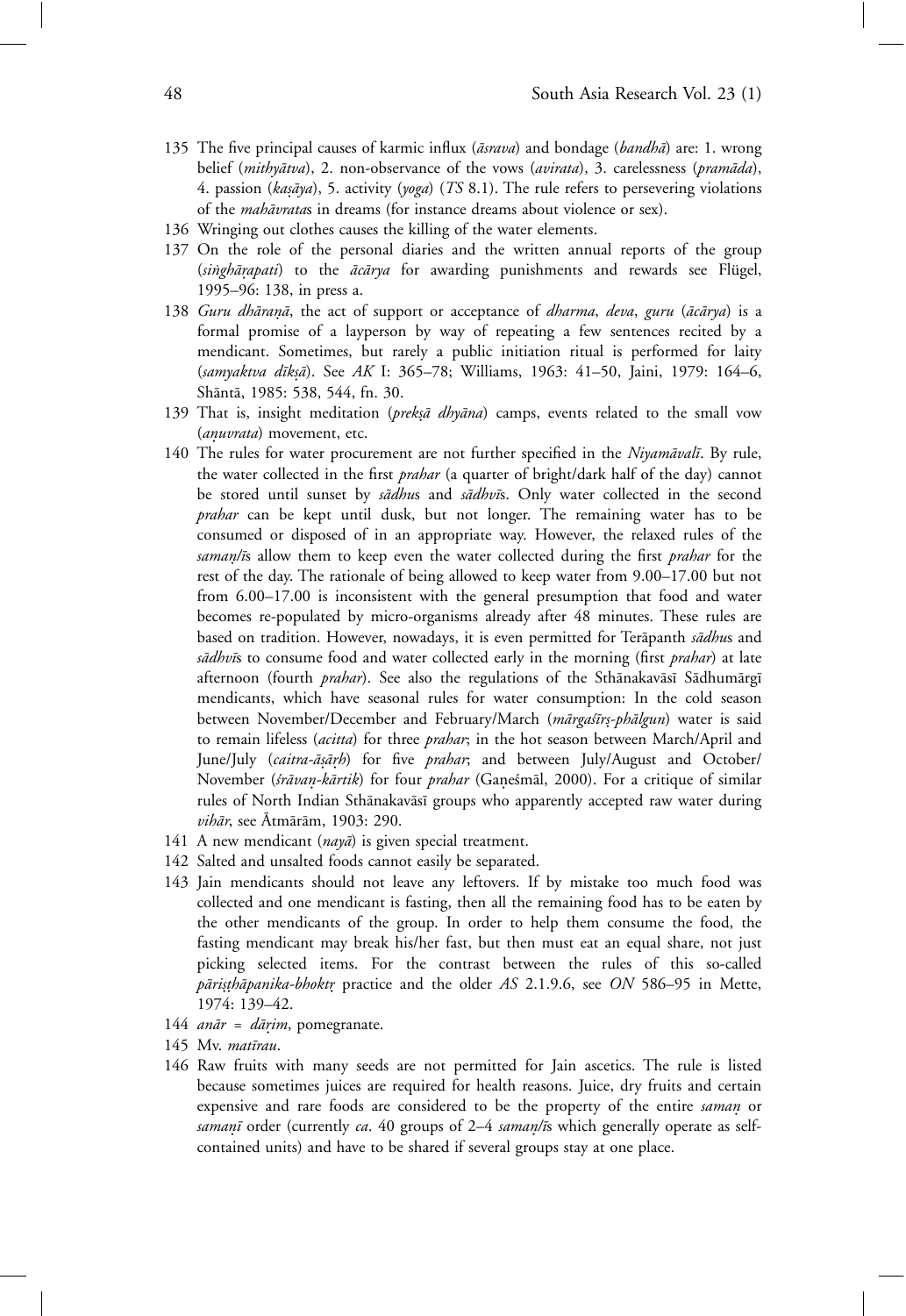135 The five principal causes of karmic influx (*āsrava*) and bondage (*bandhā*) are: 1. wrong belief (*mithyātva*), 2. non-observance of the vows (*avirata*), 3. carelessness (*pramāda*), 4. passion (*kaṣāya*), 5. activity (*yoga*) (*TS* 8.1). The rule refers to persevering violations of the *mahāvrata*s in dreams (for instance dreams about violence or sex).

136 Wringing out clothes causes the killing of the water elements.

137 On the role of the personal diaries and the written annual reports of the group (*siṅghāṛapati*) to the *ācārya* for awarding punishments and rewards see Flügel, 1995–96: 138, in press a.

138 *Guru dhāraṇā*, the act of support or acceptance of *dharma*, *deva*, *guru* (*ācārya*) is a formal promise of a layperson by way of repeating a few sentences recited by a mendicant. Sometimes, but rarely a public initiation ritual is performed for laity (*samyaktva dīkṣā*). See *AK* I: 365–78; Williams, 1963: 41–50, Jaini, 1979: 164–6, Shāntā, 1985: 538, 544, fn. 30.

139 That is, insight meditation (*prekṣā dhyāna*) camps, events related to the small vow (*aṇuvrata*) movement, etc.

140 The rules for water procurement are not further specified in the *Niyamāvalī*. By rule, the water collected in the first *prahar* (a quarter of bright/dark half of the day) cannot be stored until sunset by *sādhu*s and *sādhvī*s. Only water collected in the second *prahar* can be kept until dusk, but not longer. The remaining water has to be consumed or disposed of in an appropriate way. However, the relaxed rules of the *samaṇ/ī*s allow them to keep even the water collected during the first *prahar* for the rest of the day. The rationale of being allowed to keep water from 9.00–17.00 but not from 6.00–17.00 is inconsistent with the general presumption that food and water becomes re-populated by micro-organisms already after 48 minutes. These rules are based on tradition. However, nowadays, it is even permitted for Terāpanth *sādhu*s and *sādhvī*s to consume food and water collected early in the morning (first *prahar*) at late afternoon (fourth *prahar*). See also the regulations of the Sthānakavāsī Sādhumārgī mendicants, which have seasonal rules for water consumption: In the cold season between November/December and February/March (*mārgaśīrṣ-phālgun*) water is said to remain lifeless (*acitta*) for three *prahar*; in the hot season between March/April and June/July (*caitra-āṣāṛh*) for five *prahar*; and between July/August and October/November (*śrāvaṇ-kārtik*) for four *prahar* (Gaṇeśmāl, 2000). For a critique of similar rules of North Indian Sthānakavāsī groups who apparently accepted raw water during *vihār*, see Ātmārām, 1903: 290.

141 A new mendicant (*nayā*) is given special treatment.

142 Salted and unsalted foods cannot easily be separated.

143 Jain mendicants should not leave any leftovers. If by mistake too much food was collected and one mendicant is fasting, then all the remaining food has to be eaten by the other mendicants of the group. In order to help them consume the food, the fasting mendicant may break his/her fast, but then must eat an equal share, not just picking selected items. For the contrast between the rules of this so-called *pāriṣṭhāpanika-bhoktṛ* practice and the older *AS* 2.1.9.6, see *ON* 586–95 in Mette, 1974: 139–42.

144 *anār* = *dāṛim*, pomegranate.

145 Mv. *matīrau*.

146 Raw fruits with many seeds are not permitted for Jain ascetics. The rule is listed because sometimes juices are required for health reasons. Juice, dry fruits and certain expensive and rare foods are considered to be the property of the entire *samaṇ* or *samaṇī* order (currently *ca*. 40 groups of 2–4 *samaṇ/ī*s which generally operate as self-contained units) and have to be shared if several groups stay at one place.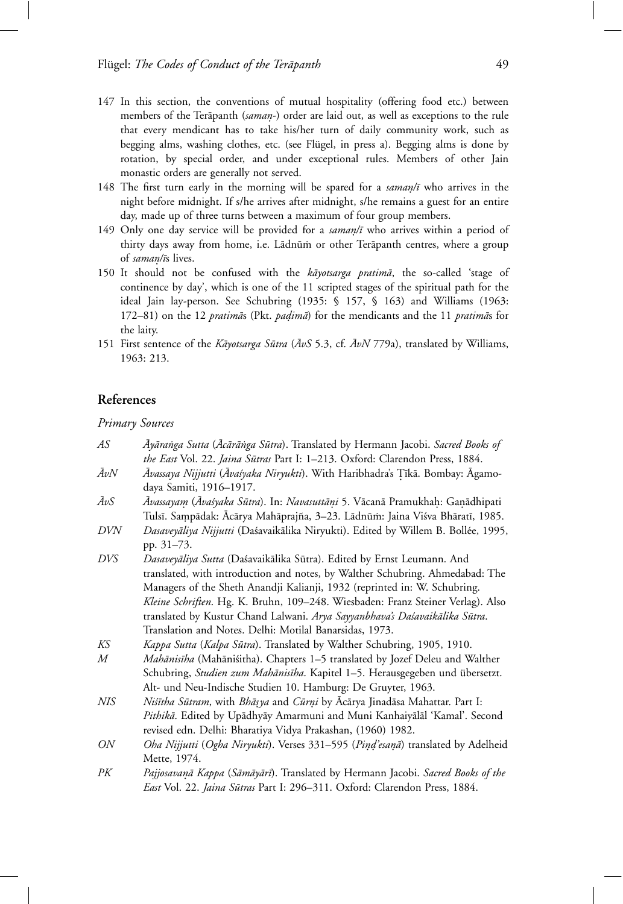147 In this section, the conventions of mutual hospitality (offering food etc.) between members of the Terāpanth (*samaṇ-*) order are laid out, as well as exceptions to the rule that every mendicant has to take his/her turn of daily community work, such as begging alms, washing clothes, etc. (see Flügel, in press a). Begging alms is done by rotation, by special order, and under exceptional rules. Members of other Jain monastic orders are generally not served.

148 The first turn early in the morning will be spared for a *samaṇ/ī* who arrives in the night before midnight. If s/he arrives after midnight, s/he remains a guest for an entire day, made up of three turns between a maximum of four group members.

149 Only one day service will be provided for a *samaṇ/ī* who arrives within a period of thirty days away from home, i.e. Lādnūṁ or other Terāpanth centres, where a group of *samaṇ/ī*s lives.

150 It should not be confused with the *kāyotsarga pratimā*, the so-called 'stage of continence by day', which is one of the 11 scripted stages of the spiritual path for the ideal Jain lay-person. See Schubring (1935: § 157, § 163) and Williams (1963: 172–81) on the 12 *pratimā*s (Pkt. *paḍimā*) for the mendicants and the 11 *pratimā*s for the laity.

151 First sentence of the *Kāyotsarga Sūtra* (*ĀvS* 5.3, cf. *ĀvN* 779a), translated by Williams, 1963: 213.

## References

*Primary Sources*

*AS* — *Āyāraṅga Sutta* (*Ācārāṅga Sūtra*). Translated by Hermann Jacobi. *Sacred Books of the East* Vol. 22. *Jaina Sūtras* Part I: 1–213. Oxford: Clarendon Press, 1884.

*ĀvN* — *Āvassaya Nijjutti* (*Āvaśyaka Niryukti*). With Haribhadra's Ṭīkā. Bombay: Āgamodaya Samiti, 1916–1917.

*ĀvS* — *Āvassayaṃ* (*Āvaśyaka Sūtra*). In: *Navasuttāṇi* 5. Vācanā Pramukhaḥ: Gaṇādhipati Tulsī. Saṃpādak: Ācārya Mahāprajña, 3–23. Lādnūṁ: Jaina Viśva Bhāratī, 1985.

*DVN* — *Dasaveyāliya Nijjutti* (Daśavaikālika Niryukti). Edited by Willem B. Bollée, 1995, pp. 31–73.

*DVS* — *Dasaveyāliya Sutta* (Daśavaikālika Sūtra). Edited by Ernst Leumann. And translated, with introduction and notes, by Walther Schubring. Ahmedabad: The Managers of the Sheth Anandji Kalianji, 1932 (reprinted in: W. Schubring. *Kleine Schriften*. Hg. K. Bruhn, 109–248. Wiesbaden: Franz Steiner Verlag). Also translated by Kustur Chand Lalwani. *Arya Sayyanbhava's Daśavaikālika Sūtra*. Translation and Notes. Delhi: Motilal Banarsidas, 1973.

*KS* — *Kappa Sutta* (*Kalpa Sūtra*). Translated by Walther Schubring, 1905, 1910.

*M* — *Mahānisīha* (Mahāniśitha). Chapters 1–5 translated by Jozef Deleu and Walther Schubring, *Studien zum Mahānisīha*. Kapitel 1–5. Herausgegeben und übersetzt. Alt- und Neu-Indische Studien 10. Hamburg: De Gruyter, 1963.

*NIS* — *Niśītha Sūtram*, with *Bhāṣya* and *Cūrṇi* by Ācārya Jinadāsa Mahattar. Part I: *Pithikā*. Edited by Upādhyāy Amarmuni and Muni Kanhaiyālāl 'Kamal'. Second revised edn. Delhi: Bharatiya Vidya Prakashan, (1960) 1982.

*ON* — *Oha Nijjutti* (*Ogha Niryukti*). Verses 331–595 (*Piṇḍ'esaṇā*) translated by Adelheid Mette, 1974.

*PK* — *Pajjosavaṇā Kappa* (*Sāmāyārī*). Translated by Hermann Jacobi. *Sacred Books of the East* Vol. 22. *Jaina Sūtras* Part I: 296–311. Oxford: Clarendon Press, 1884.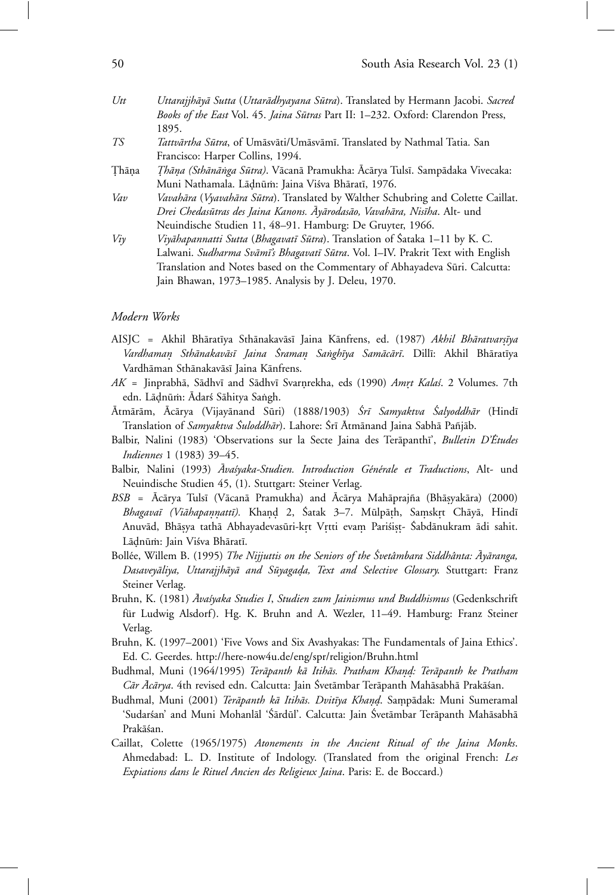*Utt* *Uttarajjhāyā Sutta* (*Uttarādhyayana Sūtra*). Translated by Hermann Jacobi. *Sacred Books of the East* Vol. 45. *Jaina Sūtras* Part II: 1–232. Oxford: Clarendon Press, 1895.

*TS* *Tattvārtha Sūtra*, of Umāsvāti/Umāsvāmī. Translated by Nathmal Tatia. San Francisco: Harper Collins, 1994.

Ṭhāṇa *Ṭhāṇa (Sthānāṅga Sūtra)*. Vācanā Pramukha: Ācārya Tulsī. Sampādaka Vivecaka: Muni Nathamala. Lāḍnūṁ: Jaina Viśva Bhāratī, 1976.

*Vav* *Vavahāra* (*Vyavahāra Sūtra*). Translated by Walther Schubring and Colette Caillat. *Drei Chedasūtras des Jaina Kanons. Āyārodasāo, Vavahāra, Nisīha*. Alt- und Neuindische Studien 11, 48–91. Hamburg: De Gruyter, 1966.

*Viy* *Viyāhapannatti Sutta* (*Bhagavatī Sūtra*). Translation of Śataka 1–11 by K. C. Lalwani. *Sudharma Svāmī's Bhagavatī Sūtra*. Vol. I–IV. Prakrit Text with English Translation and Notes based on the Commentary of Abhayadeva Sūri. Calcutta: Jain Bhawan, 1973–1985. Analysis by J. Deleu, 1970.

### *Modern Works*

AISJC = Akhil Bhāratīya Sthānakavāsī Jaina Kānfrens, ed. (1987) *Akhil Bhāratvarṣīya Vardhamaṇ Sthānakavāsī Jaina Śramaṇ Saṅghīya Samācārī*. Dillī: Akhil Bhāratīya Vardhāman Sthānakavāsī Jaina Kānfrens.

*AK* = Jinprabhā, Sādhvī and Sādhvī Svarṇrekha, eds (1990) *Amṛt Kalaś*. 2 Volumes. 7th edn. Lāḍnūṁ: Ādarś Sāhitya Saṅgh.

Ātmārām, Ācārya (Vijayānand Sūri) (1888/1903) *Śrī Samyaktva Śalyoddhār* (Hindī Translation of *Samyaktva Śuloddhār*). Lahore: Śrī Ātmānand Jaina Sabhā Pañjāb.

Balbir, Nalini (1983) 'Observations sur la Secte Jaina des Terāpanthī', *Bulletin D'Études Indiennes* 1 (1983) 39–45.

Balbir, Nalini (1993) *Āvaśyaka-Studien. Introduction Générale et Traductions*, Alt- und Neuindische Studien 45, (1). Stuttgart: Steiner Verlag.

*BSB* = Ācārya Tulsī (Vācanā Pramukha) and Ācārya Mahāprajña (Bhāṣyakāra) (2000) *Bhagavaī (Viāhapaṇṇattī).* Khaṇḍ 2, Śatak 3–7. Mūlpāṭh, Saṃskṛt Chāyā, Hindī Anuvād, Bhāṣya tathā Abhayadevasūri-kṛt Vṛtti evaṃ Pariśiṣṭ- Śabdānukram ādi sahit. Lāḍnūṁ: Jain Viśva Bhāratī.

Bollée, Willem B. (1995) *The Nijjuttis on the Seniors of the Śvetâmbara Siddhânta: Āyāranga, Dasaveyāliya, Uttarajjhāyā and Sūyagaḍa, Text and Selective Glossary.* Stuttgart: Franz Steiner Verlag.

Bruhn, K. (1981) *Āvaśyaka Studies I*, *Studien zum Jainismus und Buddhismus* (Gedenkschrift für Ludwig Alsdorf). Hg. K. Bruhn and A. Wezler, 11–49. Hamburg: Franz Steiner Verlag.

Bruhn, K. (1997–2001) 'Five Vows and Six Avashyakas: The Fundamentals of Jaina Ethics'. Ed. C. Geerdes. http://here-now4u.de/eng/spr/religion/Bruhn.html

Budhmal, Muni (1964/1995) *Terāpanth kā Itihās. Pratham Khaṇḍ: Terāpanth ke Pratham Cār Ācārya*. 4th revised edn. Calcutta: Jain Śvetāmbar Terāpanth Mahāsabhā Prakāśan.

Budhmal, Muni (2001) *Terāpanth kā Itihās. Dvitīya Khaṇḍ*. Saṃpādak: Muni Sumeramal 'Sudarśan' and Muni Mohanlāl 'Śārdūl'. Calcutta: Jain Śvetāmbar Terāpanth Mahāsabhā Prakāśan.

Caillat, Colette (1965/1975) *Atonements in the Ancient Ritual of the Jaina Monks*. Ahmedabad: L. D. Institute of Indology. (Translated from the original French: *Les Expiations dans le Rituel Ancien des Religieux Jaina*. Paris: E. de Boccard.)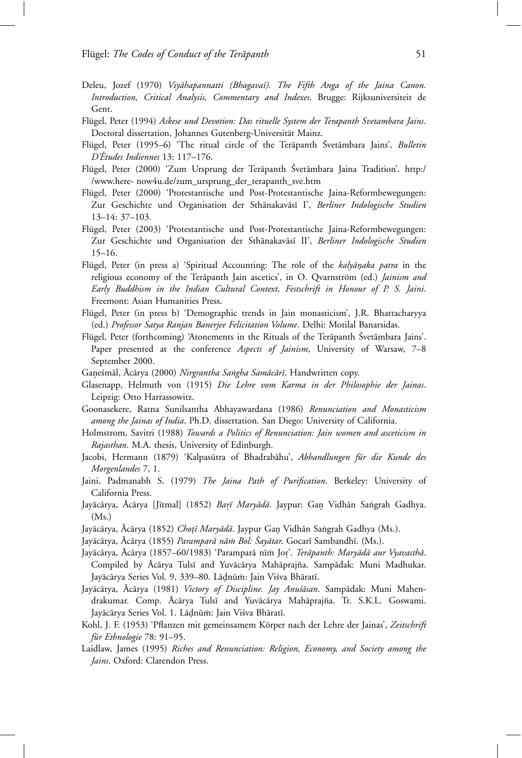Deleu, Jozef (1970) *Viyāhapannatti (Bhagavaī). The Fifth Anga of the Jaina Canon. Introduction, Critical Analysis, Commentary and Indexes*. Brugge: Rijksuniversiteit de Gent.

Flügel, Peter (1994) *Askese und Devotion: Das rituelle System der Terapanth Svetambara Jains*. Doctoral dissertation, Johannes Gutenberg-Universität Mainz.

Flügel, Peter (1995–6) 'The ritual circle of the Terāpanth Śvetāmbara Jains', *Bulletin D'Études Indiennes* 13: 117–176.

Flügel, Peter (2000) 'Zum Ursprung der Terāpanth Śvetāmbara Jaina Tradition'. http:/ /www.here- now4u.de/zum_ursprung_der_terapanth_sve.htm

Flügel, Peter (2000) 'Protestantische und Post-Protestantische Jaina-Reformbewegungen: Zur Geschichte und Organisation der Sthānakavāsī I', *Berliner Indologische Studien* 13–14: 37–103.

Flügel, Peter (2003) 'Protestantische und Post-Protestantische Jaina-Reformbewegungen: Zur Geschichte und Organisation der Sthānakavāsī II', *Berliner Indologische Studien* 15–16.

Flügel, Peter (in press a) 'Spiritual Accounting: The role of the *kalyāṇaka patra* in the religious economy of the Terāpanth Jain ascetics', in O. Qvarnström (ed.) *Jainism and Early Buddhism in the Indian Cultural Context, Festschrift in Honour of P. S. Jaini*. Freemont: Asian Humanities Press.

Flügel, Peter (in press b) 'Demographic trends in Jain monasticism', J.R. Bhattacharyya (ed.) *Professor Satya Ranjan Banerjee Felicitation Volume*. Delhi: Motilal Banarsidas.

Flügel, Peter (forthcoming) 'Atonements in the Rituals of the Terāpanth Śvetāmbara Jains'. Paper presented at the conference *Aspects of Jainism*, University of Warsaw, 7–8 September 2000.

Gaṇeśmāl, Ācārya (2000) *Nirgrantha Saṅgha Samācārī*. Handwritten copy.

Glasenapp, Helmuth von (1915) *Die Lehre vom Karma in der Philosophie der Jainas*. Leipzig: Otto Harrassowitz.

Goonasekere, Ratna Sunilsantha Abhayawardana (1986) *Renunciation and Monasticism among the Jainas of India*. Ph.D. dissertation. San Diego: University of California.

Holmstrom, Savitri (1988) *Towards a Politics of Renunciation: Jain women and asceticism in Rajasthan*. M.A. thesis, University of Edinburgh.

Jacobi, Hermann (1879) 'Kalpasūtra of Bhadrabāhu', *Abhandlungen für die Kunde des Morgenlandes* 7, 1.

Jaini, Padmanabh S. (1979) *The Jaina Path of Purification*. Berkeley: University of California Press.

Jayācārya, Ācārya [Jītmal] (1852) *Baṛī Maryādā*. Jaypur: Gaṇ Vidhān Saṅgrah Gadhya. (Ms.)

Jayācārya, Ācārya (1852) *Choṭī Maryādā*. Jaypur Gaṇ Vidhān Saṅgrah Gadhya (Ms.).

Jayācārya, Ācārya (1855) *Paramparā nāṁ Bol: Śayātar*. Gocarī Sambandhī. (Ms.).

Jayācārya, Ācārya (1857–60/1983) 'Paramparā nīṁ Joṛ'. *Terāpanth: Maryādā aur Vyavasthā*. Compiled by Ācārya Tulsī and Yuvācārya Mahāprajña. Sampādak: Muni Madhukar. Jayācārya Series Vol. 9, 339–80. Lāḍnūṁ: Jain Viśva Bhāratī.

Jayācārya, Ācārya (1981) *Victory of Discipline. Jay Anuśāsan*. Sampādak: Muni Mahendrakumar. Comp. Ācārya Tulsī and Yuvācārya Mahāprajña. Tr. S.K.L. Goswami. Jayācārya Series Vol. 1. Lāḍnūṁ: Jain Viśva Bhāratī.

Kohl, J. F. (1953) 'Pflanzen mit gemeinsamem Körper nach der Lehre der Jainas', *Zeitschrift für Ethnologie* 78: 91–95.

Laidlaw, James (1995) *Riches and Renunciation: Religion, Economy, and Society among the Jains*. Oxford: Clarendon Press.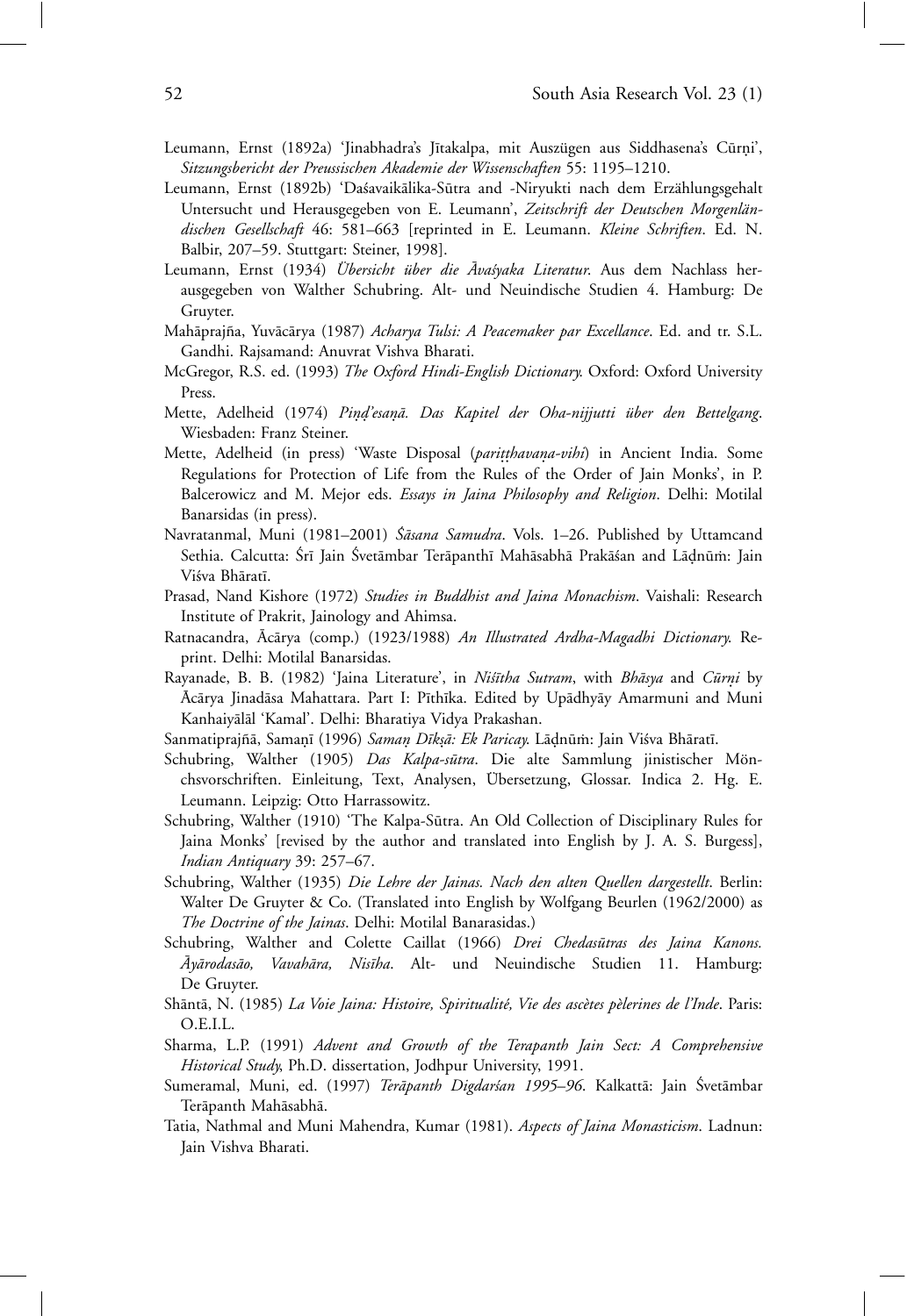Leumann, Ernst (1892a) 'Jinabhadra's Jītakalpa, mit Auszügen aus Siddhasena's Cūrṇi', *Sitzungsbericht der Preussischen Akademie der Wissenschaften* 55: 1195–1210.

Leumann, Ernst (1892b) 'Daśavaikālika-Sūtra and -Niryukti nach dem Erzählungsgehalt Untersucht und Herausgegeben von E. Leumann', *Zeitschrift der Deutschen Morgenländischen Gesellschaft* 46: 581–663 [reprinted in E. Leumann. *Kleine Schriften*. Ed. N. Balbir, 207–59. Stuttgart: Steiner, 1998].

Leumann, Ernst (1934) *Übersicht über die Āvaśyaka Literatur*. Aus dem Nachlass herausgegeben von Walther Schubring. Alt- und Neuindische Studien 4. Hamburg: De Gruyter.

Mahāprajña, Yuvācārya (1987) *Acharya Tulsi: A Peacemaker par Excellance*. Ed. and tr. S.L. Gandhi. Rajsamand: Anuvrat Vishva Bharati.

McGregor, R.S. ed. (1993) *The Oxford Hindi-English Dictionary*. Oxford: Oxford University Press.

Mette, Adelheid (1974) *Piṇḍ'esaṇā. Das Kapitel der Oha-nijjutti über den Bettelgang*. Wiesbaden: Franz Steiner.

Mette, Adelheid (in press) 'Waste Disposal (*pariṭṭhavaṇa-vihi*) in Ancient India. Some Regulations for Protection of Life from the Rules of the Order of Jain Monks', in P. Balcerowicz and M. Mejor eds. *Essays in Jaina Philosophy and Religion*. Delhi: Motilal Banarsidas (in press).

Navratanmal, Muni (1981–2001) *Śāsana Samudra*. Vols. 1–26. Published by Uttamcand Sethia. Calcutta: Śrī Jain Śvetāmbar Terāpanthī Mahāsabhā Prakāśan and Lāḍnūṁ: Jain Viśva Bhāratī.

Prasad, Nand Kishore (1972) *Studies in Buddhist and Jaina Monachism*. Vaishali: Research Institute of Prakrit, Jainology and Ahimsa.

Ratnacandra, Ācārya (comp.) (1923/1988) *An Illustrated Ardha-Magadhi Dictionary*. Reprint. Delhi: Motilal Banarsidas.

Rayanade, B. B. (1982) 'Jaina Literature', in *Niśītha Sutram*, with *Bhāsya* and *Cūrṇi* by Ācārya Jinadāsa Mahattara. Part I: Pīṭhīka. Edited by Upādhyāy Amarmuni and Muni Kanhaiyālāl 'Kamal'. Delhi: Bharatiya Vidya Prakashan.

Sanmatiprajñā, Samaṇī (1996) *Samaṇ Dīkṣā: Ek Paricay*. Lāḍnūṁ: Jain Viśva Bhāratī.

Schubring, Walther (1905) *Das Kalpa-sūtra*. Die alte Sammlung jinistischer Mönchsvorschriften. Einleitung, Text, Analysen, Übersetzung, Glossar. Indica 2. Hg. E. Leumann. Leipzig: Otto Harrassowitz.

Schubring, Walther (1910) 'The Kalpa-Sūtra. An Old Collection of Disciplinary Rules for Jaina Monks' [revised by the author and translated into English by J. A. S. Burgess], *Indian Antiquary* 39: 257–67.

Schubring, Walther (1935) *Die Lehre der Jainas. Nach den alten Quellen dargestellt*. Berlin: Walter De Gruyter & Co. (Translated into English by Wolfgang Beurlen (1962/2000) as *The Doctrine of the Jainas*. Delhi: Motilal Banarasidas.)

Schubring, Walther and Colette Caillat (1966) *Drei Chedasūtras des Jaina Kanons. Āyārodasāo, Vavahāra, Nisīha*. Alt- und Neuindische Studien 11. Hamburg: De Gruyter.

Shāntā, N. (1985) *La Voie Jaina: Histoire, Spiritualité, Vie des ascètes pèlerines de l'Inde*. Paris: O.E.I.L.

Sharma, L.P. (1991) *Advent and Growth of the Terapanth Jain Sect: A Comprehensive Historical Study*, Ph.D. dissertation, Jodhpur University, 1991.

Sumeramal, Muni, ed. (1997) *Terāpanth Digdarśan 1995–96*. Kalkattā: Jain Śvetāmbar Terāpanth Mahāsabhā.

Tatia, Nathmal and Muni Mahendra, Kumar (1981). *Aspects of Jaina Monasticism*. Ladnun: Jain Vishva Bharati.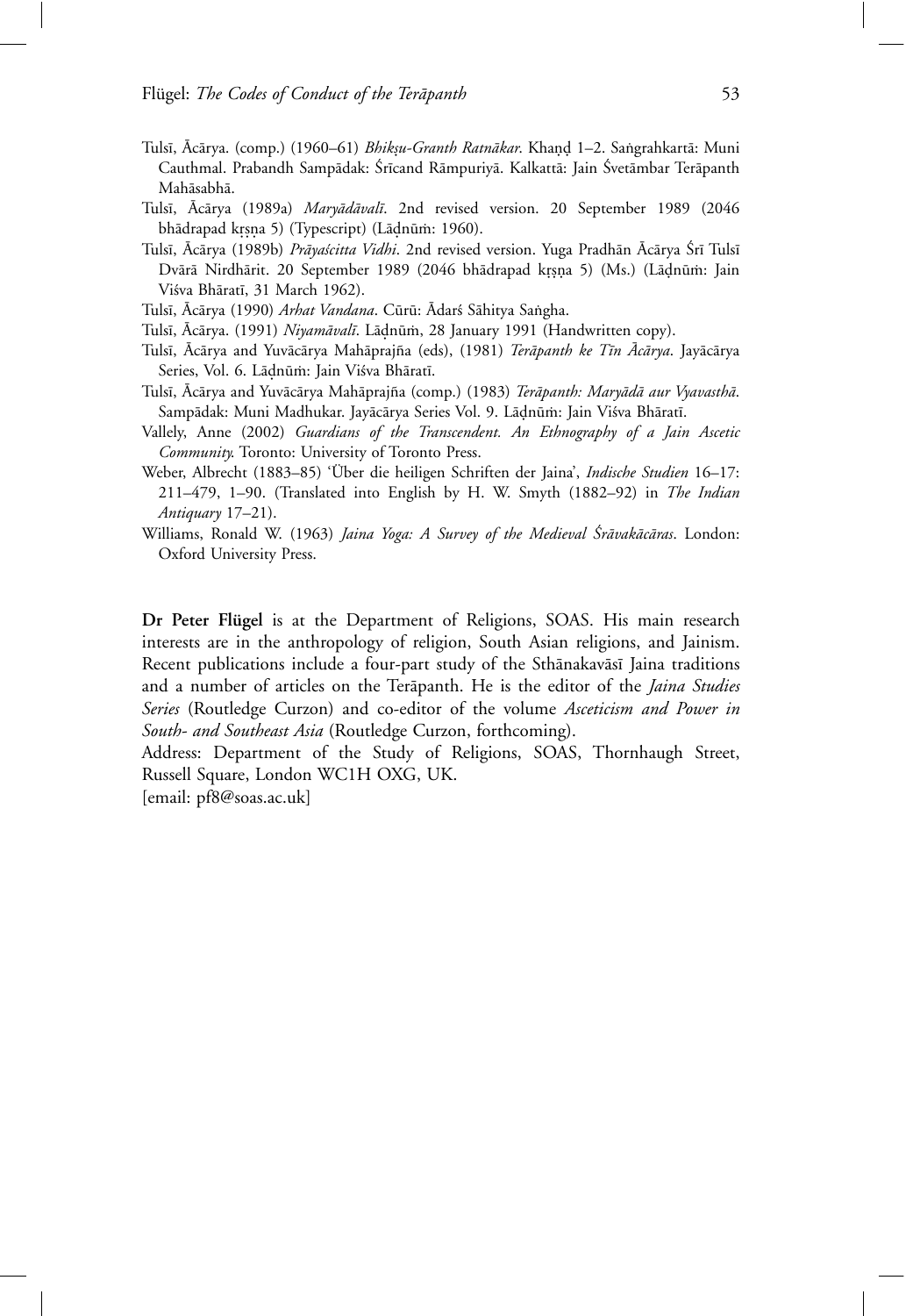Tulsī, Ācārya. (comp.) (1960–61) *Bhikṣu-Granth Ratnākar*. Khaṇḍ 1–2. Saṅgrahkartā: Muni Cauthmal. Prabandh Sampādak: Śrīcand Rāmpuriyā. Kalkattā: Jain Śvetāmbar Terāpanth Mahāsabhā.

Tulsī, Ācārya (1989a) *Maryādāvalī*. 2nd revised version. 20 September 1989 (2046 bhādrapad kṛṣṇa 5) (Typescript) (Lāḍnūṁ: 1960).

Tulsī, Ācārya (1989b) *Prāyaścitta Vidhi*. 2nd revised version. Yuga Pradhān Ācārya Śrī Tulsī Dvārā Nirdhārit. 20 September 1989 (2046 bhādrapad kṛṣṇa 5) (Ms.) (Lāḍnūṁ: Jain Viśva Bhāratī, 31 March 1962).

Tulsī, Ācārya (1990) *Arhat Vandana*. Cūrū: Ādarś Sāhitya Saṅgha.

Tulsī, Ācārya. (1991) *Niyamāvalī*. Lāḍnūṁ, 28 January 1991 (Handwritten copy).

Tulsī, Ācārya and Yuvācārya Mahāprajña (eds), (1981) *Terāpanth ke Tīn Ācārya*. Jayācārya Series, Vol. 6. Lāḍnūṁ: Jain Viśva Bhāratī.

Tulsī, Ācārya and Yuvācārya Mahāprajña (comp.) (1983) *Terāpanth: Maryādā aur Vyavasthā*. Sampādak: Muni Madhukar. Jayācārya Series Vol. 9. Lāḍnūṁ: Jain Viśva Bhāratī.

Vallely, Anne (2002) *Guardians of the Transcendent. An Ethnography of a Jain Ascetic Community*. Toronto: University of Toronto Press.

Weber, Albrecht (1883–85) 'Über die heiligen Schriften der Jaina', *Indische Studien* 16–17: 211–479, 1–90. (Translated into English by H. W. Smyth (1882–92) in *The Indian Antiquary* 17–21).

Williams, Ronald W. (1963) *Jaina Yoga: A Survey of the Medieval Śrāvakācāras*. London: Oxford University Press.

**Dr Peter Flügel** is at the Department of Religions, SOAS. His main research interests are in the anthropology of religion, South Asian religions, and Jainism. Recent publications include a four-part study of the Sthānakavāsī Jaina traditions and a number of articles on the Terāpanth. He is the editor of the *Jaina Studies Series* (Routledge Curzon) and co-editor of the volume *Asceticism and Power in South- and Southeast Asia* (Routledge Curzon, forthcoming).

Address: Department of the Study of Religions, SOAS, Thornhaugh Street, Russell Square, London WC1H OXG, UK.

[email: pf8@soas.ac.uk]